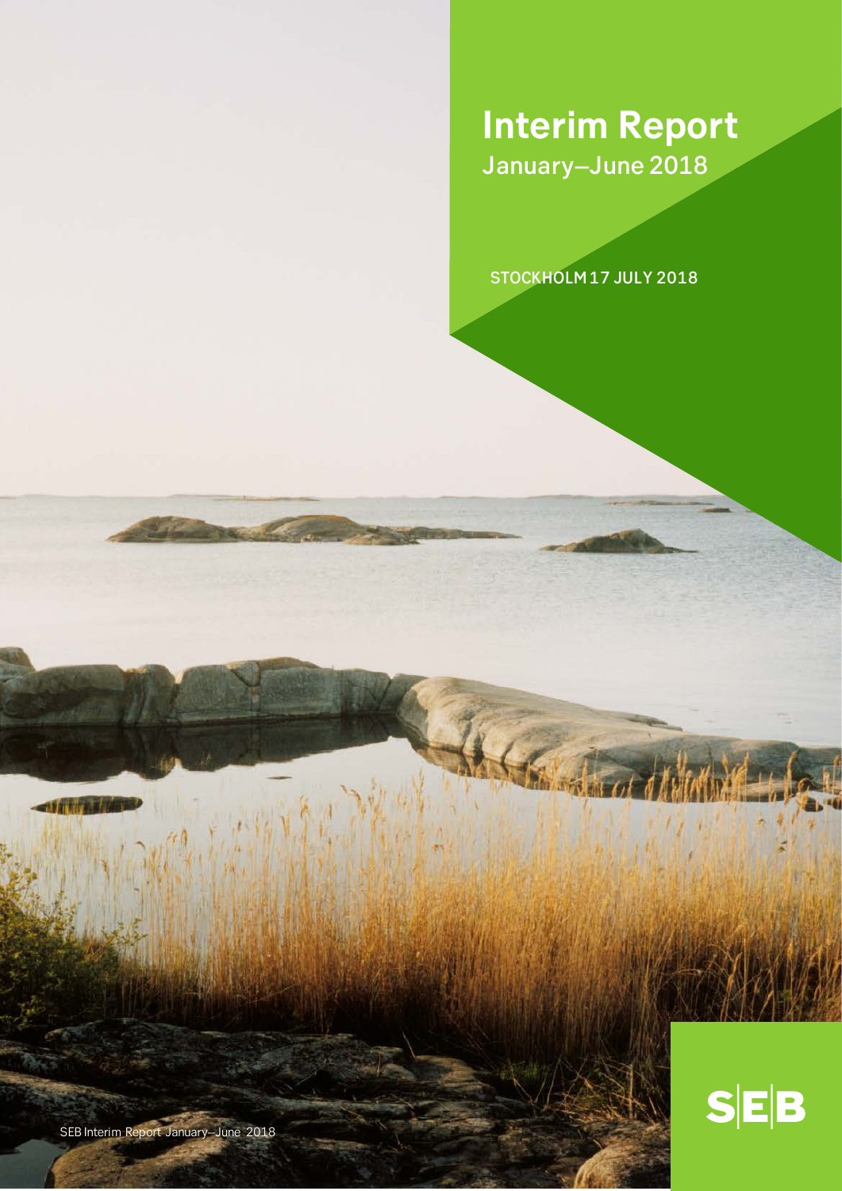# Interim Report
## January–June 2018

STOCKHOLM 17 JULY 2018

SEB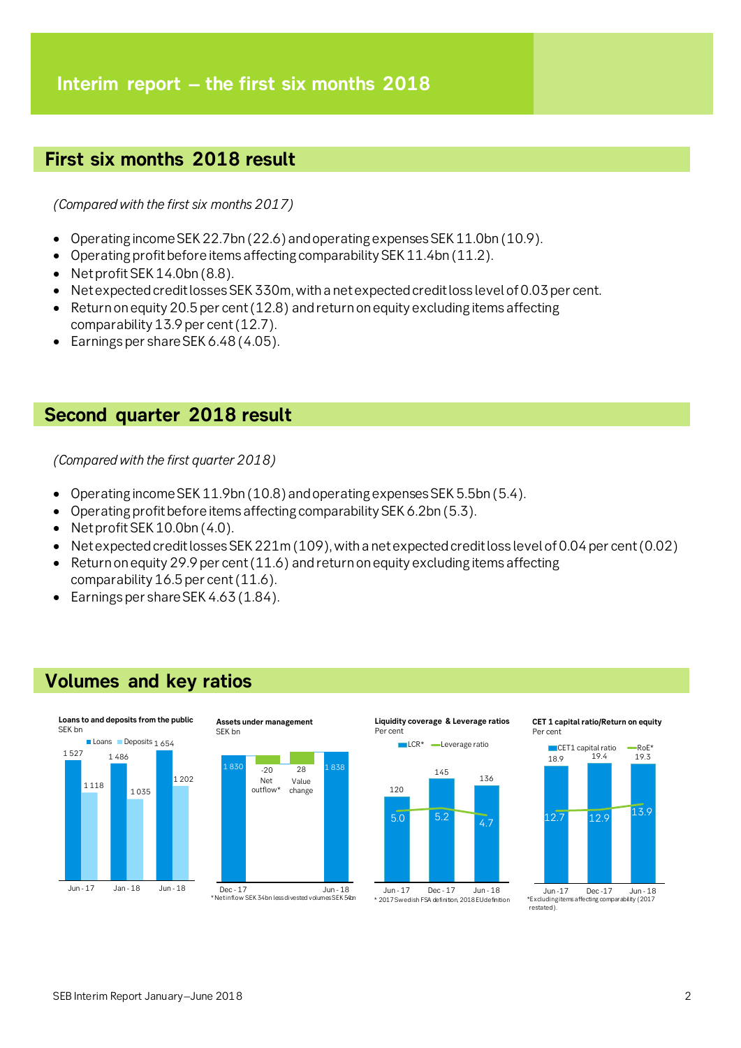# Interim report – the first six months 2018

## First six months 2018 result

*(Compared with the first six months 2017)*

- Operating income SEK 22.7bn (22.6) and operating expenses SEK 11.0bn (10.9).
- Operating profit before items affecting comparability SEK 11.4bn (11.2).
- Net profit SEK 14.0bn (8.8).
- Net expected credit losses SEK 330m, with a net expected credit loss level of 0.03 per cent.
- Return on equity 20.5 per cent (12.8) and return on equity excluding items affecting comparability 13.9 per cent (12.7).
- Earnings per share SEK 6.48 (4.05).

## Second quarter 2018 result

*(Compared with the first quarter 2018)*

- Operating income SEK 11.9bn (10.8) and operating expenses SEK 5.5bn (5.4).
- Operating profit before items affecting comparability SEK 6.2bn (5.3).
- Net profit SEK 10.0bn (4.0).
- Net expected credit losses SEK 221m (109), with a net expected credit loss level of 0.04 per cent (0.02)
- Return on equity 29.9 per cent (11.6) and return on equity excluding items affecting comparability 16.5 per cent (11.6).
- Earnings per share SEK 4.63 (1.84).

## Volumes and key ratios

**Loans to and deposits from the public**
SEK bn

| | Loans | Deposits |
|---|---|---|
| Jun - 17 | 1 527 | 1 118 |
| Jan - 18 | 1 486 | 1 035 |
| Jun - 18 | 1 654 | 1 202 |

**Assets under management**
SEK bn

| Dec - 17 | Net outflow* | Value change | Jun - 18 |
|---|---|---|---|
| 1 830 | -20 | 28 | 1 838 |

*Net inflow SEK 34bn less divested volumes SEK 54bn

**Liquidity coverage & Leverage ratios**
Per cent

| | LCR* | Leverage ratio |
|---|---|---|
| Jun - 17 | 120 | 5.0 |
| Dec - 17 | 145 | 5.2 |
| Jun - 18 | 136 | 4.7 |

* 2017 Swedish FSA definition, 2018 EU definition

**CET 1 capital ratio/Return on equity**
Per cent

| | CET1 capital ratio | RoE* |
|---|---|---|
| Jun - 17 | 18.9 | 12.7 |
| Dec - 17 | 19.4 | 12.9 |
| Jun - 18 | 19.3 | 13.9 |

*Excluding items affecting comparability (2017 restated).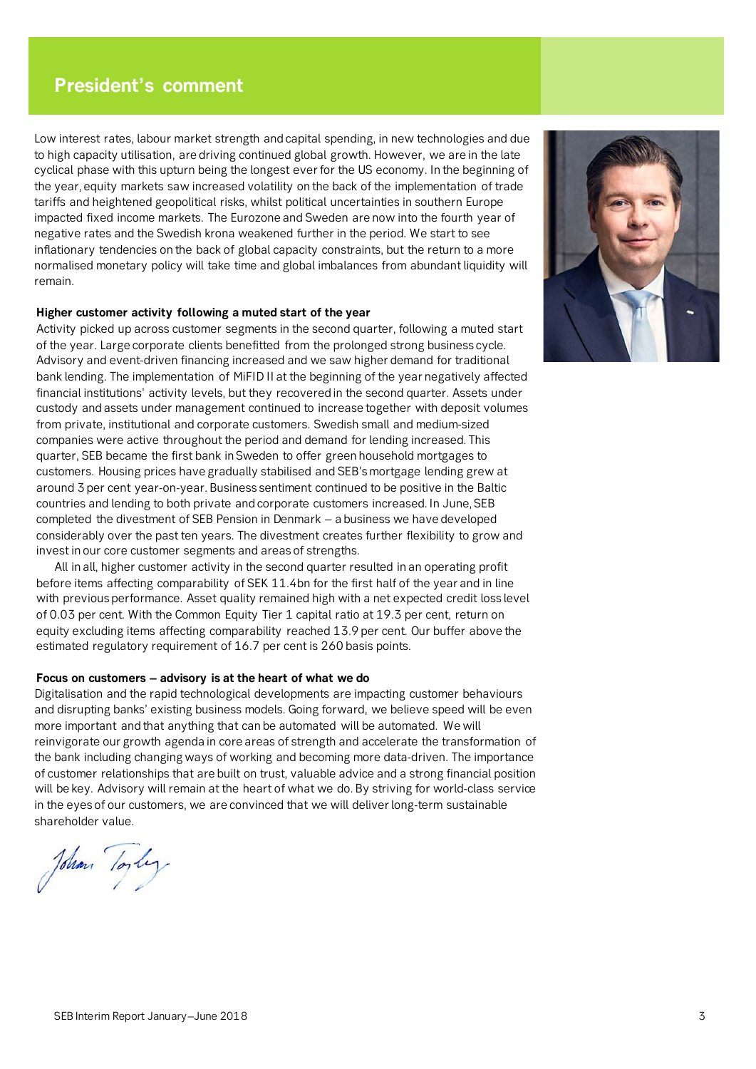# President's comment

Low interest rates, labour market strength and capital spending, in new technologies and due to high capacity utilisation, are driving continued global growth. However, we are in the late cyclical phase with this upturn being the longest ever for the US economy. In the beginning of the year, equity markets saw increased volatility on the back of the implementation of trade tariffs and heightened geopolitical risks, whilst political uncertainties in southern Europe impacted fixed income markets. The Eurozone and Sweden are now into the fourth year of negative rates and the Swedish krona weakened further in the period. We start to see inflationary tendencies on the back of global capacity constraints, but the return to a more normalised monetary policy will take time and global imbalances from abundant liquidity will remain.

**Higher customer activity following a muted start of the year**

Activity picked up across customer segments in the second quarter, following a muted start of the year. Large corporate clients benefitted from the prolonged strong business cycle. Advisory and event-driven financing increased and we saw higher demand for traditional bank lending. The implementation of MiFID II at the beginning of the year negatively affected financial institutions' activity levels, but they recovered in the second quarter. Assets under custody and assets under management continued to increase together with deposit volumes from private, institutional and corporate customers. Swedish small and medium-sized companies were active throughout the period and demand for lending increased. This quarter, SEB became the first bank in Sweden to offer green household mortgages to customers. Housing prices have gradually stabilised and SEB's mortgage lending grew at around 3 per cent year-on-year. Business sentiment continued to be positive in the Baltic countries and lending to both private and corporate customers increased. In June, SEB completed the divestment of SEB Pension in Denmark – a business we have developed considerably over the past ten years. The divestment creates further flexibility to grow and invest in our core customer segments and areas of strengths.

All in all, higher customer activity in the second quarter resulted in an operating profit before items affecting comparability of SEK 11.4bn for the first half of the year and in line with previous performance. Asset quality remained high with a net expected credit loss level of 0.03 per cent. With the Common Equity Tier 1 capital ratio at 19.3 per cent, return on equity excluding items affecting comparability reached 13.9 per cent. Our buffer above the estimated regulatory requirement of 16.7 per cent is 260 basis points.

**Focus on customers – advisory is at the heart of what we do**

Digitalisation and the rapid technological developments are impacting customer behaviours and disrupting banks' existing business models. Going forward, we believe speed will be even more important and that anything that can be automated will be automated. We will reinvigorate our growth agenda in core areas of strength and accelerate the transformation of the bank including changing ways of working and becoming more data-driven. The importance of customer relationships that are built on trust, valuable advice and a strong financial position will be key. Advisory will remain at the heart of what we do. By striving for world-class service in the eyes of our customers, we are convinced that we will deliver long-term sustainable shareholder value.

Johan Torgeby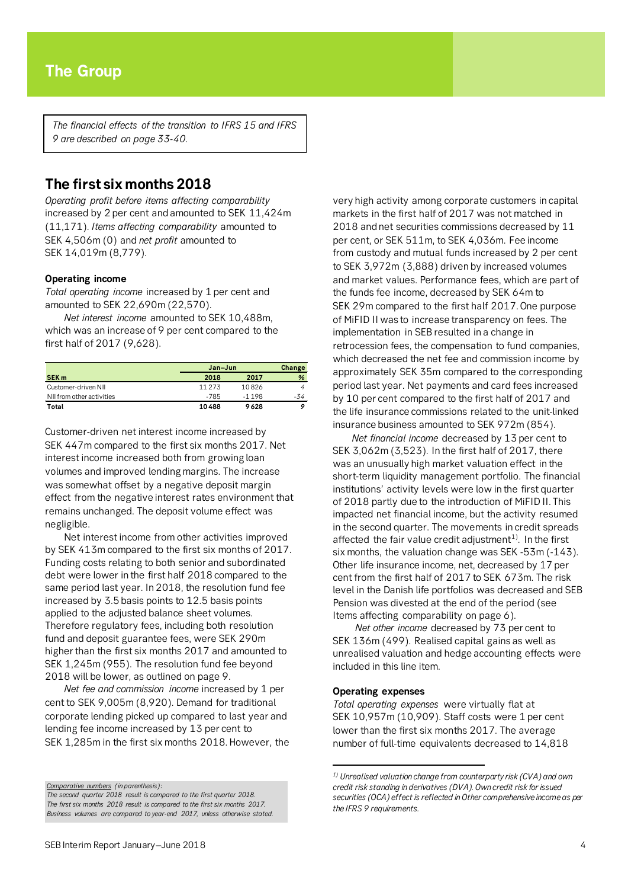# The Group

*The financial effects of the transition to IFRS 15 and IFRS 9 are described on page 33-40.*

## The first six months 2018

*Operating profit before items affecting comparability* increased by 2 per cent and amounted to SEK 11,424m (11,171). *Items affecting comparability* amounted to SEK 4,506m (0) and *net profit* amounted to SEK 14,019m (8,779).

### Operating income

*Total operating income* increased by 1 per cent and amounted to SEK 22,690m (22,570).

*Net interest income* amounted to SEK 10,488m, which was an increase of 9 per cent compared to the first half of 2017 (9,628).

| | Jan–Jun | | Change |
|---|---|---|---|
| **SEK m** | **2018** | **2017** | **%** |
| Customer-driven NII | 11 273 | 10 826 | *4* |
| NII from other activities | -785 | -1 198 | *-34* |
| **Total** | **10 488** | **9 628** | ***9*** |

Customer-driven net interest income increased by SEK 447m compared to the first six months 2017. Net interest income increased both from growing loan volumes and improved lending margins. The increase was somewhat offset by a negative deposit margin effect from the negative interest rates environment that remains unchanged. The deposit volume effect was negligible.

Net interest income from other activities improved by SEK 413m compared to the first six months of 2017. Funding costs relating to both senior and subordinated debt were lower in the first half 2018 compared to the same period last year. In 2018, the resolution fund fee increased by 3.5 basis points to 12.5 basis points applied to the adjusted balance sheet volumes. Therefore regulatory fees, including both resolution fund and deposit guarantee fees, were SEK 290m higher than the first six months 2017 and amounted to SEK 1,245m (955). The resolution fund fee beyond 2018 will be lower, as outlined on page 9.

*Net fee and commission income* increased by 1 per cent to SEK 9,005m (8,920). Demand for traditional corporate lending picked up compared to last year and lending fee income increased by 13 per cent to SEK 1,285m in the first six months 2018. However, the very high activity among corporate customers in capital markets in the first half of 2017 was not matched in 2018 and net securities commissions decreased by 11 per cent, or SEK 511m, to SEK 4,036m. Fee income from custody and mutual funds increased by 2 per cent to SEK 3,972m (3,888) driven by increased volumes and market values. Performance fees, which are part of the funds fee income, decreased by SEK 64m to SEK 29m compared to the first half 2017. One purpose of MiFID II was to increase transparency on fees. The implementation in SEB resulted in a change in retrocession fees, the compensation to fund companies, which decreased the net fee and commission income by approximately SEK 35m compared to the corresponding period last year. Net payments and card fees increased by 10 per cent compared to the first half of 2017 and the life insurance commissions related to the unit-linked insurance business amounted to SEK 972m (854).

*Net financial income* decreased by 13 per cent to SEK 3,062m (3,523). In the first half of 2017, there was an unusually high market valuation effect in the short-term liquidity management portfolio. The financial institutions' activity levels were low in the first quarter of 2018 partly due to the introduction of MiFID II. This impacted net financial income, but the activity resumed in the second quarter. The movements in credit spreads affected the fair value credit adjustment[1]. In the first six months, the valuation change was SEK -53m (-143). Other life insurance income, net, decreased by 17 per cent from the first half of 2017 to SEK 673m. The risk level in the Danish life portfolios was decreased and SEB Pension was divested at the end of the period (see Items affecting comparability on page 6).

*Net other income* decreased by 73 per cent to SEK 136m (499). Realised capital gains as well as unrealised valuation and hedge accounting effects were included in this line item.

### Operating expenses

*Total operating expenses* were virtually flat at SEK 10,957m (10,909). Staff costs were 1 per cent lower than the first six months 2017. The average number of full-time equivalents decreased to 14,818

---

[1] *Unrealised valuation change from counterparty risk (CVA) and own credit risk standing in derivatives (DVA). Own credit risk for issued securities (OCA) effect is reflected in Other comprehensive income as per the IFRS 9 requirements.*

*Comparative numbers (in parenthesis):*
*The second quarter 2018 result is compared to the first quarter 2018.*
*The first six months 2018 result is compared to the first six months 2017.*
*Business volumes are compared to year-end 2017, unless otherwise stated.*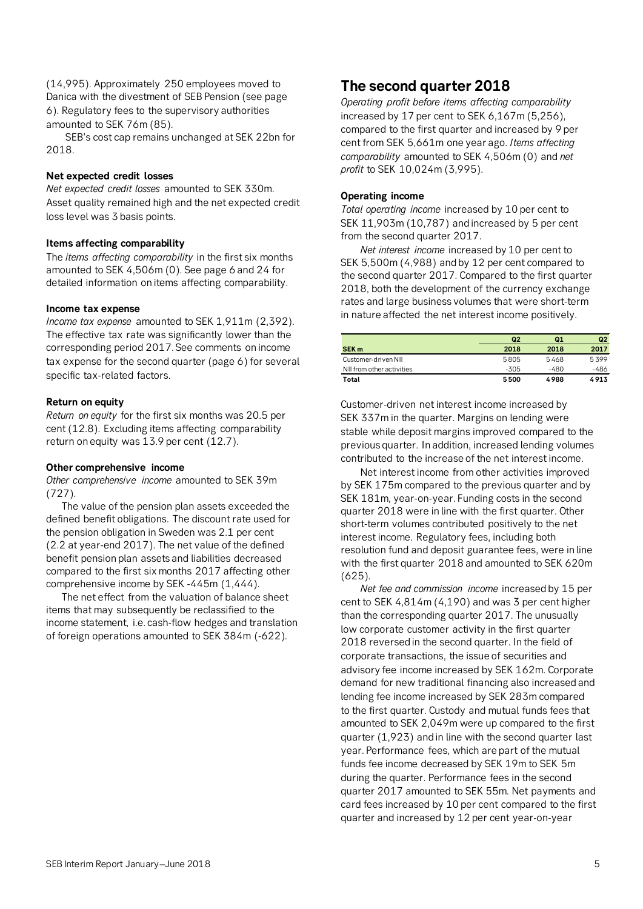(14,995). Approximately 250 employees moved to Danica with the divestment of SEB Pension (see page 6). Regulatory fees to the supervisory authorities amounted to SEK 76m (85).

SEB's cost cap remains unchanged at SEK 22bn for 2018.

**Net expected credit losses**

*Net expected credit losses* amounted to SEK 330m. Asset quality remained high and the net expected credit loss level was 3 basis points.

**Items affecting comparability**

The *items affecting comparability* in the first six months amounted to SEK 4,506m (0). See page 6 and 24 for detailed information on items affecting comparability.

**Income tax expense**

*Income tax expense* amounted to SEK 1,911m (2,392). The effective tax rate was significantly lower than the corresponding period 2017. See comments on income tax expense for the second quarter (page 6) for several specific tax-related factors.

**Return on equity**

*Return on equity* for the first six months was 20.5 per cent (12.8). Excluding items affecting comparability return on equity was 13.9 per cent (12.7).

**Other comprehensive income**

*Other comprehensive income* amounted to SEK 39m (727).

The value of the pension plan assets exceeded the defined benefit obligations. The discount rate used for the pension obligation in Sweden was 2.1 per cent (2.2 at year-end 2017). The net value of the defined benefit pension plan assets and liabilities decreased compared to the first six months 2017 affecting other comprehensive income by SEK -445m (1,444).

The net effect from the valuation of balance sheet items that may subsequently be reclassified to the income statement, i.e. cash-flow hedges and translation of foreign operations amounted to SEK 384m (-622).

## The second quarter 2018

*Operating profit before items affecting comparability* increased by 17 per cent to SEK 6,167m (5,256), compared to the first quarter and increased by 9 per cent from SEK 5,661m one year ago. *Items affecting comparability* amounted to SEK 4,506m (0) and *net profit* to SEK 10,024m (3,995).

**Operating income**

*Total operating income* increased by 10 per cent to SEK 11,903m (10,787) and increased by 5 per cent from the second quarter 2017.

*Net interest income* increased by 10 per cent to SEK 5,500m (4,988) and by 12 per cent compared to the second quarter 2017. Compared to the first quarter 2018, both the development of the currency exchange rates and large business volumes that were short-term in nature affected the net interest income positively.

| SEK m | Q2 2018 | Q1 2018 | Q2 2017 |
|---|---|---|---|
| Customer-driven NII | 5 805 | 5 468 | 5 399 |
| NII from other activities | -305 | -480 | -486 |
| **Total** | **5 500** | **4 988** | **4 913** |

Customer-driven net interest income increased by SEK 337m in the quarter. Margins on lending were stable while deposit margins improved compared to the previous quarter. In addition, increased lending volumes contributed to the increase of the net interest income.

Net interest income from other activities improved by SEK 175m compared to the previous quarter and by SEK 181m, year-on-year. Funding costs in the second quarter 2018 were in line with the first quarter. Other short-term volumes contributed positively to the net interest income. Regulatory fees, including both resolution fund and deposit guarantee fees, were in line with the first quarter 2018 and amounted to SEK 620m (625).

*Net fee and commission income* increased by 15 per cent to SEK 4,814m (4,190) and was 3 per cent higher than the corresponding quarter 2017. The unusually low corporate customer activity in the first quarter 2018 reversed in the second quarter. In the field of corporate transactions, the issue of securities and advisory fee income increased by SEK 162m. Corporate demand for new traditional financing also increased and lending fee income increased by SEK 283m compared to the first quarter. Custody and mutual funds fees that amounted to SEK 2,049m were up compared to the first quarter (1,923) and in line with the second quarter last year. Performance fees, which are part of the mutual funds fee income decreased by SEK 19m to SEK 5m during the quarter. Performance fees in the second quarter 2017 amounted to SEK 55m. Net payments and card fees increased by 10 per cent compared to the first quarter and increased by 12 per cent year-on-year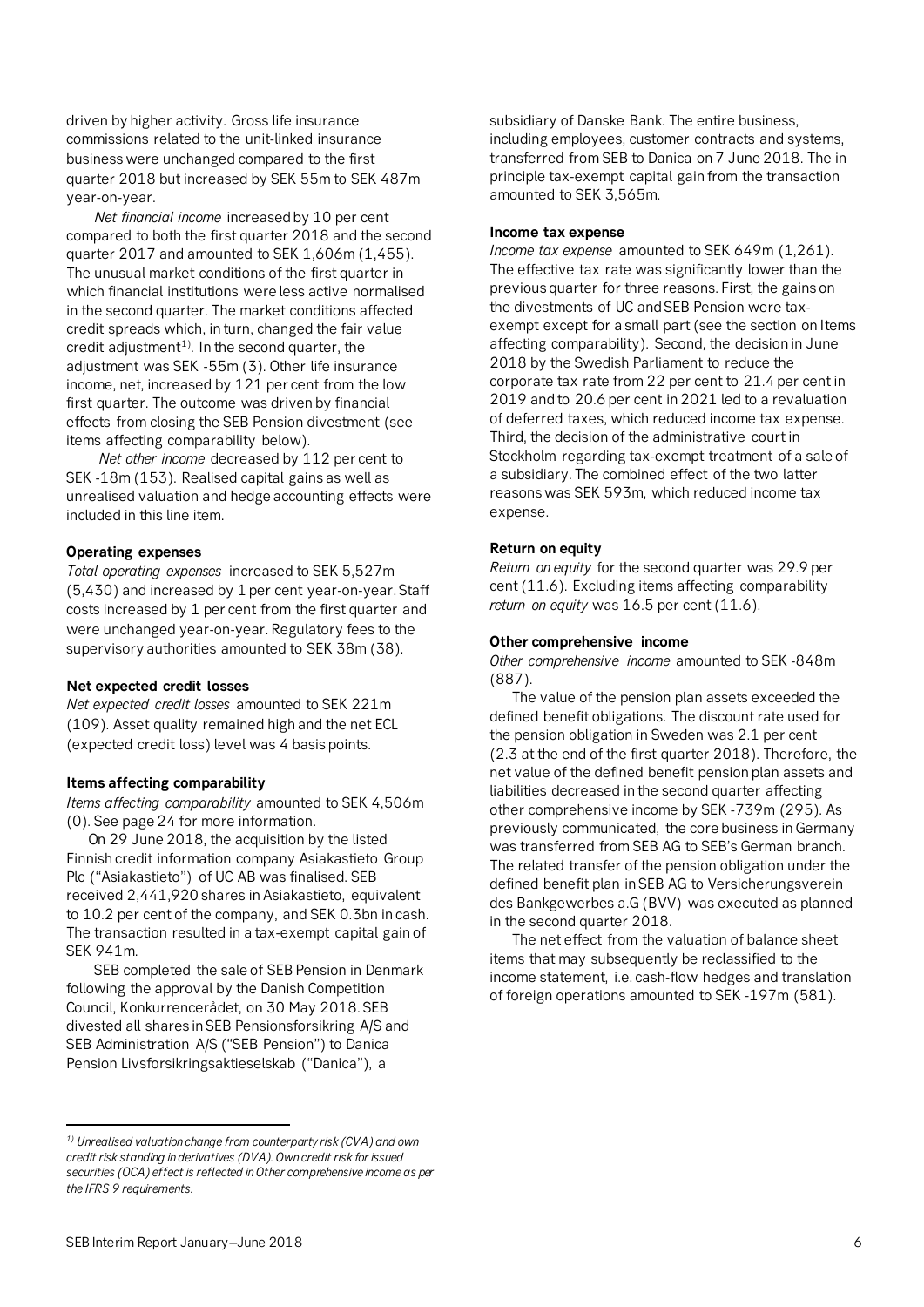driven by higher activity. Gross life insurance commissions related to the unit-linked insurance business were unchanged compared to the first quarter 2018 but increased by SEK 55m to SEK 487m year-on-year.

*Net financial income* increased by 10 per cent compared to both the first quarter 2018 and the second quarter 2017 and amounted to SEK 1,606m (1,455). The unusual market conditions of the first quarter in which financial institutions were less active normalised in the second quarter. The market conditions affected credit spreads which, in turn, changed the fair value credit adjustment[1]. In the second quarter, the adjustment was SEK -55m (3). Other life insurance income, net, increased by 121 per cent from the low first quarter. The outcome was driven by financial effects from closing the SEB Pension divestment (see items affecting comparability below).

*Net other income* decreased by 112 per cent to SEK -18m (153). Realised capital gains as well as unrealised valuation and hedge accounting effects were included in this line item.

**Operating expenses**

*Total operating expenses* increased to SEK 5,527m (5,430) and increased by 1 per cent year-on-year. Staff costs increased by 1 per cent from the first quarter and were unchanged year-on-year. Regulatory fees to the supervisory authorities amounted to SEK 38m (38).

**Net expected credit losses**

*Net expected credit losses* amounted to SEK 221m (109). Asset quality remained high and the net ECL (expected credit loss) level was 4 basis points.

**Items affecting comparability**

*Items affecting comparability* amounted to SEK 4,506m (0). See page 24 for more information.

On 29 June 2018, the acquisition by the listed Finnish credit information company Asiakastieto Group Plc ("Asiakastieto") of UC AB was finalised. SEB received 2,441,920 shares in Asiakastieto, equivalent to 10.2 per cent of the company, and SEK 0.3bn in cash. The transaction resulted in a tax-exempt capital gain of SEK 941m.

SEB completed the sale of SEB Pension in Denmark following the approval by the Danish Competition Council, Konkurrencerådet, on 30 May 2018. SEB divested all shares in SEB Pensionsforsikring A/S and SEB Administration A/S ("SEB Pension") to Danica Pension Livsforsikringsaktieselskab ("Danica"), a subsidiary of Danske Bank. The entire business, including employees, customer contracts and systems, transferred from SEB to Danica on 7 June 2018. The in principle tax-exempt capital gain from the transaction amounted to SEK 3,565m.

**Income tax expense**

*Income tax expense* amounted to SEK 649m (1,261). The effective tax rate was significantly lower than the previous quarter for three reasons. First, the gains on the divestments of UC and SEB Pension were tax-exempt except for a small part (see the section on Items affecting comparability). Second, the decision in June 2018 by the Swedish Parliament to reduce the corporate tax rate from 22 per cent to 21.4 per cent in 2019 and to 20.6 per cent in 2021 led to a revaluation of deferred taxes, which reduced income tax expense. Third, the decision of the administrative court in Stockholm regarding tax-exempt treatment of a sale of a subsidiary. The combined effect of the two latter reasons was SEK 593m, which reduced income tax expense.

**Return on equity**

*Return on equity* for the second quarter was 29.9 per cent (11.6). Excluding items affecting comparability *return on equity* was 16.5 per cent (11.6).

**Other comprehensive income**

*Other comprehensive income* amounted to SEK -848m (887).

The value of the pension plan assets exceeded the defined benefit obligations. The discount rate used for the pension obligation in Sweden was 2.1 per cent (2.3 at the end of the first quarter 2018). Therefore, the net value of the defined benefit pension plan assets and liabilities decreased in the second quarter affecting other comprehensive income by SEK -739m (295). As previously communicated, the core business in Germany was transferred from SEB AG to SEB's German branch. The related transfer of the pension obligation under the defined benefit plan in SEB AG to Versicherungsverein des Bankgewerbes a.G (BVV) was executed as planned in the second quarter 2018.

The net effect from the valuation of balance sheet items that may subsequently be reclassified to the income statement, i.e. cash-flow hedges and translation of foreign operations amounted to SEK -197m (581).

---

*[1] Unrealised valuation change from counterparty risk (CVA) and own credit risk standing in derivatives (DVA). Own credit risk for issued securities (OCA) effect is reflected in Other comprehensive income as per the IFRS 9 requirements.*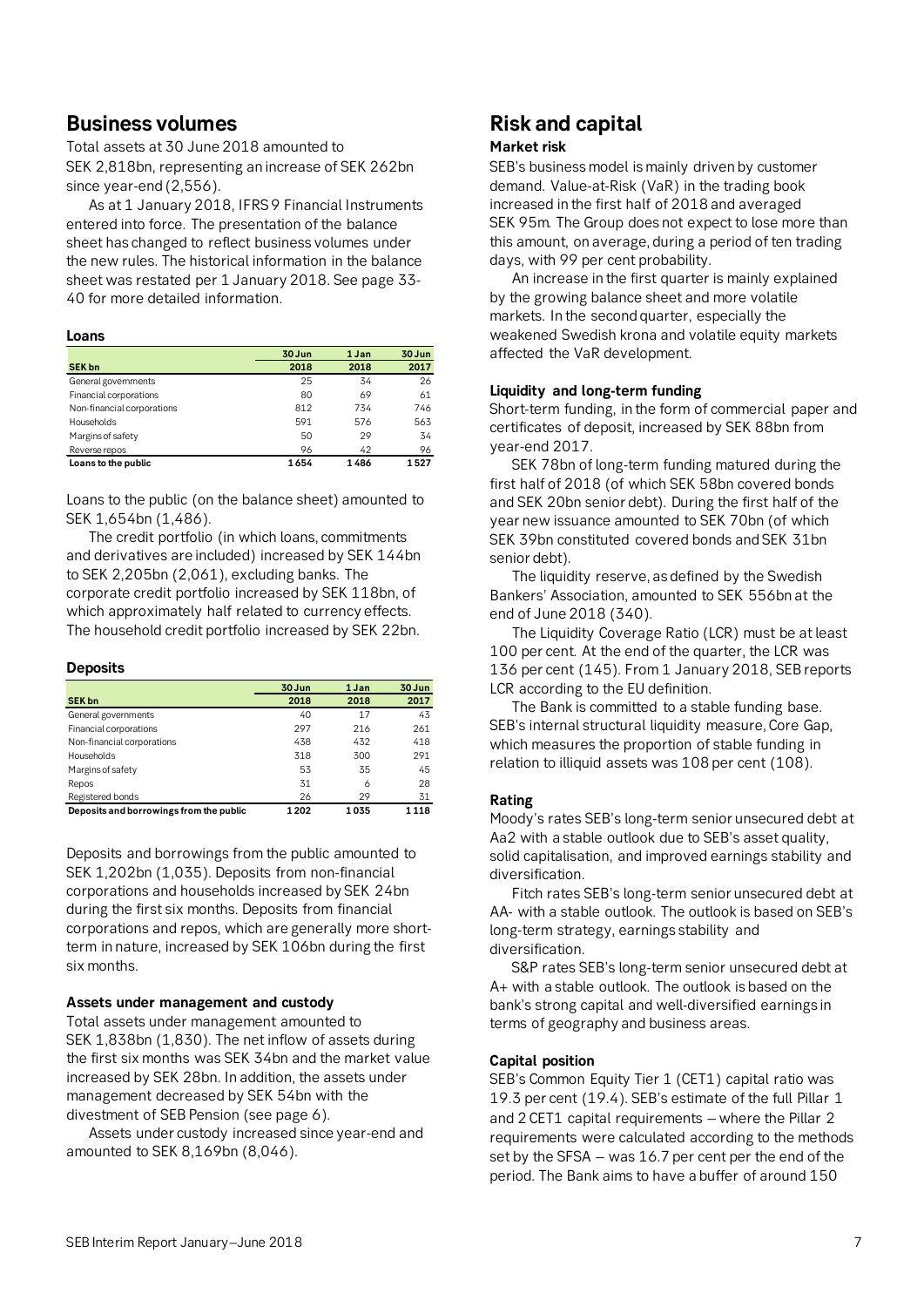## Business volumes

Total assets at 30 June 2018 amounted to SEK 2,818bn, representing an increase of SEK 262bn since year-end (2,556).

As at 1 January 2018, IFRS 9 Financial Instruments entered into force. The presentation of the balance sheet has changed to reflect business volumes under the new rules. The historical information in the balance sheet was restated per 1 January 2018. See page 33-40 for more detailed information.

### Loans

| SEK bn | 30 Jun 2018 | 1 Jan 2018 | 30 Jun 2017 |
|---|---|---|---|
| General governments | 25 | 34 | 26 |
| Financial corporations | 80 | 69 | 61 |
| Non-financial corporations | 812 | 734 | 746 |
| Households | 591 | 576 | 563 |
| Margins of safety | 50 | 29 | 34 |
| Reverse repos | 96 | 42 | 96 |
| **Loans to the public** | **1 654** | **1 486** | **1 527** |

Loans to the public (on the balance sheet) amounted to SEK 1,654bn (1,486).

The credit portfolio (in which loans, commitments and derivatives are included) increased by SEK 144bn to SEK 2,205bn (2,061), excluding banks. The corporate credit portfolio increased by SEK 118bn, of which approximately half related to currency effects. The household credit portfolio increased by SEK 22bn.

### Deposits

| SEK bn | 30 Jun 2018 | 1 Jan 2018 | 30 Jun 2017 |
|---|---|---|---|
| General governments | 40 | 17 | 43 |
| Financial corporations | 297 | 216 | 261 |
| Non-financial corporations | 438 | 432 | 418 |
| Households | 318 | 300 | 291 |
| Margins of safety | 53 | 35 | 45 |
| Repos | 31 | 6 | 28 |
| Registered bonds | 26 | 29 | 31 |
| **Deposits and borrowings from the public** | **1 202** | **1 035** | **1 118** |

Deposits and borrowings from the public amounted to SEK 1,202bn (1,035). Deposits from non-financial corporations and households increased by SEK 24bn during the first six months. Deposits from financial corporations and repos, which are generally more short-term in nature, increased by SEK 106bn during the first six months.

### Assets under management and custody

Total assets under management amounted to SEK 1,838bn (1,830). The net inflow of assets during the first six months was SEK 34bn and the market value increased by SEK 28bn. In addition, the assets under management decreased by SEK 54bn with the divestment of SEB Pension (see page 6).

Assets under custody increased since year-end and amounted to SEK 8,169bn (8,046).

## Risk and capital

### Market risk

SEB's business model is mainly driven by customer demand. Value-at-Risk (VaR) in the trading book increased in the first half of 2018 and averaged SEK 95m. The Group does not expect to lose more than this amount, on average, during a period of ten trading days, with 99 per cent probability.

An increase in the first quarter is mainly explained by the growing balance sheet and more volatile markets. In the second quarter, especially the weakened Swedish krona and volatile equity markets affected the VaR development.

### Liquidity and long-term funding

Short-term funding, in the form of commercial paper and certificates of deposit, increased by SEK 88bn from year-end 2017.

SEK 78bn of long-term funding matured during the first half of 2018 (of which SEK 58bn covered bonds and SEK 20bn senior debt). During the first half of the year new issuance amounted to SEK 70bn (of which SEK 39bn constituted covered bonds and SEK 31bn senior debt).

The liquidity reserve, as defined by the Swedish Bankers' Association, amounted to SEK 556bn at the end of June 2018 (340).

The Liquidity Coverage Ratio (LCR) must be at least 100 per cent. At the end of the quarter, the LCR was 136 per cent (145). From 1 January 2018, SEB reports LCR according to the EU definition.

The Bank is committed to a stable funding base. SEB's internal structural liquidity measure, Core Gap, which measures the proportion of stable funding in relation to illiquid assets was 108 per cent (108).

### Rating

Moody's rates SEB's long-term senior unsecured debt at Aa2 with a stable outlook due to SEB's asset quality, solid capitalisation, and improved earnings stability and diversification.

Fitch rates SEB's long-term senior unsecured debt at AA- with a stable outlook. The outlook is based on SEB's long-term strategy, earnings stability and diversification.

S&P rates SEB's long-term senior unsecured debt at A+ with a stable outlook. The outlook is based on the bank's strong capital and well-diversified earnings in terms of geography and business areas.

### Capital position

SEB's Common Equity Tier 1 (CET1) capital ratio was 19.3 per cent (19.4). SEB's estimate of the full Pillar 1 and 2 CET1 capital requirements – where the Pillar 2 requirements were calculated according to the methods set by the SFSA – was 16.7 per cent per the end of the period. The Bank aims to have a buffer of around 150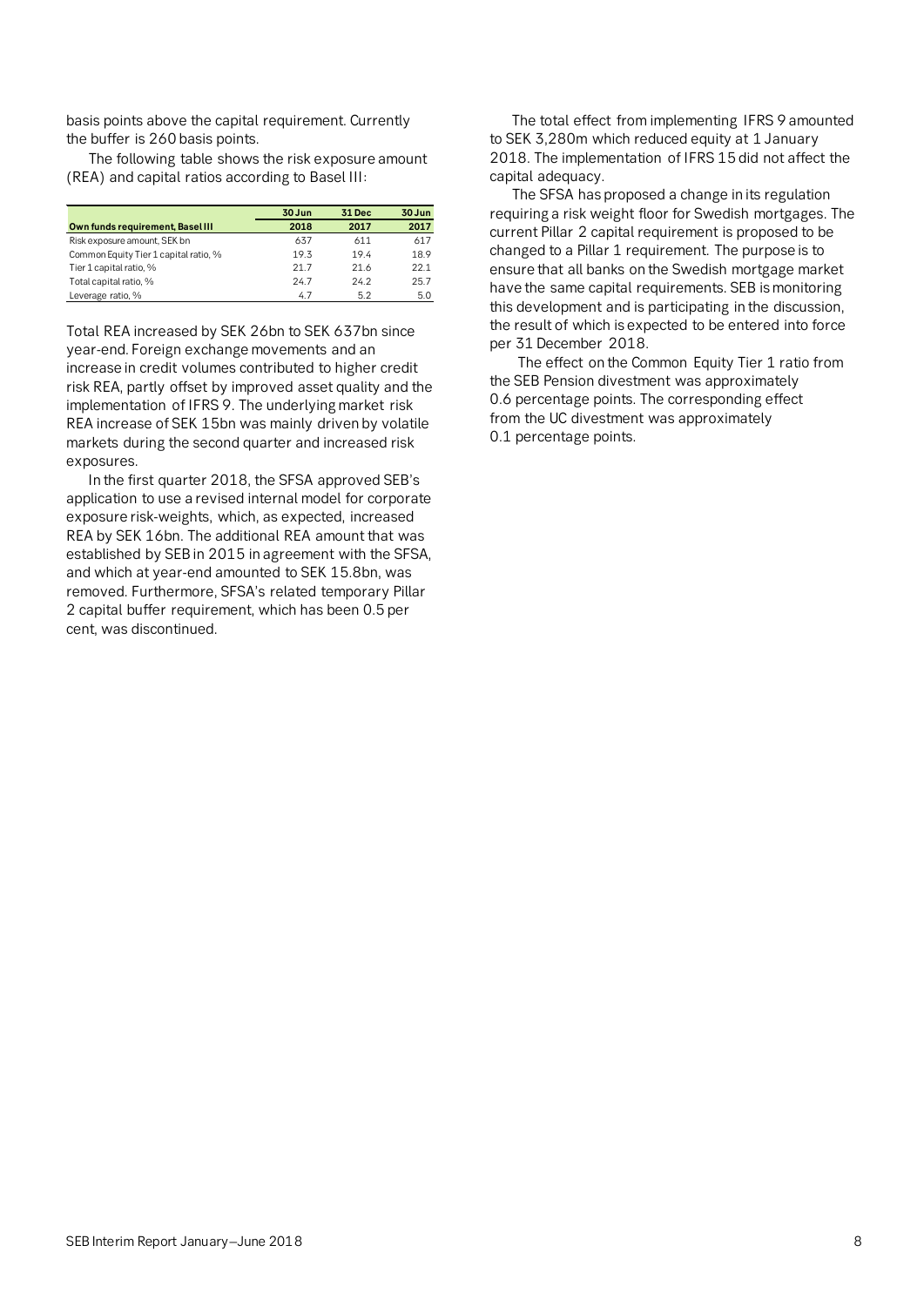basis points above the capital requirement. Currently the buffer is 260 basis points.

The following table shows the risk exposure amount (REA) and capital ratios according to Basel III:

| Own funds requirement, Basel III | 30 Jun 2018 | 31 Dec 2017 | 30 Jun 2017 |
|---|---|---|---|
| Risk exposure amount, SEK bn | 637 | 611 | 617 |
| Common Equity Tier 1 capital ratio, % | 19.3 | 19.4 | 18.9 |
| Tier 1 capital ratio, % | 21.7 | 21.6 | 22.1 |
| Total capital ratio, % | 24.7 | 24.2 | 25.7 |
| Leverage ratio, % | 4.7 | 5.2 | 5.0 |

Total REA increased by SEK 26bn to SEK 637bn since year-end. Foreign exchange movements and an increase in credit volumes contributed to higher credit risk REA, partly offset by improved asset quality and the implementation of IFRS 9. The underlying market risk REA increase of SEK 15bn was mainly driven by volatile markets during the second quarter and increased risk exposures.

In the first quarter 2018, the SFSA approved SEB's application to use a revised internal model for corporate exposure risk-weights, which, as expected, increased REA by SEK 16bn. The additional REA amount that was established by SEB in 2015 in agreement with the SFSA, and which at year-end amounted to SEK 15.8bn, was removed. Furthermore, SFSA's related temporary Pillar 2 capital buffer requirement, which has been 0.5 per cent, was discontinued.

The total effect from implementing IFRS 9 amounted to SEK 3,280m which reduced equity at 1 January 2018. The implementation of IFRS 15 did not affect the capital adequacy.

The SFSA has proposed a change in its regulation requiring a risk weight floor for Swedish mortgages. The current Pillar 2 capital requirement is proposed to be changed to a Pillar 1 requirement. The purpose is to ensure that all banks on the Swedish mortgage market have the same capital requirements. SEB is monitoring this development and is participating in the discussion, the result of which is expected to be entered into force per 31 December 2018.

The effect on the Common Equity Tier 1 ratio from the SEB Pension divestment was approximately 0.6 percentage points. The corresponding effect from the UC divestment was approximately 0.1 percentage points.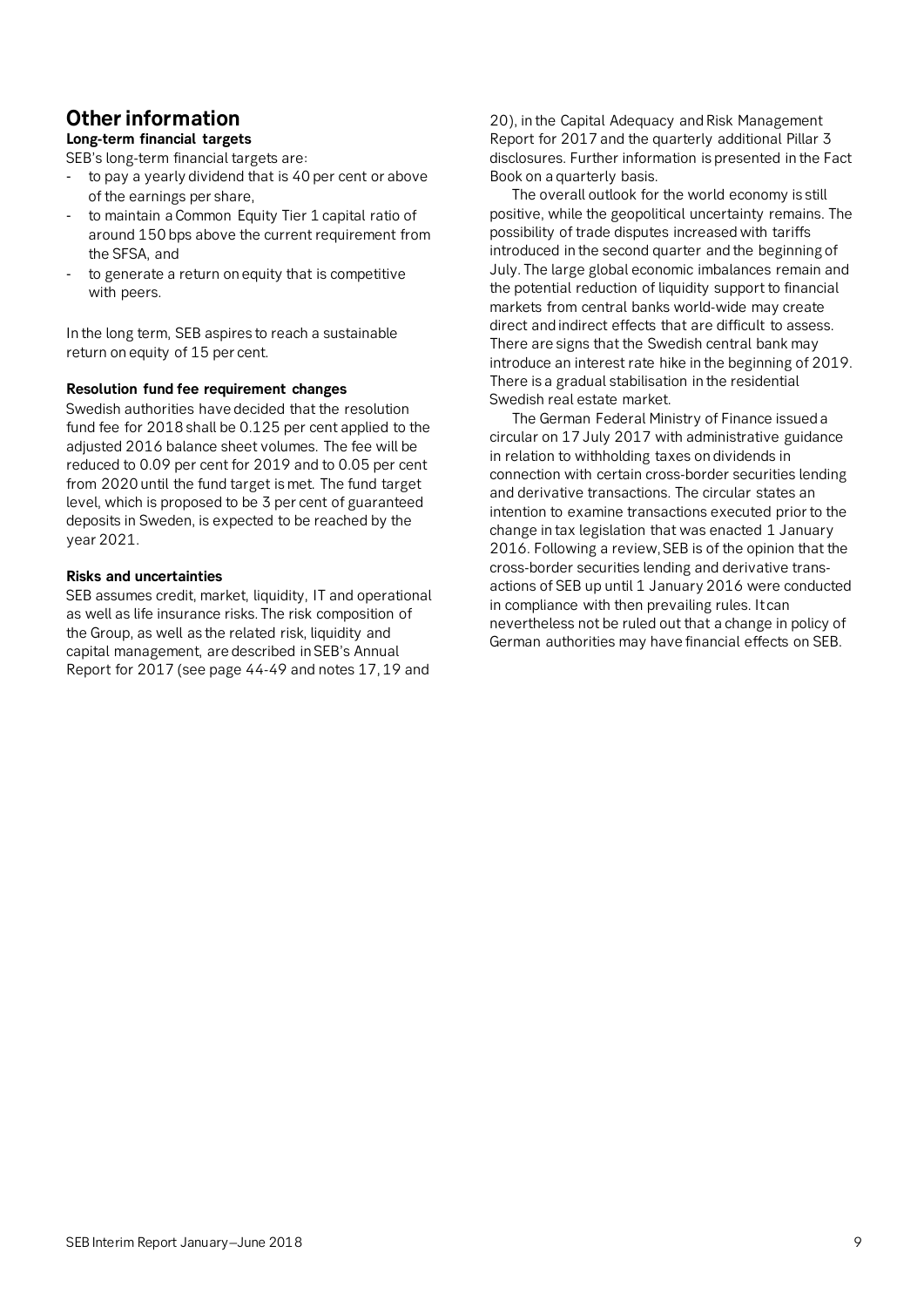# Other information

### Long-term financial targets

SEB's long-term financial targets are:

- to pay a yearly dividend that is 40 per cent or above of the earnings per share,
- to maintain a Common Equity Tier 1 capital ratio of around 150 bps above the current requirement from the SFSA, and
- to generate a return on equity that is competitive with peers.

In the long term, SEB aspires to reach a sustainable return on equity of 15 per cent.

### Resolution fund fee requirement changes

Swedish authorities have decided that the resolution fund fee for 2018 shall be 0.125 per cent applied to the adjusted 2016 balance sheet volumes. The fee will be reduced to 0.09 per cent for 2019 and to 0.05 per cent from 2020 until the fund target is met. The fund target level, which is proposed to be 3 per cent of guaranteed deposits in Sweden, is expected to be reached by the year 2021.

### Risks and uncertainties

SEB assumes credit, market, liquidity, IT and operational as well as life insurance risks. The risk composition of the Group, as well as the related risk, liquidity and capital management, are described in SEB's Annual Report for 2017 (see page 44-49 and notes 17, 19 and 20), in the Capital Adequacy and Risk Management Report for 2017 and the quarterly additional Pillar 3 disclosures. Further information is presented in the Fact Book on a quarterly basis.

The overall outlook for the world economy is still positive, while the geopolitical uncertainty remains. The possibility of trade disputes increased with tariffs introduced in the second quarter and the beginning of July. The large global economic imbalances remain and the potential reduction of liquidity support to financial markets from central banks world-wide may create direct and indirect effects that are difficult to assess. There are signs that the Swedish central bank may introduce an interest rate hike in the beginning of 2019. There is a gradual stabilisation in the residential Swedish real estate market.

The German Federal Ministry of Finance issued a circular on 17 July 2017 with administrative guidance in relation to withholding taxes on dividends in connection with certain cross-border securities lending and derivative transactions. The circular states an intention to examine transactions executed prior to the change in tax legislation that was enacted 1 January 2016. Following a review, SEB is of the opinion that the cross-border securities lending and derivative transactions of SEB up until 1 January 2016 were conducted in compliance with then prevailing rules. It can nevertheless not be ruled out that a change in policy of German authorities may have financial effects on SEB.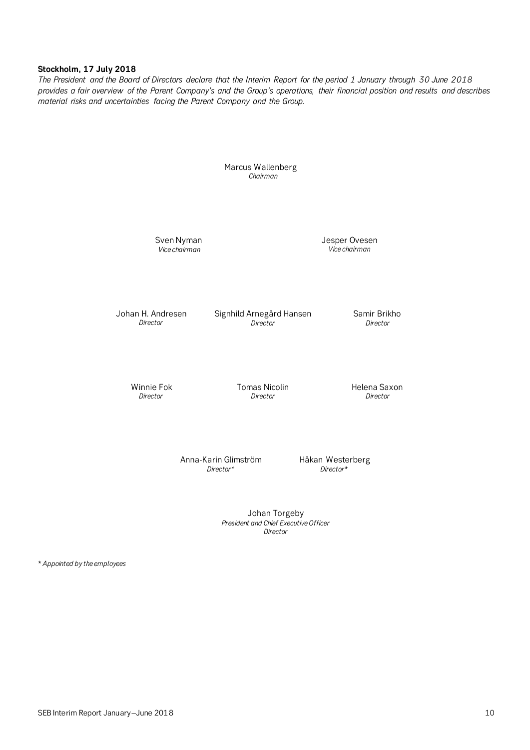**Stockholm, 17 July 2018**

*The President and the Board of Directors declare that the Interim Report for the period 1 January through 30 June 2018 provides a fair overview of the Parent Company's and the Group's operations, their financial position and results and describes material risks and uncertainties facing the Parent Company and the Group.*

Marcus Wallenberg
*Chairman*

Sven Nyman
*Vice chairman*

Jesper Ovesen
*Vice chairman*

Johan H. Andresen
*Director*

Signhild Arnegård Hansen
*Director*

Samir Brikho
*Director*

Winnie Fok
*Director*

Tomas Nicolin
*Director*

Helena Saxon
*Director*

Anna-Karin Glimström
*Director**

Håkan Westerberg
*Director**

Johan Torgeby
*President and Chief Executive Officer*
*Director*

*\* Appointed by the employees*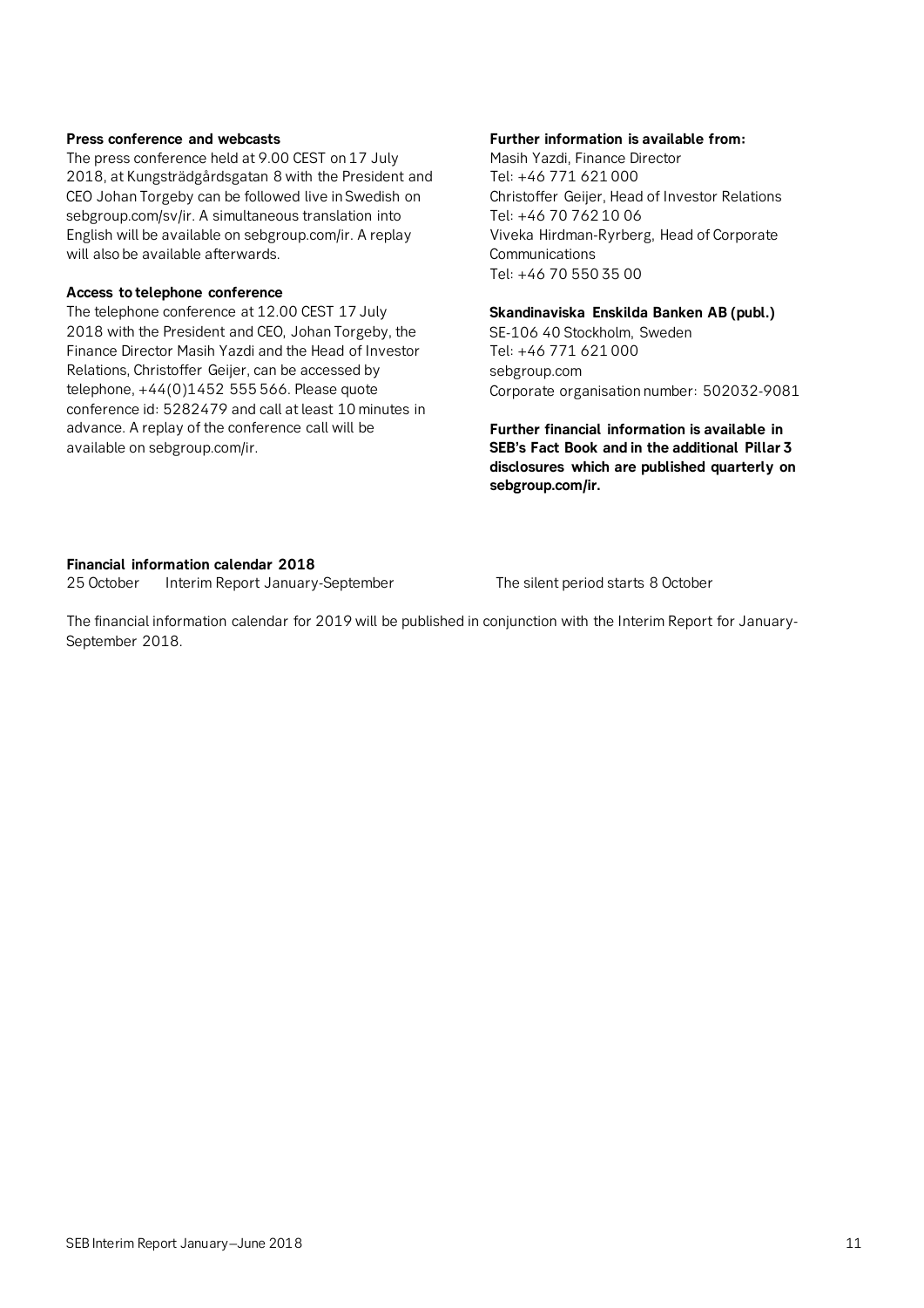**Press conference and webcasts**

The press conference held at 9.00 CEST on 17 July 2018, at Kungsträdgårdsgatan 8 with the President and CEO Johan Torgeby can be followed live in Swedish on sebgroup.com/sv/ir. A simultaneous translation into English will be available on sebgroup.com/ir. A replay will also be available afterwards.

**Access to telephone conference**

The telephone conference at 12.00 CEST 17 July 2018 with the President and CEO, Johan Torgeby, the Finance Director Masih Yazdi and the Head of Investor Relations, Christoffer Geijer, can be accessed by telephone, +44(0)1452 555 566. Please quote conference id: 5282479 and call at least 10 minutes in advance. A replay of the conference call will be available on sebgroup.com/ir.

**Further information is available from:**

Masih Yazdi, Finance Director
Tel: +46 771 621 000
Christoffer Geijer, Head of Investor Relations
Tel: +46 70 762 10 06
Viveka Hirdman-Ryrberg, Head of Corporate Communications
Tel: +46 70 550 35 00

**Skandinaviska Enskilda Banken AB (publ.)**

SE-106 40 Stockholm, Sweden
Tel: +46 771 621 000
sebgroup.com
Corporate organisation number: 502032-9081

**Further financial information is available in SEB's Fact Book and in the additional Pillar 3 disclosures which are published quarterly on sebgroup.com/ir.**

**Financial information calendar 2018**

25 October Interim Report January-September The silent period starts 8 October

The financial information calendar for 2019 will be published in conjunction with the Interim Report for January-September 2018.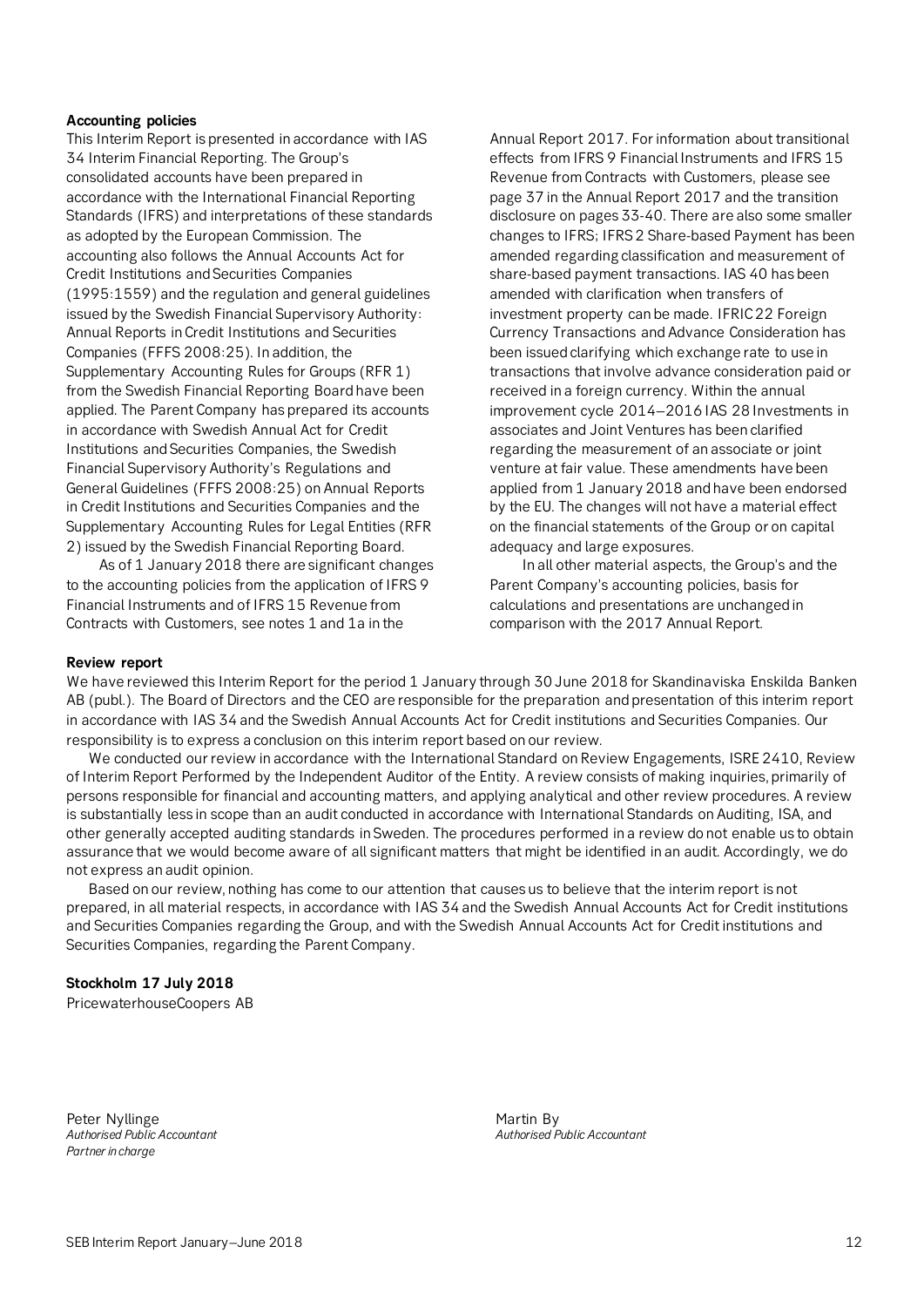**Accounting policies**

This Interim Report is presented in accordance with IAS 34 Interim Financial Reporting. The Group's consolidated accounts have been prepared in accordance with the International Financial Reporting Standards (IFRS) and interpretations of these standards as adopted by the European Commission. The accounting also follows the Annual Accounts Act for Credit Institutions and Securities Companies (1995:1559) and the regulation and general guidelines issued by the Swedish Financial Supervisory Authority: Annual Reports in Credit Institutions and Securities Companies (FFFS 2008:25). In addition, the Supplementary Accounting Rules for Groups (RFR 1) from the Swedish Financial Reporting Board have been applied. The Parent Company has prepared its accounts in accordance with Swedish Annual Act for Credit Institutions and Securities Companies, the Swedish Financial Supervisory Authority's Regulations and General Guidelines (FFFS 2008:25) on Annual Reports in Credit Institutions and Securities Companies and the Supplementary Accounting Rules for Legal Entities (RFR 2) issued by the Swedish Financial Reporting Board.

As of 1 January 2018 there are significant changes to the accounting policies from the application of IFRS 9 Financial Instruments and of IFRS 15 Revenue from Contracts with Customers, see notes 1 and 1a in the Annual Report 2017. For information about transitional effects from IFRS 9 Financial Instruments and IFRS 15 Revenue from Contracts with Customers, please see page 37 in the Annual Report 2017 and the transition disclosure on pages 33-40. There are also some smaller changes to IFRS; IFRS 2 Share-based Payment has been amended regarding classification and measurement of share-based payment transactions. IAS 40 has been amended with clarification when transfers of investment property can be made. IFRIC 22 Foreign Currency Transactions and Advance Consideration has been issued clarifying which exchange rate to use in transactions that involve advance consideration paid or received in a foreign currency. Within the annual improvement cycle 2014–2016 IAS 28 Investments in associates and Joint Ventures has been clarified regarding the measurement of an associate or joint venture at fair value. These amendments have been applied from 1 January 2018 and have been endorsed by the EU. The changes will not have a material effect on the financial statements of the Group or on capital adequacy and large exposures.

In all other material aspects, the Group's and the Parent Company's accounting policies, basis for calculations and presentations are unchanged in comparison with the 2017 Annual Report.

**Review report**

We have reviewed this Interim Report for the period 1 January through 30 June 2018 for Skandinaviska Enskilda Banken AB (publ.). The Board of Directors and the CEO are responsible for the preparation and presentation of this interim report in accordance with IAS 34 and the Swedish Annual Accounts Act for Credit institutions and Securities Companies. Our responsibility is to express a conclusion on this interim report based on our review.

We conducted our review in accordance with the International Standard on Review Engagements, ISRE 2410, Review of Interim Report Performed by the Independent Auditor of the Entity. A review consists of making inquiries, primarily of persons responsible for financial and accounting matters, and applying analytical and other review procedures. A review is substantially less in scope than an audit conducted in accordance with International Standards on Auditing, ISA, and other generally accepted auditing standards in Sweden. The procedures performed in a review do not enable us to obtain assurance that we would become aware of all significant matters that might be identified in an audit. Accordingly, we do not express an audit opinion.

Based on our review, nothing has come to our attention that causes us to believe that the interim report is not prepared, in all material respects, in accordance with IAS 34 and the Swedish Annual Accounts Act for Credit institutions and Securities Companies regarding the Group, and with the Swedish Annual Accounts Act for Credit institutions and Securities Companies, regarding the Parent Company.

**Stockholm 17 July 2018**

PricewaterhouseCoopers AB

Peter Nyllinge
*Authorised Public Accountant*
*Partner in charge*

Martin By
*Authorised Public Accountant*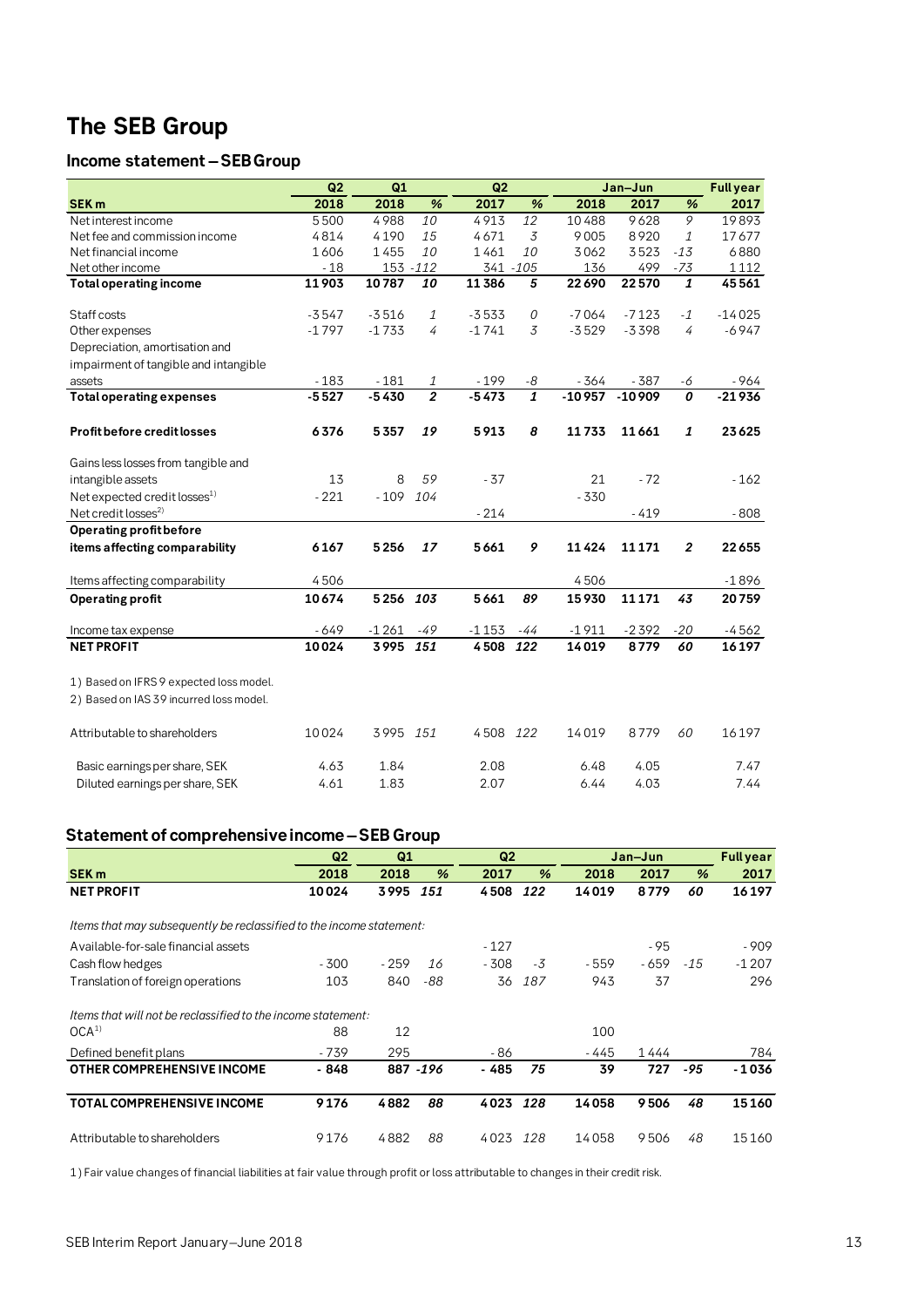# The SEB Group

## Income statement – SEB Group

| SEK m | Q2 2018 | Q1 2018 | % | Q2 2017 | % | Jan–Jun 2018 | Jan–Jun 2017 | % | Full year 2017 |
|---|---|---|---|---|---|---|---|---|---|
| Net interest income | 5500 | 4988 | 10 | 4913 | 12 | 10488 | 9628 | 9 | 19893 |
| Net fee and commission income | 4814 | 4190 | 15 | 4671 | 3 | 9005 | 8920 | 1 | 17677 |
| Net financial income | 1606 | 1455 | 10 | 1461 | 10 | 3062 | 3523 | -13 | 6880 |
| Net other income | -18 | 153 | -112 | 341 | -105 | 136 | 499 | -73 | 1112 |
| **Total operating income** | **11903** | **10787** | **10** | **11386** | **5** | **22690** | **22570** | **1** | **45561** |
| Staff costs | -3547 | -3516 | 1 | -3533 | 0 | -7064 | -7123 | -1 | -14025 |
| Other expenses | -1797 | -1733 | 4 | -1741 | 3 | -3529 | -3398 | 4 | -6947 |
| Depreciation, amortisation and impairment of tangible and intangible assets | -183 | -181 | 1 | -199 | -8 | -364 | -387 | -6 | -964 |
| **Total operating expenses** | **-5527** | **-5430** | **2** | **-5473** | **1** | **-10957** | **-10909** | **0** | **-21936** |
| **Profit before credit losses** | **6376** | **5357** | **19** | **5913** | **8** | **11733** | **11661** | **1** | **23625** |
| Gains less losses from tangible and intangible assets | 13 | 8 | 59 | -37 | | 21 | -72 | | -162 |
| Net expected credit losses[1] | -221 | -109 | 104 | | | -330 | | | |
| Net credit losses[2] | | | | -214 | | | -419 | | -808 |
| **Operating profit before items affecting comparability** | **6167** | **5256** | **17** | **5661** | **9** | **11424** | **11171** | **2** | **22655** |
| Items affecting comparability | 4506 | | | | | 4506 | | | -1896 |
| **Operating profit** | **10674** | **5256** | **103** | **5661** | **89** | **15930** | **11171** | **43** | **20759** |
| Income tax expense | -649 | -1261 | -49 | -1153 | -44 | -1911 | -2392 | -20 | -4562 |
| **NET PROFIT** | **10024** | **3995** | **151** | **4508** | **122** | **14019** | **8779** | **60** | **16197** |

1) Based on IFRS 9 expected loss model.
2) Based on IAS 39 incurred loss model.

| | Q2 2018 | Q1 2018 | % | Q2 2017 | % | Jan–Jun 2018 | Jan–Jun 2017 | % | Full year 2017 |
|---|---|---|---|---|---|---|---|---|---|
| Attributable to shareholders | 10024 | 3995 | 151 | 4508 | 122 | 14019 | 8779 | 60 | 16197 |
| Basic earnings per share, SEK | 4.63 | 1.84 | | 2.08 | | 6.48 | 4.05 | | 7.47 |
| Diluted earnings per share, SEK | 4.61 | 1.83 | | 2.07 | | 6.44 | 4.03 | | 7.44 |

## Statement of comprehensive income – SEB Group

| SEK m | Q2 2018 | Q1 2018 | % | Q2 2017 | % | Jan–Jun 2018 | Jan–Jun 2017 | % | Full year 2017 |
|---|---|---|---|---|---|---|---|---|---|
| **NET PROFIT** | **10024** | **3995** | **151** | **4508** | **122** | **14019** | **8779** | **60** | **16197** |
| *Items that may subsequently be reclassified to the income statement:* | | | | | | | | | |
| Available-for-sale financial assets | | | | -127 | | | -95 | | -909 |
| Cash flow hedges | -300 | -259 | 16 | -308 | -3 | -559 | -659 | -15 | -1207 |
| Translation of foreign operations | 103 | 840 | -88 | 36 | 187 | 943 | 37 | | 296 |
| *Items that will not be reclassified to the income statement:* | | | | | | | | | |
| OCA[1] | 88 | 12 | | | | 100 | | | |
| Defined benefit plans | -739 | 295 | | -86 | | -445 | 1444 | | 784 |
| **OTHER COMPREHENSIVE INCOME** | **-848** | **887** | **-196** | **-485** | **75** | **39** | **727** | **-95** | **-1036** |
| **TOTAL COMPREHENSIVE INCOME** | **9176** | **4882** | **88** | **4023** | **128** | **14058** | **9506** | **48** | **15160** |
| Attributable to shareholders | 9176 | 4882 | 88 | 4023 | 128 | 14058 | 9506 | 48 | 15160 |

1) Fair value changes of financial liabilities at fair value through profit or loss attributable to changes in their credit risk.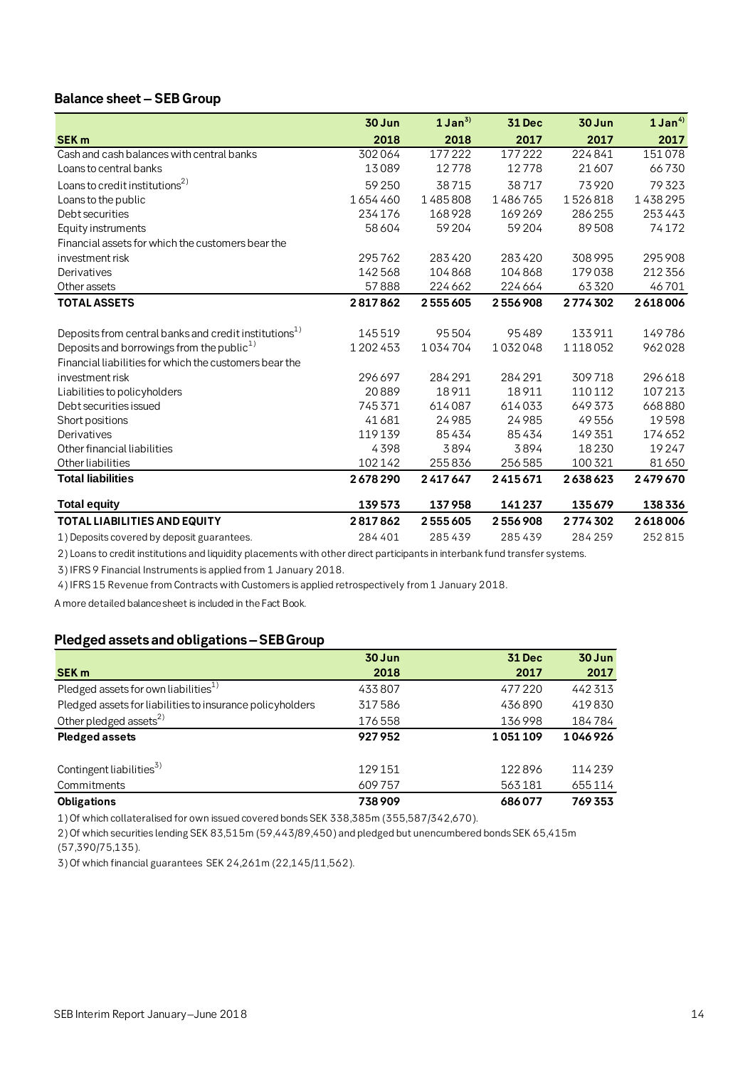## Balance sheet – SEB Group

| SEK m | 30 Jun 2018 | 1 Jan[3] 2018 | 31 Dec 2017 | 30 Jun 2017 | 1 Jan[4] 2017 |
|---|---|---|---|---|---|
| Cash and cash balances with central banks | 302 064 | 177 222 | 177 222 | 224 841 | 151 078 |
| Loans to central banks | 13 089 | 12 778 | 12 778 | 21 607 | 66 730 |
| Loans to credit institutions[2] | 59 250 | 38 715 | 38 717 | 73 920 | 79 323 |
| Loans to the public | 1 654 460 | 1 485 808 | 1 486 765 | 1 526 818 | 1 438 295 |
| Debt securities | 234 176 | 168 928 | 169 269 | 286 255 | 253 443 |
| Equity instruments | 58 604 | 59 204 | 59 204 | 89 508 | 74 172 |
| Financial assets for which the customers bear the investment risk | 295 762 | 283 420 | 283 420 | 308 995 | 295 908 |
| Derivatives | 142 568 | 104 868 | 104 868 | 179 038 | 212 356 |
| Other assets | 57 888 | 224 662 | 224 664 | 63 320 | 46 701 |
| **TOTAL ASSETS** | **2 817 862** | **2 555 605** | **2 556 908** | **2 774 302** | **2 618 006** |
| | | | | | |
| Deposits from central banks and credit institutions[1] | 145 519 | 95 504 | 95 489 | 133 911 | 149 786 |
| Deposits and borrowings from the public[1] | 1 202 453 | 1 034 704 | 1 032 048 | 1 118 052 | 962 028 |
| Financial liabilities for which the customers bear the investment risk | 296 697 | 284 291 | 284 291 | 309 718 | 296 618 |
| Liabilities to policyholders | 20 889 | 18 911 | 18 911 | 110 112 | 107 213 |
| Debt securities issued | 745 371 | 614 087 | 614 033 | 649 373 | 668 880 |
| Short positions | 41 681 | 24 985 | 24 985 | 49 556 | 19 598 |
| Derivatives | 119 139 | 85 434 | 85 434 | 149 351 | 174 652 |
| Other financial liabilities | 4 398 | 3 894 | 3 894 | 18 230 | 19 247 |
| Other liabilities | 102 142 | 255 836 | 256 585 | 100 321 | 81 650 |
| **Total liabilities** | **2 678 290** | **2 417 647** | **2 415 671** | **2 638 623** | **2 479 670** |
| | | | | | |
| **Total equity** | **139 573** | **137 958** | **141 237** | **135 679** | **138 336** |
| **TOTAL LIABILITIES AND EQUITY** | **2 817 862** | **2 555 605** | **2 556 908** | **2 774 302** | **2 618 006** |
| 1) Deposits covered by deposit guarantees. | 284 401 | 285 439 | 285 439 | 284 259 | 252 815 |

2) Loans to credit institutions and liquidity placements with other direct participants in interbank fund transfer systems.

3) IFRS 9 Financial Instruments is applied from 1 January 2018.

4) IFRS 15 Revenue from Contracts with Customers is applied retrospectively from 1 January 2018.

A more detailed balance sheet is included in the Fact Book.

## Pledged assets and obligations – SEB Group

| SEK m | 30 Jun 2018 | 31 Dec 2017 | 30 Jun 2017 |
|---|---|---|---|
| Pledged assets for own liabilities[1] | 433 807 | 477 220 | 442 313 |
| Pledged assets for liabilities to insurance policyholders | 317 586 | 436 890 | 419 830 |
| Other pledged assets[2] | 176 558 | 136 998 | 184 784 |
| **Pledged assets** | **927 952** | **1 051 109** | **1 046 926** |
| | | | |
| Contingent liabilities[3] | 129 151 | 122 896 | 114 239 |
| Commitments | 609 757 | 563 181 | 655 114 |
| **Obligations** | **738 909** | **686 077** | **769 353** |

1) Of which collateralised for own issued covered bonds SEK 338,385m (355,587/342,670).

2) Of which securities lending SEK 83,515m (59,443/89,450) and pledged but unencumbered bonds SEK 65,415m (57,390/75,135).

3) Of which financial guarantees SEK 24,261m (22,145/11,562).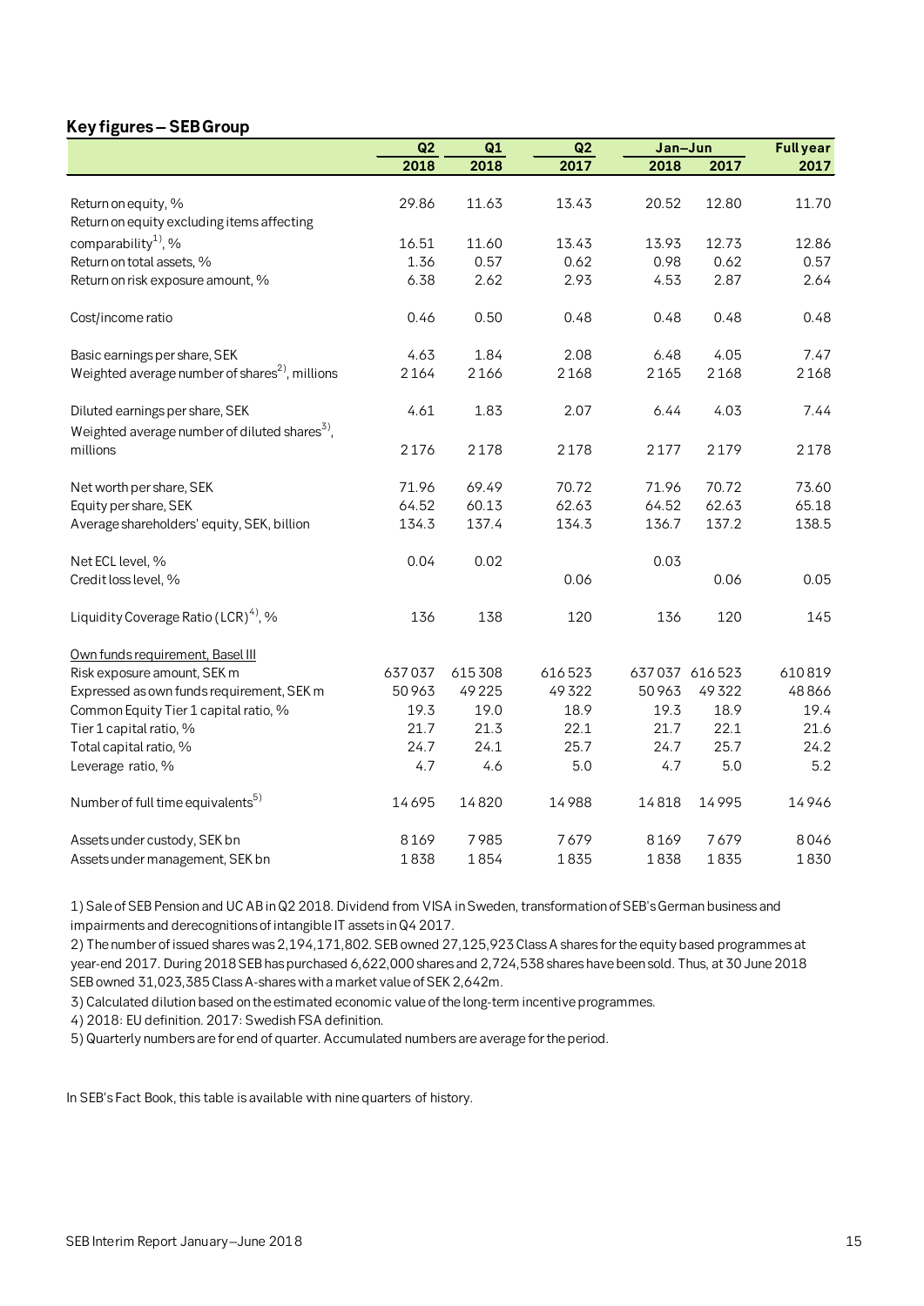## Key figures – SEB Group

| | Q2 2018 | Q1 2018 | Q2 2017 | Jan–Jun 2018 | Jan–Jun 2017 | Full year 2017 |
|---|---|---|---|---|---|---|
| Return on equity, % | 29.86 | 11.63 | 13.43 | 20.52 | 12.80 | 11.70 |
| Return on equity excluding items affecting comparability[1], % | 16.51 | 11.60 | 13.43 | 13.93 | 12.73 | 12.86 |
| Return on total assets, % | 1.36 | 0.57 | 0.62 | 0.98 | 0.62 | 0.57 |
| Return on risk exposure amount, % | 6.38 | 2.62 | 2.93 | 4.53 | 2.87 | 2.64 |
| Cost/income ratio | 0.46 | 0.50 | 0.48 | 0.48 | 0.48 | 0.48 |
| Basic earnings per share, SEK | 4.63 | 1.84 | 2.08 | 6.48 | 4.05 | 7.47 |
| Weighted average number of shares[2], millions | 2164 | 2166 | 2168 | 2165 | 2168 | 2168 |
| Diluted earnings per share, SEK | 4.61 | 1.83 | 2.07 | 6.44 | 4.03 | 7.44 |
| Weighted average number of diluted shares[3], millions | 2176 | 2178 | 2178 | 2177 | 2179 | 2178 |
| Net worth per share, SEK | 71.96 | 69.49 | 70.72 | 71.96 | 70.72 | 73.60 |
| Equity per share, SEK | 64.52 | 60.13 | 62.63 | 64.52 | 62.63 | 65.18 |
| Average shareholders' equity, SEK, billion | 134.3 | 137.4 | 134.3 | 136.7 | 137.2 | 138.5 |
| Net ECL level, % | 0.04 | 0.02 | | 0.03 | | |
| Credit loss level, % | | | 0.06 | | 0.06 | 0.05 |
| Liquidity Coverage Ratio (LCR)[4], % | 136 | 138 | 120 | 136 | 120 | 145 |
| Own funds requirement, Basel III | | | | | | |
| Risk exposure amount, SEK m | 637037 | 615308 | 616523 | 637037 | 616523 | 610819 |
| Expressed as own funds requirement, SEK m | 50963 | 49225 | 49322 | 50963 | 49322 | 48866 |
| Common Equity Tier 1 capital ratio, % | 19.3 | 19.0 | 18.9 | 19.3 | 18.9 | 19.4 |
| Tier 1 capital ratio, % | 21.7 | 21.3 | 22.1 | 21.7 | 22.1 | 21.6 |
| Total capital ratio, % | 24.7 | 24.1 | 25.7 | 24.7 | 25.7 | 24.2 |
| Leverage ratio, % | 4.7 | 4.6 | 5.0 | 4.7 | 5.0 | 5.2 |
| Number of full time equivalents[5] | 14695 | 14820 | 14988 | 14818 | 14995 | 14946 |
| Assets under custody, SEK bn | 8169 | 7985 | 7679 | 8169 | 7679 | 8046 |
| Assets under management, SEK bn | 1838 | 1854 | 1835 | 1838 | 1835 | 1830 |

1) Sale of SEB Pension and UC AB in Q2 2018. Dividend from VISA in Sweden, transformation of SEB's German business and impairments and derecognitions of intangible IT assets in Q4 2017.

2) The number of issued shares was 2,194,171,802. SEB owned 27,125,923 Class A shares for the equity based programmes at year-end 2017. During 2018 SEB has purchased 6,622,000 shares and 2,724,538 shares have been sold. Thus, at 30 June 2018 SEB owned 31,023,385 Class A-shares with a market value of SEK 2,642m.

3) Calculated dilution based on the estimated economic value of the long-term incentive programmes.

4) 2018: EU definition. 2017: Swedish FSA definition.

5) Quarterly numbers are for end of quarter. Accumulated numbers are average for the period.

In SEB's Fact Book, this table is available with nine quarters of history.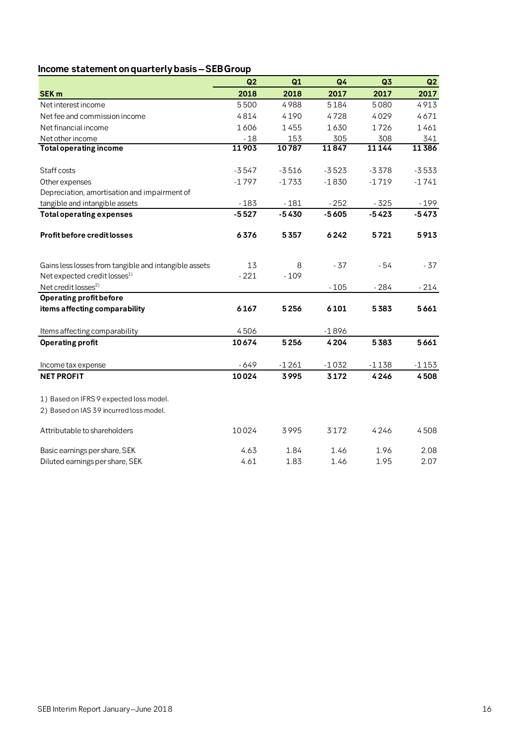## Income statement on quarterly basis – SEB Group

| | Q2 | Q1 | Q4 | Q3 | Q2 |
|---|---|---|---|---|---|
| **SEK m** | **2018** | **2018** | **2017** | **2017** | **2017** |
| Net interest income | 5 500 | 4 988 | 5 184 | 5 080 | 4 913 |
| Net fee and commission income | 4 814 | 4 190 | 4 728 | 4 029 | 4 671 |
| Net financial income | 1 606 | 1 455 | 1 630 | 1 726 | 1 461 |
| Net other income | - 18 | 153 | 305 | 308 | 341 |
| **Total operating income** | **11 903** | **10 787** | **11 847** | **11 144** | **11 386** |
| | | | | | |
| Staff costs | -3 547 | -3 516 | -3 523 | -3 378 | -3 533 |
| Other expenses | -1 797 | -1 733 | -1 830 | -1 719 | -1 741 |
| Depreciation, amortisation and impairment of tangible and intangible assets | - 183 | - 181 | - 252 | - 325 | - 199 |
| **Total operating expenses** | **-5 527** | **-5 430** | **-5 605** | **-5 423** | **-5 473** |
| | | | | | |
| **Profit before credit losses** | **6 376** | **5 357** | **6 242** | **5 721** | **5 913** |
| | | | | | |
| Gains less losses from tangible and intangible assets | 13 | 8 | - 37 | - 54 | - 37 |
| Net expected credit losses[1] | - 221 | - 109 | | | |
| Net credit losses[2] | | | - 105 | - 284 | - 214 |
| **Operating profit before items affecting comparability** | **6 167** | **5 256** | **6 101** | **5 383** | **5 661** |
| | | | | | |
| Items affecting comparability | 4 506 | | -1 896 | | |
| **Operating profit** | **10 674** | **5 256** | **4 204** | **5 383** | **5 661** |
| | | | | | |
| Income tax expense | - 649 | -1 261 | -1 032 | -1 138 | -1 153 |
| **NET PROFIT** | **10 024** | **3 995** | **3 172** | **4 246** | **4 508** |

1) Based on IFRS 9 expected loss model.
2) Based on IAS 39 incurred loss model.

| | Q2 2018 | Q1 2018 | Q4 2017 | Q3 2017 | Q2 2017 |
|---|---|---|---|---|---|
| Attributable to shareholders | 10 024 | 3 995 | 3 172 | 4 246 | 4 508 |
| | | | | | |
| Basic earnings per share, SEK | 4.63 | 1.84 | 1.46 | 1.96 | 2.08 |
| Diluted earnings per share, SEK | 4.61 | 1.83 | 1.46 | 1.95 | 2.07 |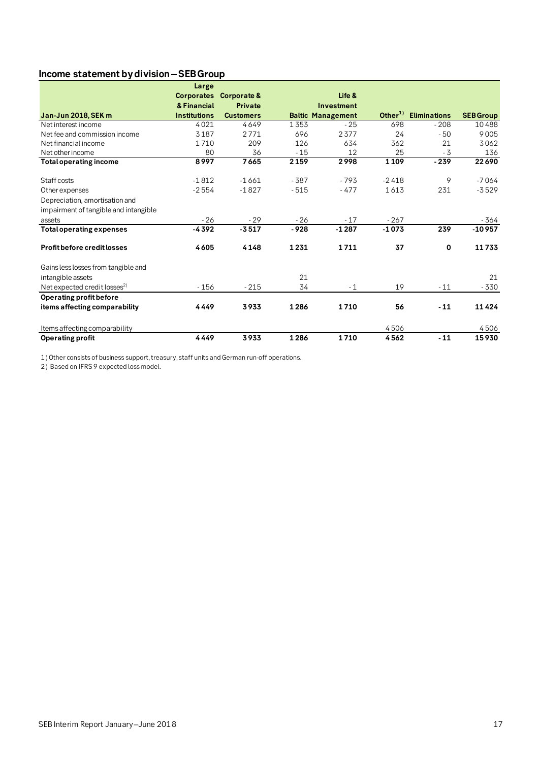## Income statement by division – SEB Group

| Jan-Jun 2018, SEK m | Large Corporates & Financial Institutions | Corporate & Private Customers | Baltic | Life & Investment Management | Other[1] | Eliminations | SEB Group |
|---|---|---|---|---|---|---|---|
| Net interest income | 4 021 | 4 649 | 1 353 | - 25 | 698 | - 208 | 10 488 |
| Net fee and commission income | 3 187 | 2 771 | 696 | 2 377 | 24 | - 50 | 9 005 |
| Net financial income | 1 710 | 209 | 126 | 634 | 362 | 21 | 3 062 |
| Net other income | 80 | 36 | - 15 | 12 | 25 | - 3 | 136 |
| **Total operating income** | **8 997** | **7 665** | **2 159** | **2 998** | **1 109** | **- 239** | **22 690** |
| Staff costs | -1 812 | -1 661 | - 387 | - 793 | -2 418 | 9 | -7 064 |
| Other expenses | -2 554 | -1 827 | - 515 | - 477 | 1 613 | 231 | -3 529 |
| Depreciation, amortisation and impairment of tangible and intangible assets | - 26 | - 29 | - 26 | - 17 | - 267 | | - 364 |
| **Total operating expenses** | **-4 392** | **-3 517** | **- 928** | **-1 287** | **-1 073** | **239** | **-10 957** |
| **Profit before credit losses** | **4 605** | **4 148** | **1 231** | **1 711** | **37** | **0** | **11 733** |
| Gains less losses from tangible and intangible assets | | | 21 | | | | 21 |
| Net expected credit losses[2] | - 156 | - 215 | 34 | - 1 | 19 | - 11 | - 330 |
| **Operating profit before items affecting comparability** | **4 449** | **3 933** | **1 286** | **1 710** | **56** | **- 11** | **11 424** |
| Items affecting comparability | | | | | 4 506 | | 4 506 |
| **Operating profit** | **4 449** | **3 933** | **1 286** | **1 710** | **4 562** | **- 11** | **15 930** |

1) Other consists of business support, treasury, staff units and German run-off operations.

2) Based on IFRS 9 expected loss model.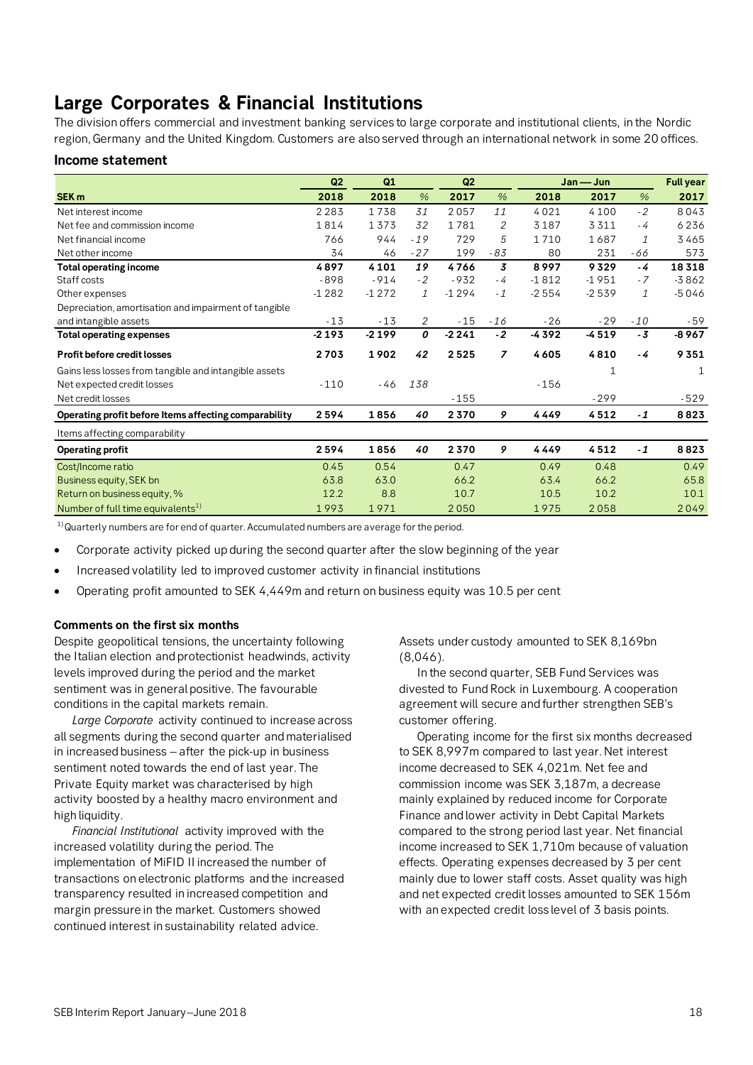# Large Corporates & Financial Institutions

The division offers commercial and investment banking services to large corporate and institutional clients, in the Nordic region, Germany and the United Kingdom. Customers are also served through an international network in some 20 offices.

### Income statement

| SEK m | Q2 2018 | Q1 2018 | % | Q2 2017 | % | Jan — Jun 2018 | Jan — Jun 2017 | % | Full year 2017 |
|---|---|---|---|---|---|---|---|---|---|
| Net interest income | 2 283 | 1 738 | 31 | 2 057 | 11 | 4 021 | 4 100 | -2 | 8 043 |
| Net fee and commission income | 1 814 | 1 373 | 32 | 1 781 | 2 | 3 187 | 3 311 | -4 | 6 236 |
| Net financial income | 766 | 944 | -19 | 729 | 5 | 1 710 | 1 687 | 1 | 3 465 |
| Net other income | 34 | 46 | -27 | 199 | -83 | 80 | 231 | -66 | 573 |
| **Total operating income** | **4 897** | **4 101** | **19** | **4 766** | **3** | **8 997** | **9 329** | **-4** | **18 318** |
| Staff costs | -898 | -914 | -2 | -932 | -4 | -1 812 | -1 951 | -7 | -3 862 |
| Other expenses | -1 282 | -1 272 | 1 | -1 294 | -1 | -2 554 | -2 539 | 1 | -5 046 |
| Depreciation, amortisation and impairment of tangible and intangible assets | -13 | -13 | 2 | -15 | -16 | -26 | -29 | -10 | -59 |
| **Total operating expenses** | **-2 193** | **-2 199** | **0** | **-2 241** | **-2** | **-4 392** | **-4 519** | **-3** | **-8 967** |
| **Profit before credit losses** | **2 703** | **1 902** | **42** | **2 525** | **7** | **4 605** | **4 810** | **-4** | **9 351** |
| Gains less losses from tangible and intangible assets | | | | | | | 1 | | 1 |
| Net expected credit losses | -110 | -46 | 138 | | | -156 | | | |
| Net credit losses | | | | -155 | | | -299 | | -529 |
| **Operating profit before Items affecting comparability** | **2 594** | **1 856** | **40** | **2 370** | **9** | **4 449** | **4 512** | **-1** | **8 823** |
| Items affecting comparability | | | | | | | | | |
| **Operating profit** | **2 594** | **1 856** | **40** | **2 370** | **9** | **4 449** | **4 512** | **-1** | **8 823** |
| Cost/Income ratio | 0.45 | 0.54 | | 0.47 | | 0.49 | 0.48 | | 0.49 |
| Business equity, SEK bn | 63.8 | 63.0 | | 66.2 | | 63.4 | 66.2 | | 65.8 |
| Return on business equity, % | 12.2 | 8.8 | | 10.7 | | 10.5 | 10.2 | | 10.1 |
| Number of full time equivalents[1] | 1 993 | 1 971 | | 2 050 | | 1 975 | 2 058 | | 2 049 |

[1] Quarterly numbers are for end of quarter. Accumulated numbers are average for the period.

- Corporate activity picked up during the second quarter after the slow beginning of the year
- Increased volatility led to improved customer activity in financial institutions
- Operating profit amounted to SEK 4,449m and return on business equity was 10.5 per cent

**Comments on the first six months**

Despite geopolitical tensions, the uncertainty following the Italian election and protectionist headwinds, activity levels improved during the period and the market sentiment was in general positive. The favourable conditions in the capital markets remain.

*Large Corporate* activity continued to increase across all segments during the second quarter and materialised in increased business – after the pick-up in business sentiment noted towards the end of last year. The Private Equity market was characterised by high activity boosted by a healthy macro environment and high liquidity.

*Financial Institutional* activity improved with the increased volatility during the period. The implementation of MiFID II increased the number of transactions on electronic platforms and the increased transparency resulted in increased competition and margin pressure in the market. Customers showed continued interest in sustainability related advice.

Assets under custody amounted to SEK 8,169bn (8,046).

In the second quarter, SEB Fund Services was divested to Fund Rock in Luxembourg. A cooperation agreement will secure and further strengthen SEB's customer offering.

Operating income for the first six months decreased to SEK 8,997m compared to last year. Net interest income decreased to SEK 4,021m. Net fee and commission income was SEK 3,187m, a decrease mainly explained by reduced income for Corporate Finance and lower activity in Debt Capital Markets compared to the strong period last year. Net financial income increased to SEK 1,710m because of valuation effects. Operating expenses decreased by 3 per cent mainly due to lower staff costs. Asset quality was high and net expected credit losses amounted to SEK 156m with an expected credit loss level of 3 basis points.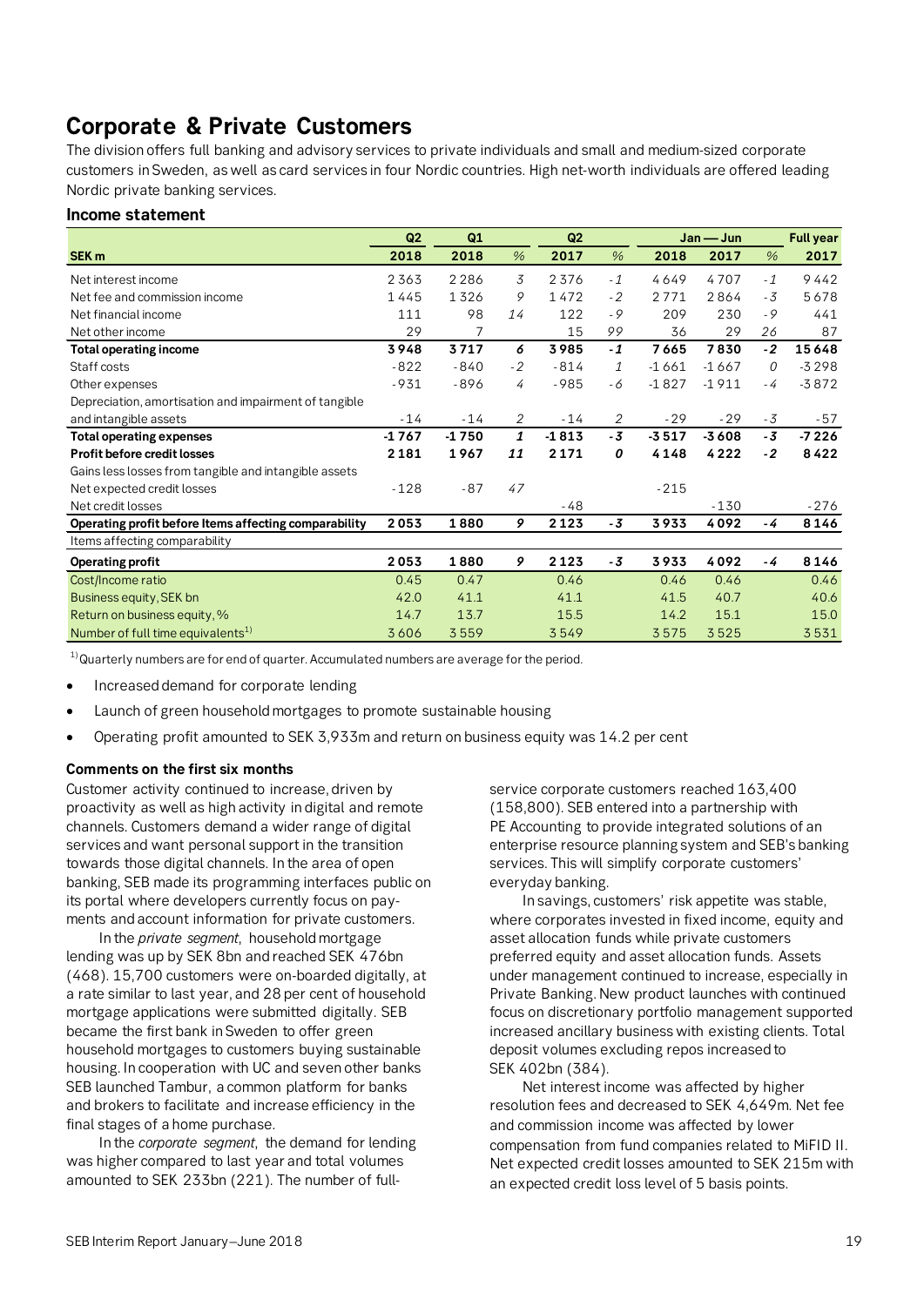# Corporate & Private Customers

The division offers full banking and advisory services to private individuals and small and medium-sized corporate customers in Sweden, as well as card services in four Nordic countries. High net-worth individuals are offered leading Nordic private banking services.

### Income statement

| | Q2 | Q1 | | Q2 | | Jan — Jun | | | Full year |
|---|---|---|---|---|---|---|---|---|---|
| **SEK m** | **2018** | **2018** | *%* | **2017** | *%* | **2018** | **2017** | *%* | **2017** |
| Net interest income | 2 363 | 2 286 | *3* | 2 376 | *-1* | 4 649 | 4 707 | *-1* | 9 442 |
| Net fee and commission income | 1 445 | 1 326 | *9* | 1 472 | *-2* | 2 771 | 2 864 | *-3* | 5 678 |
| Net financial income | 111 | 98 | *14* | 122 | *-9* | 209 | 230 | *-9* | 441 |
| Net other income | 29 | 7 | | 15 | *99* | 36 | 29 | *26* | 87 |
| **Total operating income** | **3 948** | **3 717** | ***6*** | **3 985** | ***-1*** | **7 665** | **7 830** | ***-2*** | **15 648** |
| Staff costs | -822 | -840 | *-2* | -814 | *1* | -1 661 | -1 667 | *0* | -3 298 |
| Other expenses | -931 | -896 | *4* | -985 | *-6* | -1 827 | -1 911 | *-4* | -3 872 |
| Depreciation, amortisation and impairment of tangible and intangible assets | -14 | -14 | *2* | -14 | *2* | -29 | -29 | *-3* | -57 |
| **Total operating expenses** | **-1 767** | **-1 750** | ***1*** | **-1 813** | ***-3*** | **-3 517** | **-3 608** | ***-3*** | **-7 226** |
| **Profit before credit losses** | **2 181** | **1 967** | ***11*** | **2 171** | ***0*** | **4 148** | **4 222** | ***-2*** | **8 422** |
| Gains less losses from tangible and intangible assets | | | | | | | | | |
| Net expected credit losses | -128 | -87 | *47* | | | -215 | | | |
| Net credit losses | | | | -48 | | | -130 | | -276 |
| **Operating profit before items affecting comparability** | **2 053** | **1 880** | ***9*** | **2 123** | ***-3*** | **3 933** | **4 092** | ***-4*** | **8 146** |
| Items affecting comparability | | | | | | | | | |
| **Operating profit** | **2 053** | **1 880** | ***9*** | **2 123** | ***-3*** | **3 933** | **4 092** | ***-4*** | **8 146** |
| Cost/Income ratio | 0.45 | 0.47 | | 0.46 | | 0.46 | 0.46 | | 0.46 |
| Business equity, SEK bn | 42.0 | 41.1 | | 41.1 | | 41.5 | 40.7 | | 40.6 |
| Return on business equity, % | 14.7 | 13.7 | | 15.5 | | 14.2 | 15.1 | | 15.0 |
| Number of full time equivalents[1] | 3 606 | 3 559 | | 3 549 | | 3 575 | 3 525 | | 3 531 |

[1] Quarterly numbers are for end of quarter. Accumulated numbers are average for the period.

- Increased demand for corporate lending
- Launch of green household mortgages to promote sustainable housing
- Operating profit amounted to SEK 3,933m and return on business equity was 14.2 per cent

#### Comments on the first six months

Customer activity continued to increase, driven by proactivity as well as high activity in digital and remote channels. Customers demand a wider range of digital services and want personal support in the transition towards those digital channels. In the area of open banking, SEB made its programming interfaces public on its portal where developers currently focus on payments and account information for private customers.

In the *private segment*, household mortgage lending was up by SEK 8bn and reached SEK 476bn (468). 15,700 customers were on-boarded digitally, at a rate similar to last year, and 28 per cent of household mortgage applications were submitted digitally. SEB became the first bank in Sweden to offer green household mortgages to customers buying sustainable housing. In cooperation with UC and seven other banks SEB launched Tambur, a common platform for banks and brokers to facilitate and increase efficiency in the final stages of a home purchase.

In the *corporate segment*, the demand for lending was higher compared to last year and total volumes amounted to SEK 233bn (221). The number of full-service corporate customers reached 163,400 (158,800). SEB entered into a partnership with PE Accounting to provide integrated solutions of an enterprise resource planning system and SEB's banking services. This will simplify corporate customers' everyday banking.

In savings, customers' risk appetite was stable, where corporates invested in fixed income, equity and asset allocation funds while private customers preferred equity and asset allocation funds. Assets under management continued to increase, especially in Private Banking. New product launches with continued focus on discretionary portfolio management supported increased ancillary business with existing clients. Total deposit volumes excluding repos increased to SEK 402bn (384).

Net interest income was affected by higher resolution fees and decreased to SEK 4,649m. Net fee and commission income was affected by lower compensation from fund companies related to MiFID II. Net expected credit losses amounted to SEK 215m with an expected credit loss level of 5 basis points.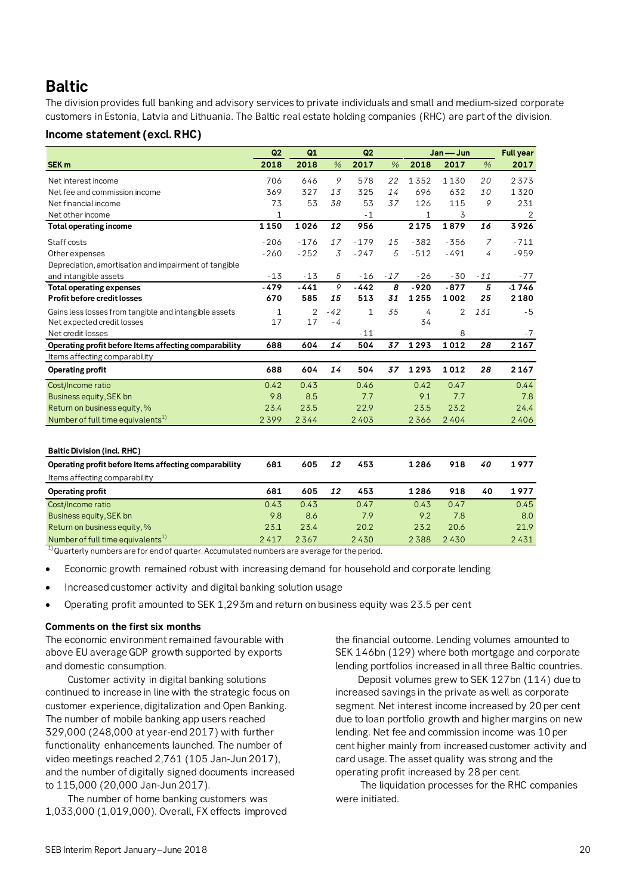# Baltic

The division provides full banking and advisory services to private individuals and small and medium-sized corporate customers in Estonia, Latvia and Lithuania. The Baltic real estate holding companies (RHC) are part of the division.

### Income statement (excl. RHC)

| SEK m | Q2 2018 | Q1 2018 | % | Q2 2017 | % | Jan — Jun 2018 | Jan — Jun 2017 | % | Full year 2017 |
|---|---|---|---|---|---|---|---|---|---|
| Net interest income | 706 | 646 | 9 | 578 | 22 | 1 352 | 1 130 | 20 | 2 373 |
| Net fee and commission income | 369 | 327 | 13 | 325 | 14 | 696 | 632 | 10 | 1 320 |
| Net financial income | 73 | 53 | 38 | 53 | 37 | 126 | 115 | 9 | 231 |
| Net other income | 1 | | | -1 | | 1 | 3 | | 2 |
| **Total operating income** | **1 150** | **1 026** | **12** | **956** | | **2 175** | **1 879** | **16** | **3 926** |
| Staff costs | -206 | -176 | 17 | -179 | 15 | -382 | -356 | 7 | -711 |
| Other expenses | -260 | -252 | 3 | -247 | 5 | -512 | -491 | 4 | -959 |
| Depreciation, amortisation and impairment of tangible and intangible assets | -13 | -13 | 5 | -16 | -17 | -26 | -30 | -11 | -77 |
| **Total operating expenses** | **-479** | **-441** | **9** | **-442** | **8** | **-920** | **-877** | **5** | **-1 746** |
| **Profit before credit losses** | **670** | **585** | **15** | **513** | **31** | **1 255** | **1 002** | **25** | **2 180** |
| Gains less losses from tangible and intangible assets | 1 | 2 | -42 | 1 | 35 | 4 | 2 | 131 | -5 |
| Net expected credit losses | 17 | 17 | -4 | | | 34 | | | |
| Net credit losses | | | | -11 | | | 8 | | -7 |
| **Operating profit before Items affecting comparability** | **688** | **604** | **14** | **504** | **37** | **1 293** | **1 012** | **28** | **2 167** |
| Items affecting comparability | | | | | | | | | |
| **Operating profit** | **688** | **604** | **14** | **504** | **37** | **1 293** | **1 012** | **28** | **2 167** |
| Cost/Income ratio | 0.42 | 0.43 | | 0.46 | | 0.42 | 0.47 | | 0.44 |
| Business equity, SEK bn | 9.8 | 8.5 | | 7.7 | | 9.1 | 7.7 | | 7.8 |
| Return on business equity, % | 23.4 | 23.5 | | 22.9 | | 23.5 | 23.2 | | 24.4 |
| Number of full time equivalents[1] | 2 399 | 2 344 | | 2 403 | | 2 366 | 2 404 | | 2 406 |

**Baltic Division (incl. RHC)**

| SEK m | Q2 2018 | Q1 2018 | % | Q2 2017 | % | Jan — Jun 2018 | Jan — Jun 2017 | % | Full year 2017 |
|---|---|---|---|---|---|---|---|---|---|
| **Operating profit before Items affecting comparability** | **681** | **605** | **12** | **453** | | **1 286** | **918** | **40** | **1 977** |
| Items affecting comparability | | | | | | | | | |
| **Operating profit** | **681** | **605** | **12** | **453** | | **1 286** | **918** | **40** | **1 977** |
| Cost/Income ratio | 0.43 | 0.43 | | 0.47 | | 0.43 | 0.47 | | 0.45 |
| Business equity, SEK bn | 9.8 | 8.6 | | 7.9 | | 9.2 | 7.8 | | 8.0 |
| Return on business equity, % | 23.1 | 23.4 | | 20.2 | | 23.2 | 20.6 | | 21.9 |
| Number of full time equivalents[1] | 2 417 | 2 367 | | 2 430 | | 2 388 | 2 430 | | 2 431 |

[1] Quarterly numbers are for end of quarter. Accumulated numbers are average for the period.

- Economic growth remained robust with increasing demand for household and corporate lending
- Increased customer activity and digital banking solution usage
- Operating profit amounted to SEK 1,293m and return on business equity was 23.5 per cent

**Comments on the first six months**

The economic environment remained favourable with above EU average GDP growth supported by exports and domestic consumption.

Customer activity in digital banking solutions continued to increase in line with the strategic focus on customer experience, digitalization and Open Banking. The number of mobile banking app users reached 329,000 (248,000 at year-end 2017) with further functionality enhancements launched. The number of video meetings reached 2,761 (105 Jan-Jun 2017), and the number of digitally signed documents increased to 115,000 (20,000 Jan-Jun 2017).

The number of home banking customers was 1,033,000 (1,019,000). Overall, FX effects improved the financial outcome. Lending volumes amounted to SEK 146bn (129) where both mortgage and corporate lending portfolios increased in all three Baltic countries.

Deposit volumes grew to SEK 127bn (114) due to increased savings in the private as well as corporate segment. Net interest income increased by 20 per cent due to loan portfolio growth and higher margins on new lending. Net fee and commission income was 10 per cent higher mainly from increased customer activity and card usage. The asset quality was strong and the operating profit increased by 28 per cent.

The liquidation processes for the RHC companies were initiated.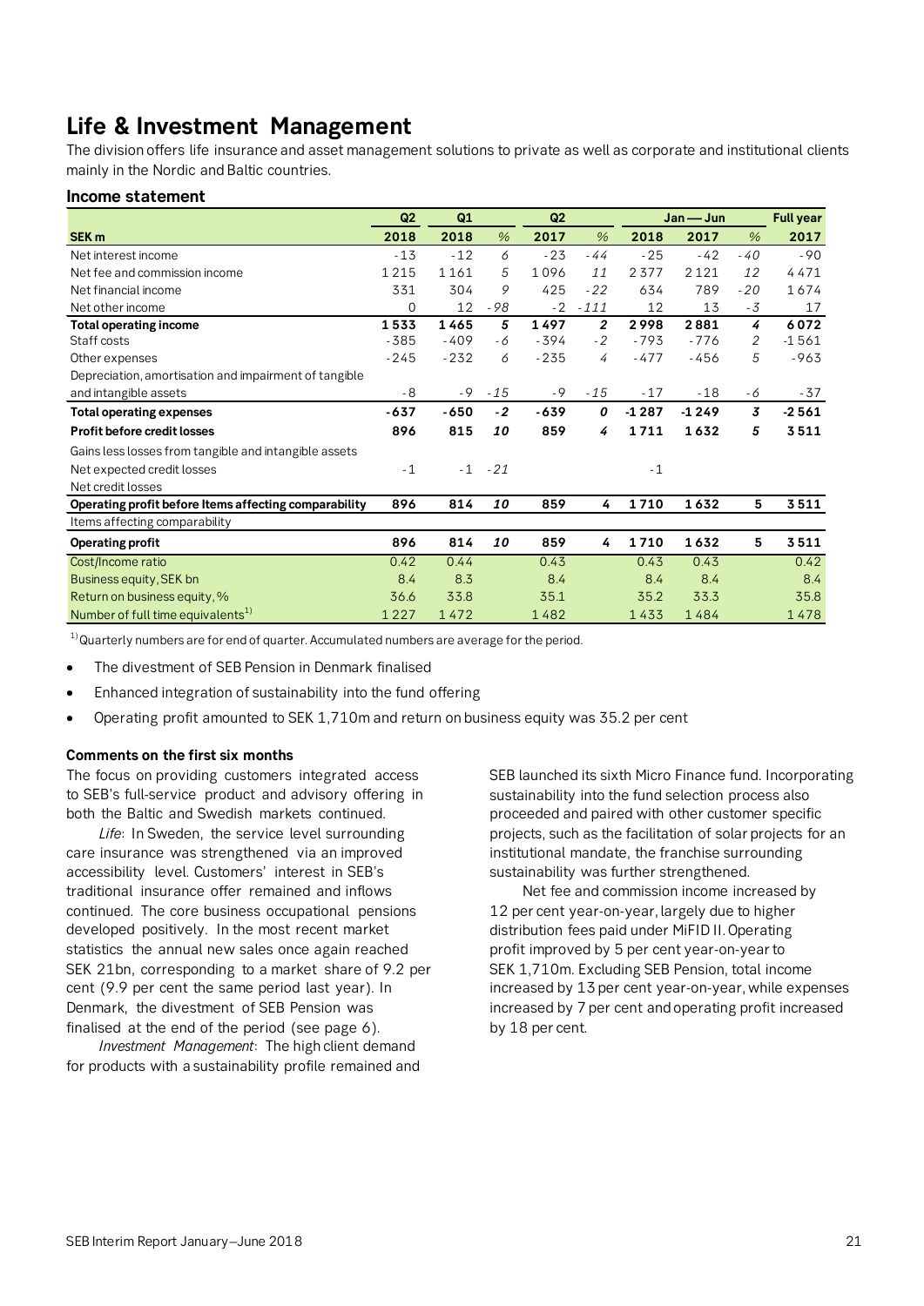# Life & Investment Management

The division offers life insurance and asset management solutions to private as well as corporate and institutional clients mainly in the Nordic and Baltic countries.

### Income statement

| | Q2 | Q1 | | Q2 | | Jan — Jun | | | Full year |
|---|---|---|---|---|---|---|---|---|---|
| **SEK m** | **2018** | **2018** | % | **2017** | % | **2018** | **2017** | % | **2017** |
| Net interest income | -13 | -12 | 6 | -23 | -44 | -25 | -42 | -40 | -90 |
| Net fee and commission income | 1 215 | 1 161 | 5 | 1 096 | 11 | 2 377 | 2 121 | 12 | 4 471 |
| Net financial income | 331 | 304 | 9 | 425 | -22 | 634 | 789 | -20 | 1 674 |
| Net other income | 0 | 12 | -98 | -2 | -111 | 12 | 13 | -3 | 17 |
| **Total operating income** | **1 533** | **1 465** | **5** | **1 497** | **2** | **2 998** | **2 881** | **4** | **6 072** |
| Staff costs | -385 | -409 | -6 | -394 | -2 | -793 | -776 | 2 | -1 561 |
| Other expenses | -245 | -232 | 6 | -235 | 4 | -477 | -456 | 5 | -963 |
| Depreciation, amortisation and impairment of tangible and intangible assets | -8 | -9 | -15 | -9 | -15 | -17 | -18 | -6 | -37 |
| **Total operating expenses** | **-637** | **-650** | **-2** | **-639** | **0** | **-1 287** | **-1 249** | **3** | **-2 561** |
| **Profit before credit losses** | **896** | **815** | **10** | **859** | **4** | **1 711** | **1 632** | **5** | **3 511** |
| Gains less losses from tangible and intangible assets | | | | | | | | | |
| Net expected credit losses | -1 | -1 | -21 | | | -1 | | | |
| Net credit losses | | | | | | | | | |
| **Operating profit before items affecting comparability** | **896** | **814** | **10** | **859** | **4** | **1 710** | **1 632** | **5** | **3 511** |
| Items affecting comparability | | | | | | | | | |
| **Operating profit** | **896** | **814** | **10** | **859** | **4** | **1 710** | **1 632** | **5** | **3 511** |
| Cost/Income ratio | 0.42 | 0.44 | | 0.43 | | 0.43 | 0.43 | | 0.42 |
| Business equity, SEK bn | 8.4 | 8.3 | | 8.4 | | 8.4 | 8.4 | | 8.4 |
| Return on business equity, % | 36.6 | 33.8 | | 35.1 | | 35.2 | 33.3 | | 35.8 |
| Number of full time equivalents[1] | 1 227 | 1 472 | | 1 482 | | 1 433 | 1 484 | | 1 478 |

[1] Quarterly numbers are for end of quarter. Accumulated numbers are average for the period.

- The divestment of SEB Pension in Denmark finalised
- Enhanced integration of sustainability into the fund offering
- Operating profit amounted to SEK 1,710m and return on business equity was 35.2 per cent

#### Comments on the first six months

The focus on providing customers integrated access to SEB's full-service product and advisory offering in both the Baltic and Swedish markets continued.

*Life*: In Sweden, the service level surrounding care insurance was strengthened via an improved accessibility level. Customers' interest in SEB's traditional insurance offer remained and inflows continued. The core business occupational pensions developed positively. In the most recent market statistics the annual new sales once again reached SEK 21bn, corresponding to a market share of 9.2 per cent (9.9 per cent the same period last year). In Denmark, the divestment of SEB Pension was finalised at the end of the period (see page 6).

*Investment Management*: The high client demand for products with a sustainability profile remained and SEB launched its sixth Micro Finance fund. Incorporating sustainability into the fund selection process also proceeded and paired with other customer specific projects, such as the facilitation of solar projects for an institutional mandate, the franchise surrounding sustainability was further strengthened.

Net fee and commission income increased by 12 per cent year-on-year, largely due to higher distribution fees paid under MiFID II. Operating profit improved by 5 per cent year-on-year to SEK 1,710m. Excluding SEB Pension, total income increased by 13 per cent year-on-year, while expenses increased by 7 per cent and operating profit increased by 18 per cent.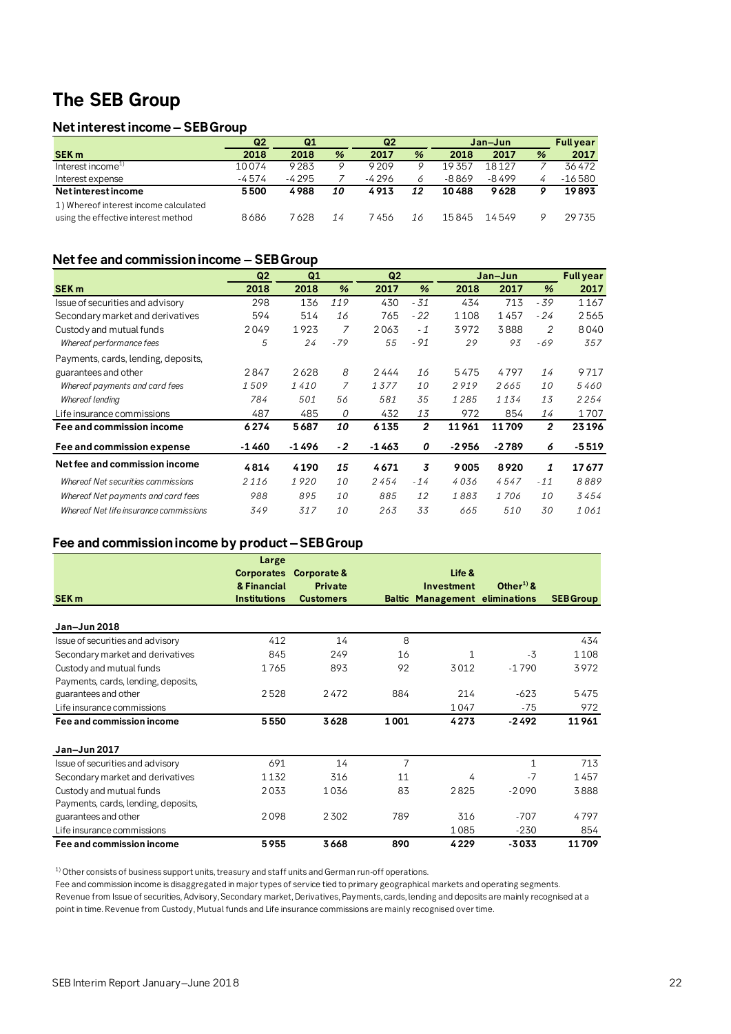# The SEB Group

## Net interest income – SEB Group

| SEK m | Q2 2018 | Q1 2018 | % | Q2 2017 | % | Jan–Jun 2018 | Jan–Jun 2017 | % | Full year 2017 |
|---|---|---|---|---|---|---|---|---|---|
| Interest income[1] | 10074 | 9283 | 9 | 9209 | 9 | 19357 | 18127 | 7 | 36472 |
| Interest expense | -4574 | -4295 | 7 | -4296 | 6 | -8869 | -8499 | 4 | -16580 |
| **Net interest income** | **5500** | **4988** | **10** | **4913** | **12** | **10488** | **9628** | **9** | **19893** |
| 1) Whereof interest income calculated using the effective interest method | 8686 | 7628 | 14 | 7456 | 16 | 15845 | 14549 | 9 | 29735 |

## Net fee and commission income – SEB Group

| SEK m | Q2 2018 | Q1 2018 | % | Q2 2017 | % | Jan–Jun 2018 | Jan–Jun 2017 | % | Full year 2017 |
|---|---|---|---|---|---|---|---|---|---|
| Issue of securities and advisory | 298 | 136 | 119 | 430 | -31 | 434 | 713 | -39 | 1167 |
| Secondary market and derivatives | 594 | 514 | 16 | 765 | -22 | 1108 | 1457 | -24 | 2565 |
| Custody and mutual funds | 2049 | 1923 | 7 | 2063 | -1 | 3972 | 3888 | 2 | 8040 |
| *Whereof performance fees* | *5* | *24* | *-79* | *55* | *-91* | *29* | *93* | *-69* | *357* |
| Payments, cards, lending, deposits, guarantees and other | 2847 | 2628 | 8 | 2444 | 16 | 5475 | 4797 | 14 | 9717 |
| *Whereof payments and card fees* | *1509* | *1410* | *7* | *1377* | *10* | *2919* | *2665* | *10* | *5460* |
| *Whereof lending* | *784* | *501* | *56* | *581* | *35* | *1285* | *1134* | *13* | *2254* |
| Life insurance commissions | 487 | 485 | 0 | 432 | 13 | 972 | 854 | 14 | 1707 |
| **Fee and commission income** | **6274** | **5687** | **10** | **6135** | **2** | **11961** | **11709** | **2** | **23196** |
| **Fee and commission expense** | **-1460** | **-1496** | **-2** | **-1463** | **0** | **-2956** | **-2789** | **6** | **-5519** |
| **Net fee and commission income** | **4814** | **4190** | **15** | **4671** | **3** | **9005** | **8920** | **1** | **17677** |
| *Whereof Net securities commissions* | *2116* | *1920* | *10* | *2454* | *-14* | *4036* | *4547* | *-11* | *8889* |
| *Whereof Net payments and card fees* | *988* | *895* | *10* | *885* | *12* | *1883* | *1706* | *10* | *3454* |
| *Whereof Net life insurance commissions* | *349* | *317* | *10* | *263* | *33* | *665* | *510* | *30* | *1061* |

## Fee and commission income by product – SEB Group

| SEK m | Large Corporates & Financial Institutions | Corporate & Private Customers | Baltic | Life & Investment Management | Other[1] & eliminations | SEB Group |
|---|---|---|---|---|---|---|
| **Jan–Jun 2018** | | | | | | |
| Issue of securities and advisory | 412 | 14 | 8 | | | 434 |
| Secondary market and derivatives | 845 | 249 | 16 | 1 | -3 | 1108 |
| Custody and mutual funds | 1765 | 893 | 92 | 3012 | -1790 | 3972 |
| Payments, cards, lending, deposits, guarantees and other | 2528 | 2472 | 884 | 214 | -623 | 5475 |
| Life insurance commissions | | | | 1047 | -75 | 972 |
| **Fee and commission income** | **5550** | **3628** | **1001** | **4273** | **-2492** | **11961** |
| **Jan–Jun 2017** | | | | | | |
| Issue of securities and advisory | 691 | 14 | 7 | | 1 | 713 |
| Secondary market and derivatives | 1132 | 316 | 11 | 4 | -7 | 1457 |
| Custody and mutual funds | 2033 | 1036 | 83 | 2825 | -2090 | 3888 |
| Payments, cards, lending, deposits, guarantees and other | 2098 | 2302 | 789 | 316 | -707 | 4797 |
| Life insurance commissions | | | | 1085 | -230 | 854 |
| **Fee and commission income** | **5955** | **3668** | **890** | **4229** | **-3033** | **11709** |

[1] Other consists of business support units, treasury and staff units and German run-off operations.

Fee and commission income is disaggregated in major types of service tied to primary geographical markets and operating segments.

Revenue from Issue of securities, Advisory, Secondary market, Derivatives, Payments, cards, lending and deposits are mainly recognised at a point in time. Revenue from Custody, Mutual funds and Life insurance commissions are mainly recognised over time.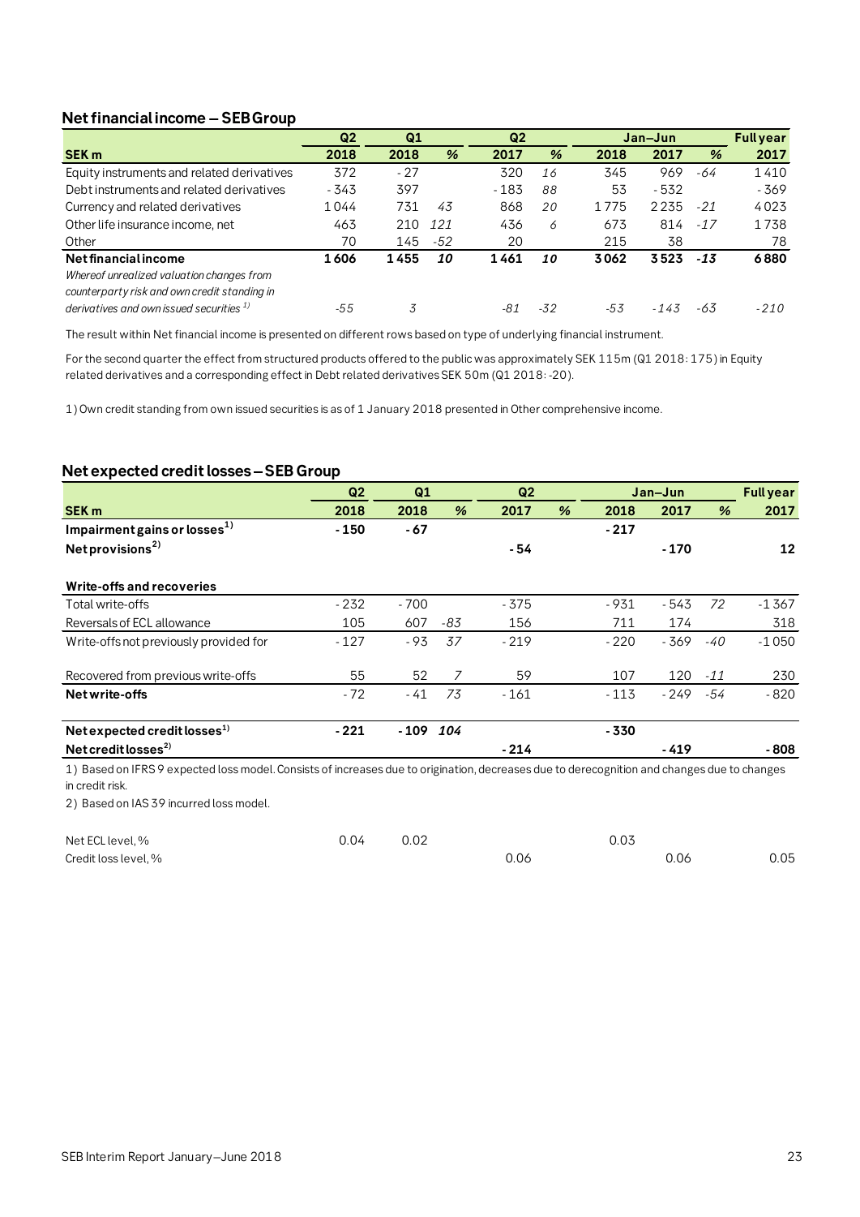## Net financial income – SEB Group

| | Q2 | Q1 | | Q2 | | Jan–Jun | | | Full year |
|---|---|---|---|---|---|---|---|---|---|
| **SEK m** | **2018** | **2018** | **%** | **2017** | **%** | **2018** | **2017** | **%** | **2017** |
| Equity instruments and related derivatives | 372 | -27 | | 320 | *16* | 345 | 969 | *-64* | 1410 |
| Debt instruments and related derivatives | -343 | 397 | | -183 | *88* | 53 | -532 | | -369 |
| Currency and related derivatives | 1044 | 731 | *43* | 868 | *20* | 1775 | 2235 | *-21* | 4023 |
| Other life insurance income, net | 463 | 210 | *121* | 436 | *6* | 673 | 814 | *-17* | 1738 |
| Other | 70 | 145 | *-52* | 20 | | 215 | 38 | | 78 |
| **Net financial income** | **1606** | **1455** | ***10*** | **1461** | ***10*** | **3062** | **3523** | ***-13*** | **6880** |
| *Whereof unrealized valuation changes from counterparty risk and own credit standing in derivatives and own issued securities [1]* | *-55* | *3* | | *-81* | *-32* | *-53* | *-143* | *-63* | *-210* |

The result within Net financial income is presented on different rows based on type of underlying financial instrument.

For the second quarter the effect from structured products offered to the public was approximately SEK 115m (Q1 2018: 175) in Equity related derivatives and a corresponding effect in Debt related derivatives SEK 50m (Q1 2018: -20).

1) Own credit standing from own issued securities is as of 1 January 2018 presented in Other comprehensive income.

## Net expected credit losses – SEB Group

| | Q2 | Q1 | | Q2 | | Jan–Jun | | | Full year |
|---|---|---|---|---|---|---|---|---|---|
| **SEK m** | **2018** | **2018** | **%** | **2017** | **%** | **2018** | **2017** | **%** | **2017** |
| **Impairment gains or losses[1]** | **-150** | **-67** | | | | **-217** | | | |
| **Net provisions[2]** | | | | **-54** | | | **-170** | | **12** |
| | | | | | | | | | |
| **Write-offs and recoveries** | | | | | | | | | |
| Total write-offs | -232 | -700 | | -375 | | -931 | -543 | *72* | -1367 |
| Reversals of ECL allowance | 105 | 607 | *-83* | 156 | | 711 | 174 | | 318 |
| Write-offs not previously provided for | -127 | -93 | *37* | -219 | | -220 | -369 | *-40* | -1050 |
| | | | | | | | | | |
| Recovered from previous write-offs | 55 | 52 | *7* | 59 | | 107 | 120 | *-11* | 230 |
| **Net write-offs** | -72 | -41 | *73* | -161 | | -113 | -249 | *-54* | -820 |
| | | | | | | | | | |
| **Net expected credit losses[1]** | **-221** | **-109** | ***104*** | | | **-330** | | | |
| **Net credit losses[2]** | | | | **-214** | | | **-419** | | **-808** |

1) Based on IFRS 9 expected loss model. Consists of increases due to origination, decreases due to derecognition and changes due to changes in credit risk.

2) Based on IAS 39 incurred loss model.

| | Q2 2018 | Q1 2018 | % | Q2 2017 | % | Jan–Jun 2018 | Jan–Jun 2017 | % | Full year 2017 |
|---|---|---|---|---|---|---|---|---|---|
| Net ECL level, % | 0.04 | 0.02 | | | | 0.03 | | | |
| Credit loss level, % | | | | 0.06 | | | 0.06 | | 0.05 |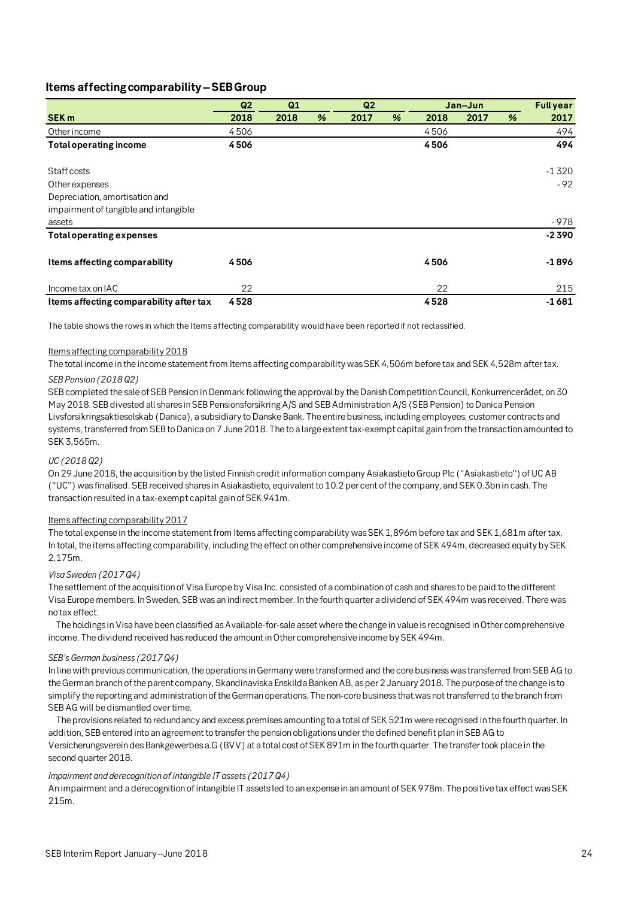## Items affecting comparability – SEB Group

| | Q2 | Q1 | | Q2 | | Jan–Jun | | | Full year |
|---|---|---|---|---|---|---|---|---|---|
| **SEK m** | **2018** | **2018** | **%** | **2017** | **%** | **2018** | **2017** | **%** | **2017** |
| Other income | 4 506 | | | | | 4 506 | | | 494 |
| **Total operating income** | **4 506** | | | | | **4 506** | | | **494** |
| Staff costs | | | | | | | | | -1 320 |
| Other expenses | | | | | | | | | - 92 |
| Depreciation, amortisation and impairment of tangible and intangible assets | | | | | | | | | - 978 |
| **Total operating expenses** | | | | | | | | | **-2 390** |
| **Items affecting comparability** | **4 506** | | | | | **4 506** | | | **-1 896** |
| Income tax on IAC | 22 | | | | | 22 | | | 215 |
| **Items affecting comparability after tax** | **4 528** | | | | | **4 528** | | | **-1 681** |

The table shows the rows in which the Items affecting comparability would have been reported if not reclassified.

Items affecting comparability 2018

The total income in the income statement from Items affecting comparability was SEK 4,506m before tax and SEK 4,528m after tax.

*SEB Pension (2018 Q2)*

SEB completed the sale of SEB Pension in Denmark following the approval by the Danish Competition Council, Konkurrencerådet, on 30 May 2018. SEB divested all shares in SEB Pensionsforsikring A/S and SEB Administration A/S (SEB Pension) to Danica Pension Livsforsikringsaktieselskab (Danica), a subsidiary to Danske Bank. The entire business, including employees, customer contracts and systems, transferred from SEB to Danica on 7 June 2018. The to a large extent tax-exempt capital gain from the transaction amounted to SEK 3,565m.

*UC (2018 Q2)*

On 29 June 2018, the acquisition by the listed Finnish credit information company Asiakastieto Group Plc ("Asiakastieto") of UC AB ("UC") was finalised. SEB received shares in Asiakastieto, equivalent to 10.2 per cent of the company, and SEK 0.3bn in cash. The transaction resulted in a tax-exempt capital gain of SEK 941m.

Items affecting comparability 2017

The total expense in the income statement from Items affecting comparability was SEK 1,896m before tax and SEK 1,681m after tax. In total, the items affecting comparability, including the effect on other comprehensive income of SEK 494m, decreased equity by SEK 2,175m.

*Visa Sweden (2017 Q4)*

The settlement of the acquisition of Visa Europe by Visa Inc. consisted of a combination of cash and shares to be paid to the different Visa Europe members. In Sweden, SEB was an indirect member. In the fourth quarter a dividend of SEK 494m was received. There was no tax effect.

The holdings in Visa have been classified as Available-for-sale asset where the change in value is recognised in Other comprehensive income. The dividend received has reduced the amount in Other comprehensive income by SEK 494m.

*SEB's German business (2017 Q4)*

In line with previous communication, the operations in Germany were transformed and the core business was transferred from SEB AG to the German branch of the parent company, Skandinaviska Enskilda Banken AB, as per 2 January 2018. The purpose of the change is to simplify the reporting and administration of the German operations. The non-core business that was not transferred to the branch from SEB AG will be dismantled over time.

The provisions related to redundancy and excess premises amounting to a total of SEK 521m were recognised in the fourth quarter. In addition, SEB entered into an agreement to transfer the pension obligations under the defined benefit plan in SEB AG to Versicherungsverein des Bankgewerbes a.G (BVV) at a total cost of SEK 891m in the fourth quarter. The transfer took place in the second quarter 2018.

*Impairment and derecognition of intangible IT assets (2017 Q4)*

An impairment and a derecognition of intangible IT assets led to an expense in an amount of SEK 978m. The positive tax effect was SEK 215m.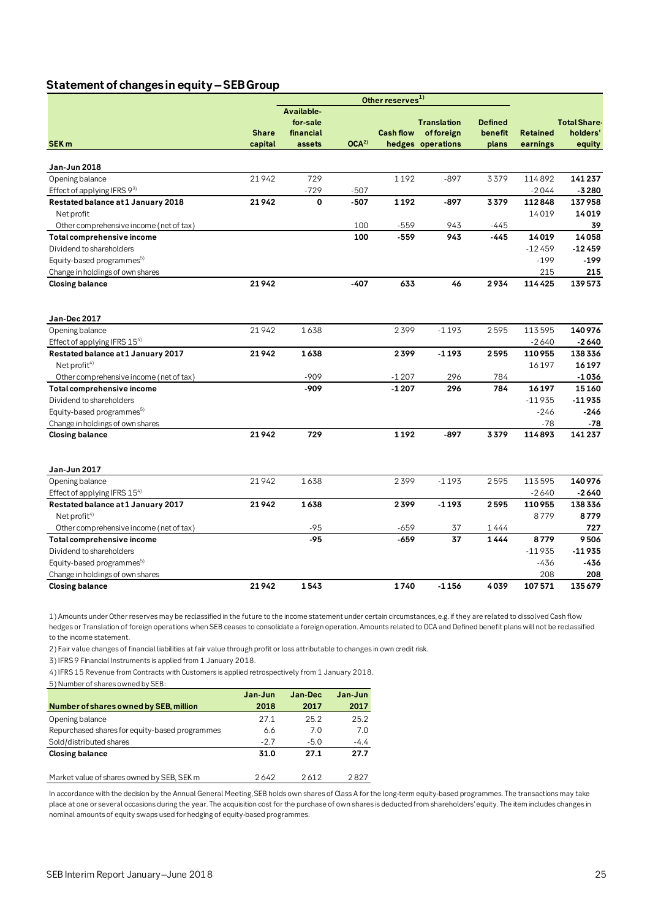## Statement of changes in equity – SEB Group

| SEK m | Share capital | Other reserves[1] Available-for-sale financial assets | OCA[2] | Cash flow hedges | Translation of foreign operations | Defined benefit plans | Retained earnings | Total Shareholders' equity |
|---|---|---|---|---|---|---|---|---|
| **Jan-Jun 2018** | | | | | | | | |
| Opening balance | 21 942 | 729 | | 1 192 | -897 | 3 379 | 114 892 | **141 237** |
| Effect of applying IFRS 9[3] | | -729 | -507 | | | | -2 044 | **-3 280** |
| **Restated balance at 1 January 2018** | **21 942** | **0** | **-507** | **1 192** | **-897** | **3 379** | **112 848** | **137 958** |
| Net profit | | | | | | | 14 019 | **14 019** |
| Other comprehensive income (net of tax) | | | 100 | -559 | 943 | -445 | | **39** |
| **Total comprehensive income** | | | **100** | **-559** | **943** | **-445** | **14 019** | **14 058** |
| Dividend to shareholders | | | | | | | -12 459 | **-12 459** |
| Equity-based programmes[5] | | | | | | | -199 | **-199** |
| Change in holdings of own shares | | | | | | | 215 | **215** |
| **Closing balance** | **21 942** | | **-407** | **633** | **46** | **2 934** | **114 425** | **139 573** |
| **Jan-Dec 2017** | | | | | | | | |
| Opening balance | 21 942 | 1 638 | | 2 399 | -1 193 | 2 595 | 113 595 | **140 976** |
| Effect of applying IFRS 15[4] | | | | | | | -2 640 | **-2 640** |
| **Restated balance at 1 January 2017** | **21 942** | **1 638** | | **2 399** | **-1 193** | **2 595** | **110 955** | **138 336** |
| Net profit[4] | | | | | | | 16 197 | **16 197** |
| Other comprehensive income (net of tax) | | -909 | | -1 207 | 296 | 784 | | **-1 036** |
| **Total comprehensive income** | | **-909** | | **-1 207** | **296** | **784** | **16 197** | **15 160** |
| Dividend to shareholders | | | | | | | -11 935 | **-11 935** |
| Equity-based programmes[5] | | | | | | | -246 | **-246** |
| Change in holdings of own shares | | | | | | | -78 | **-78** |
| **Closing balance** | **21 942** | **729** | | **1 192** | **-897** | **3 379** | **114 893** | **141 237** |
| **Jan-Jun 2017** | | | | | | | | |
| Opening balance | 21 942 | 1 638 | | 2 399 | -1 193 | 2 595 | 113 595 | **140 976** |
| Effect of applying IFRS 15[4] | | | | | | | -2 640 | **-2 640** |
| **Restated balance at 1 January 2017** | **21 942** | **1 638** | | **2 399** | **-1 193** | **2 595** | **110 955** | **138 336** |
| Net profit[4] | | | | | | | 8 779 | **8 779** |
| Other comprehensive income (net of tax) | | -95 | | -659 | 37 | 1 444 | | **727** |
| **Total comprehensive income** | | **-95** | | **-659** | **37** | **1 444** | **8 779** | **9 506** |
| Dividend to shareholders | | | | | | | -11 935 | **-11 935** |
| Equity-based programmes[5] | | | | | | | -436 | **-436** |
| Change in holdings of own shares | | | | | | | 208 | **208** |
| **Closing balance** | **21 942** | **1 543** | | **1 740** | **-1 156** | **4 039** | **107 571** | **135 679** |

1) Amounts under Other reserves may be reclassified in the future to the income statement under certain circumstances, e.g. if they are related to dissolved Cash flow hedges or Translation of foreign operations when SEB ceases to consolidate a foreign operation. Amounts related to OCA and Defined benefit plans will not be reclassified to the income statement.

2) Fair value changes of financial liabilities at fair value through profit or loss attributable to changes in own credit risk.

3) IFRS 9 Financial Instruments is applied from 1 January 2018.

4) IFRS 15 Revenue from Contracts with Customers is applied retrospectively from 1 January 2018.

5) Number of shares owned by SEB:

| Number of shares owned by SEB, million | Jan-Jun 2018 | Jan-Dec 2017 | Jan-Jun 2017 |
|---|---|---|---|
| Opening balance | 27.1 | 25.2 | 25.2 |
| Repurchased shares for equity-based programmes | 6.6 | 7.0 | 7.0 |
| Sold/distributed shares | -2.7 | -5.0 | -4.4 |
| **Closing balance** | **31.0** | **27.1** | **27.7** |
| Market value of shares owned by SEB, SEK m | 2 642 | 2 612 | 2 827 |

In accordance with the decision by the Annual General Meeting, SEB holds own shares of Class A for the long-term equity-based programmes. The transactions may take place at one or several occasions during the year. The acquisition cost for the purchase of own shares is deducted from shareholders' equity. The item includes changes in nominal amounts of equity swaps used for hedging of equity-based programmes.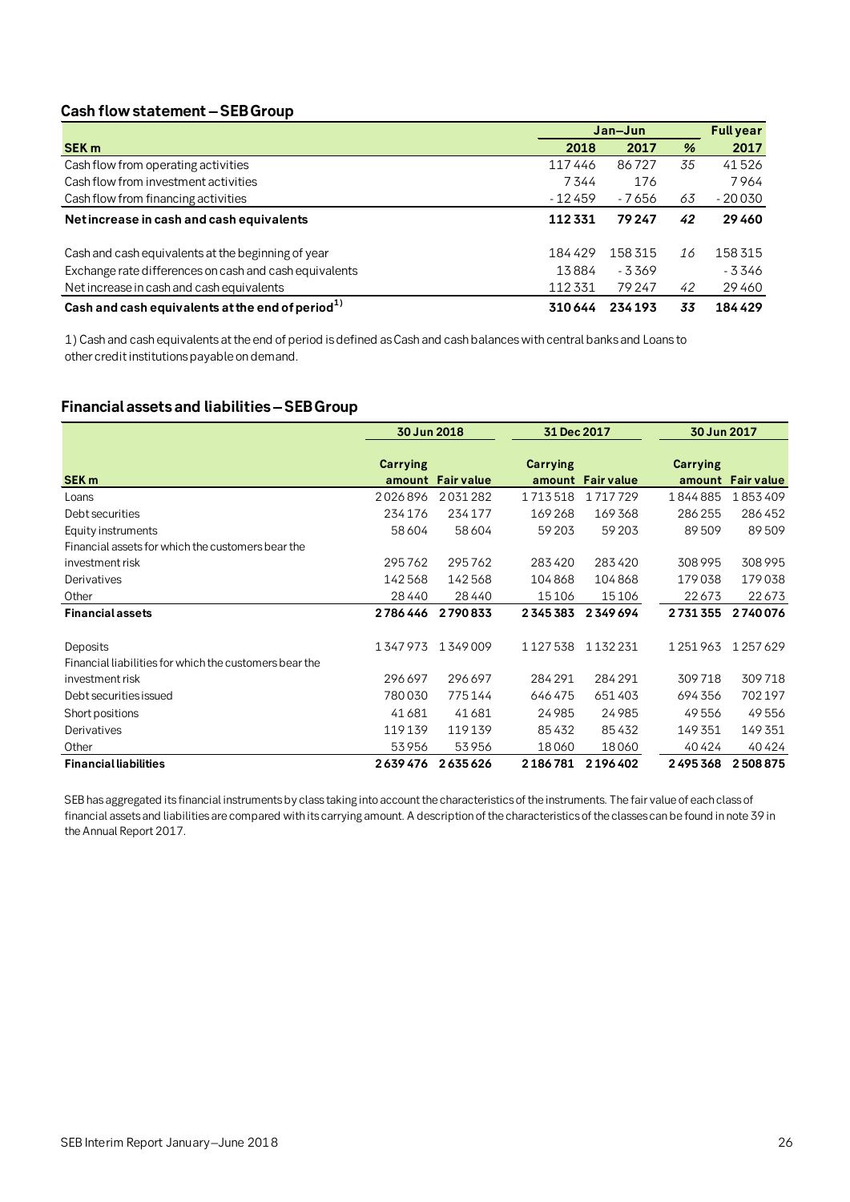## Cash flow statement – SEB Group

| | Jan–Jun | | | Full year |
|---|---|---|---|---|
| **SEK m** | **2018** | **2017** | **%** | **2017** |
| Cash flow from operating activities | 117 446 | 86 727 | *35* | 41 526 |
| Cash flow from investment activities | 7 344 | 176 | | 7 964 |
| Cash flow from financing activities | -12 459 | -7 656 | *63* | -20 030 |
| **Net increase in cash and cash equivalents** | **112 331** | **79 247** | ***42*** | **29 460** |
| | | | | |
| Cash and cash equivalents at the beginning of year | 184 429 | 158 315 | *16* | 158 315 |
| Exchange rate differences on cash and cash equivalents | 13 884 | -3 369 | | -3 346 |
| Net increase in cash and cash equivalents | 112 331 | 79 247 | *42* | 29 460 |
| **Cash and cash equivalents at the end of period[1)]** | **310 644** | **234 193** | ***33*** | **184 429** |

1) Cash and cash equivalents at the end of period is defined as Cash and cash balances with central banks and Loans to other credit institutions payable on demand.

## Financial assets and liabilities – SEB Group

| | 30 Jun 2018 | | 31 Dec 2017 | | 30 Jun 2017 | |
|---|---|---|---|---|---|---|
| **SEK m** | **Carrying amount** | **Fair value** | **Carrying amount** | **Fair value** | **Carrying amount** | **Fair value** |
| Loans | 2 026 896 | 2 031 282 | 1 713 518 | 1 717 729 | 1 844 885 | 1 853 409 |
| Debt securities | 234 176 | 234 177 | 169 268 | 169 368 | 286 255 | 286 452 |
| Equity instruments | 58 604 | 58 604 | 59 203 | 59 203 | 89 509 | 89 509 |
| Financial assets for which the customers bear the investment risk | 295 762 | 295 762 | 283 420 | 283 420 | 308 995 | 308 995 |
| Derivatives | 142 568 | 142 568 | 104 868 | 104 868 | 179 038 | 179 038 |
| Other | 28 440 | 28 440 | 15 106 | 15 106 | 22 673 | 22 673 |
| **Financial assets** | **2 786 446** | **2 790 833** | **2 345 383** | **2 349 694** | **2 731 355** | **2 740 076** |
| | | | | | | |
| Deposits | 1 347 973 | 1 349 009 | 1 127 538 | 1 132 231 | 1 251 963 | 1 257 629 |
| Financial liabilities for which the customers bear the investment risk | 296 697 | 296 697 | 284 291 | 284 291 | 309 718 | 309 718 |
| Debt securities issued | 780 030 | 775 144 | 646 475 | 651 403 | 694 356 | 702 197 |
| Short positions | 41 681 | 41 681 | 24 985 | 24 985 | 49 556 | 49 556 |
| Derivatives | 119 139 | 119 139 | 85 432 | 85 432 | 149 351 | 149 351 |
| Other | 53 956 | 53 956 | 18 060 | 18 060 | 40 424 | 40 424 |
| **Financial liabilities** | **2 639 476** | **2 635 626** | **2 186 781** | **2 196 402** | **2 495 368** | **2 508 875** |

SEB has aggregated its financial instruments by class taking into account the characteristics of the instruments. The fair value of each class of financial assets and liabilities are compared with its carrying amount. A description of the characteristics of the classes can be found in note 39 in the Annual Report 2017.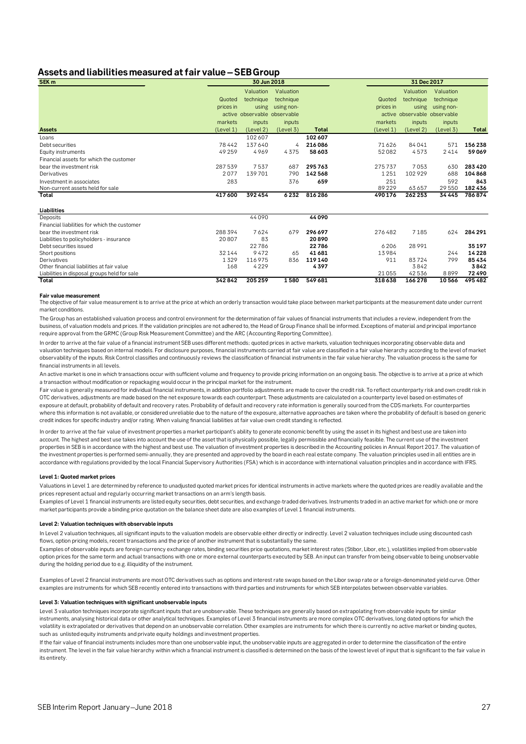## Assets and liabilities measured at fair value – SEB Group

| SEK m | 30 Jun 2018 | | | | 31 Dec 2017 | | | |
|---|---|---|---|---|---|---|---|---|
| | Quoted prices in active markets (Level 1) | Valuation technique using observable inputs (Level 2) | Valuation technique using non-observable inputs (Level 3) | Total | Quoted prices in active markets (Level 1) | Valuation technique using observable inputs (Level 2) | Valuation technique using non-observable inputs (Level 3) | Total |
| **Assets** | | | | | | | | |
| Loans | | 102 607 | | **102 607** | | | | |
| Debt securities | 78 442 | 137 640 | 4 | **216 086** | 71 626 | 84 041 | 571 | **156 238** |
| Equity instruments | 49 259 | 4 969 | 4 375 | **58 603** | 52 082 | 4 573 | 2 414 | **59 069** |
| Financial assets for which the customer bear the investment risk | 287 539 | 7 537 | 687 | **295 763** | 275 737 | 7 053 | 630 | **283 420** |
| Derivatives | 2 077 | 139 701 | 790 | **142 568** | 1 251 | 102 929 | 688 | **104 868** |
| Investment in associates | 283 | | 376 | **659** | 251 | | 592 | **843** |
| Non-current assets held for sale | | | | | 89 229 | 63 657 | 29 550 | **182 436** |
| **Total** | **417 600** | **392 454** | **6 232** | **816 286** | **490 176** | **262 253** | **34 445** | **786 874** |
| **Liabilities** | | | | | | | | |
| Deposits | | 44 090 | | **44 090** | | | | |
| Financial liabilities for which the customer bear the investment risk | 288 394 | 7 624 | 679 | **296 697** | 276 482 | 7 185 | 624 | **284 291** |
| Liabilities to policyholders - insurance | 20 807 | 83 | | **20 890** | | | | |
| Debt securities issued | | 22 786 | | **22 786** | 6 206 | 28 991 | | **35 197** |
| Short positions | 32 144 | 9 472 | 65 | **41 681** | 13 984 | | 244 | **14 228** |
| Derivatives | 1 329 | 116 975 | 836 | **119 140** | 911 | 83 724 | 799 | **85 434** |
| Other financial liabilities at fair value | 168 | 4 229 | | **4 397** | | 3 842 | | **3 842** |
| Liabilities in disposal groups held for sale | | | | | 21 055 | 42 536 | 8 899 | **72 490** |
| **Total** | **342 842** | **205 259** | **1 580** | **549 681** | **318 638** | **166 278** | **10 566** | **495 482** |

#### Fair value measurement

The objective of fair value measurement is to arrive at the price at which an orderly transaction would take place between market participants at the measurement date under current market conditions.

The Group has an established valuation process and control environment for the determination of fair values of financial instruments that includes a review, independent from the business, of valuation models and prices. If the validation principles are not adhered to, the Head of Group Finance shall be informed. Exceptions of material and principal importance require approval from the GRMC (Group Risk Measurement Committee) and the ARC (Accounting Reporting Committee).

In order to arrive at the fair value of a financial instrument SEB uses different methods; quoted prices in active markets, valuation techniques incorporating observable data and valuation techniques based on internal models. For disclosure purposes, financial instruments carried at fair value are classified in a fair value hierarchy according to the level of market observability of the inputs. Risk Control classifies and continuously reviews the classification of financial instruments in the fair value hierarchy. The valuation process is the same for financial instruments in all levels.

An active market is one in which transactions occur with sufficient volume and frequency to provide pricing information on an ongoing basis. The objective is to arrive at a price at which a transaction without modification or repackaging would occur in the principal market for the instrument.

Fair value is generally measured for individual financial instruments, in addition portfolio adjustments are made to cover the credit risk. To reflect counterparty risk and own credit risk in OTC derivatives, adjustments are made based on the net exposure towards each counterpart. These adjustments are calculated on a counterparty level based on estimates of exposure at default, probability of default and recovery rates. Probability of default and recovery rate information is generally sourced from the CDS markets. For counterparties where this information is not available, or considered unreliable due to the nature of the exposure, alternative approaches are taken where the probability of default is based on generic credit indices for specific industry and/or rating. When valuing financial liabilities at fair value own credit standing is reflected.

In order to arrive at the fair value of investment properties a market participant's ability to generate economic benefit by using the asset in its highest and best use are taken into account. The highest and best use takes into account the use of the asset that is physically possible, legally permissible and financially feasible. The current use of the investment properties in SEB is in accordance with the highest and best use. The valuation of investment properties is described in the Accounting policies in Annual Report 2017. The valuation of the investment properties is performed semi-annually, they are presented and approved by the board in each real estate company. The valuation principles used in all entities are in accordance with regulations provided by the local Financial Supervisory Authorities (FSA) which is in accordance with international valuation principles and in accordance with IFRS.

#### Level 1: Quoted market prices

Valuations in Level 1 are determined by reference to unadjusted quoted market prices for identical instruments in active markets where the quoted prices are readily available and the prices represent actual and regularly occurring market transactions on an arm's length basis.

Examples of Level 1 financial instruments are listed equity securities, debt securities, and exchange-traded derivatives. Instruments traded in an active market for which one or more market participants provide a binding price quotation on the balance sheet date are also examples of Level 1 financial instruments.

#### Level 2: Valuation techniques with observable inputs

In Level 2 valuation techniques, all significant inputs to the valuation models are observable either directly or indirectly. Level 2 valuation techniques include using discounted cash flows, option pricing models, recent transactions and the price of another instrument that is substantially the same.

Examples of observable inputs are foreign currency exchange rates, binding securities price quotations, market interest rates (Stibor, Libor, etc.), volatilities implied from observable option prices for the same term and actual transactions with one or more external counterparts executed by SEB. An input can transfer from being observable to being unobservable during the holding period due to e.g. illiquidity of the instrument.

Examples of Level 2 financial instruments are most OTC derivatives such as options and interest rate swaps based on the Libor swap rate or a foreign-denominated yield curve. Other examples are instruments for which SEB recently entered into transactions with third parties and instruments for which SEB interpolates between observable variables.

#### Level 3: Valuation techniques with significant unobservable inputs

Level 3 valuation techniques incorporate significant inputs that are unobservable. These techniques are generally based on extrapolating from observable inputs for similar instruments, analysing historical data or other analytical techniques. Examples of Level 3 financial instruments are more complex OTC derivatives, long dated options for which the volatility is extrapolated or derivatives that depend on an unobservable correlation. Other examples are instruments for which there is currently no active market or binding quotes, such as unlisted equity instruments and private equity holdings and investment properties.

If the fair value of financial instruments includes more than one unobservable input, the unobservable inputs are aggregated in order to determine the classification of the entire instrument. The level in the fair value hierarchy within which a financial instrument is classified is determined on the basis of the lowest level of input that is significant to the fair value in its entirety.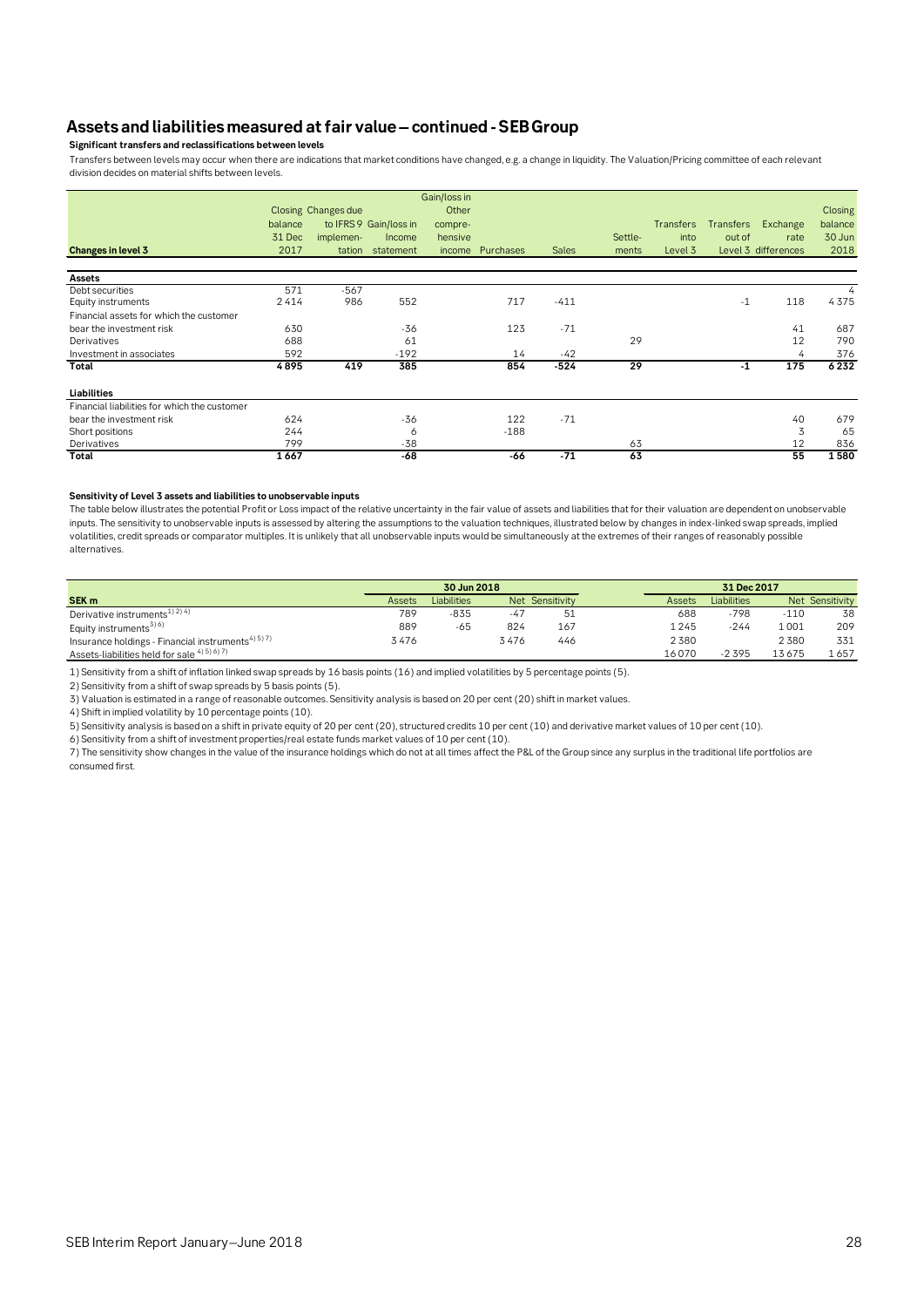## Assets and liabilities measured at fair value – continued - SEB Group

**Significant transfers and reclassifications between levels**

Transfers between levels may occur when there are indications that market conditions have changed, e.g. a change in liquidity. The Valuation/Pricing committee of each relevant division decides on material shifts between levels.

| Changes in level 3 | Closing balance 31 Dec 2017 | Changes due to IFRS 9 implementation | Gain/loss in Income statement | Gain/loss in Other comprehensive income | Purchases | Sales | Settlements | Transfers into Level 3 | Transfers out of Level 3 | Exchange rate differences | Closing balance 30 Jun 2018 |
|---|---|---|---|---|---|---|---|---|---|---|---|
| **Assets** | | | | | | | | | | | |
| Debt securities | 571 | -567 | | | | | | | | | 4 |
| Equity instruments | 2 414 | 986 | 552 | | 717 | -411 | | | -1 | 118 | 4 375 |
| Financial assets for which the customer bear the investment risk | 630 | | -36 | | 123 | -71 | | | | 41 | 687 |
| Derivatives | 688 | | 61 | | | | 29 | | | 12 | 790 |
| Investment in associates | 592 | | -192 | | 14 | -42 | | | | 4 | 376 |
| **Total** | **4 895** | **419** | **385** | | **854** | **-524** | **29** | | **-1** | **175** | **6 232** |
| **Liabilities** | | | | | | | | | | | |
| Financial liabilities for which the customer bear the investment risk | 624 | | -36 | | 122 | -71 | | | | 40 | 679 |
| Short positions | 244 | | 6 | | -188 | | | | | 3 | 65 |
| Derivatives | 799 | | -38 | | | | 63 | | | 12 | 836 |
| **Total** | **1 667** | | **-68** | | **-66** | **-71** | **63** | | | **55** | **1 580** |

**Sensitivity of Level 3 assets and liabilities to unobservable inputs**

The table below illustrates the potential Profit or Loss impact of the relative uncertainty in the fair value of assets and liabilities that for their valuation are dependent on unobservable inputs. The sensitivity to unobservable inputs is assessed by altering the assumptions to the valuation techniques, illustrated below by changes in index-linked swap spreads, implied volatilities, credit spreads or comparator multiples. It is unlikely that all unobservable inputs would be simultaneously at the extremes of their ranges of reasonably possible alternatives.

| | 30 Jun 2018 | | | | 31 Dec 2017 | | | |
|---|---|---|---|---|---|---|---|---|
| **SEK m** | Assets | Liabilities | Net | Sensitivity | Assets | Liabilities | Net | Sensitivity |
| Derivative instruments[1) 2) 4)] | 789 | -835 | -47 | 51 | 688 | -798 | -110 | 38 |
| Equity instruments[3) 6)] | 889 | -65 | 824 | 167 | 1 245 | -244 | 1 001 | 209 |
| Insurance holdings - Financial instruments[4) 5) 7)] | 3 476 | | 3 476 | 446 | 2 380 | | 2 380 | 331 |
| Assets-liabilities held for sale [4) 5) 6) 7)] | | | | | 16 070 | -2 395 | 13 675 | 1 657 |

1) Sensitivity from a shift of inflation linked swap spreads by 16 basis points (16) and implied volatilities by 5 percentage points (5).

2) Sensitivity from a shift of swap spreads by 5 basis points (5).

3) Valuation is estimated in a range of reasonable outcomes. Sensitivity analysis is based on 20 per cent (20) shift in market values.

4) Shift in implied volatility by 10 percentage points (10).

5) Sensitivity analysis is based on a shift in private equity of 20 per cent (20), structured credits 10 per cent (10) and derivative market values of 10 per cent (10).

6) Sensitivity from a shift of investment properties/real estate funds market values of 10 per cent (10).

7) The sensitivity show changes in the value of the insurance holdings which do not at all times affect the P&L of the Group since any surplus in the traditional life portfolios are consumed first.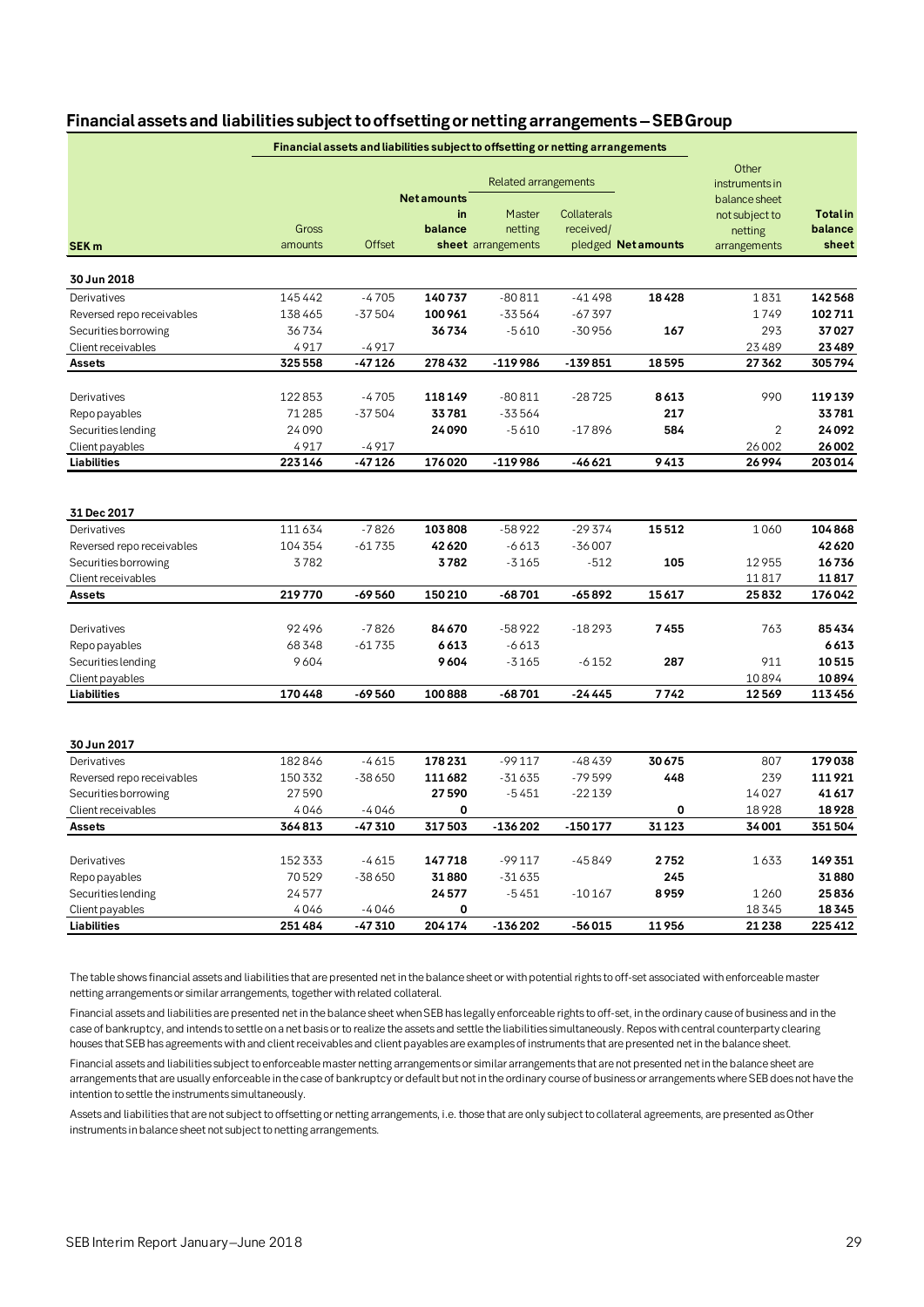## Financial assets and liabilities subject to offsetting or netting arrangements – SEB Group

| | Financial assets and liabilities subject to offsetting or netting arrangements | | | | | | | |
|---|---|---|---|---|---|---|---|---|
| | | | | Related arrangements | | | Other instruments in balance sheet not subject to netting arrangements | |
| SEK m | Gross amounts | Offset | Net amounts in balance sheet | Master netting arrangements | Collaterals received/ pledged | Net amounts | | Total in balance sheet |
| **30 Jun 2018** | | | | | | | | |
| Derivatives | 145 442 | -4 705 | **140 737** | -80 811 | -41 498 | **18 428** | 1 831 | **142 568** |
| Reversed repo receivables | 138 465 | -37 504 | **100 961** | -33 564 | -67 397 | | 1 749 | **102 711** |
| Securities borrowing | 36 734 | | **36 734** | -5 610 | -30 956 | **167** | 293 | **37 027** |
| Client receivables | 4 917 | -4 917 | | | | | 23 489 | **23 489** |
| **Assets** | **325 558** | **-47 126** | **278 432** | **-119 986** | **-139 851** | **18 595** | **27 362** | **305 794** |
| | | | | | | | | |
| Derivatives | 122 853 | -4 705 | **118 149** | -80 811 | -28 725 | **8 613** | 990 | **119 139** |
| Repo payables | 71 285 | -37 504 | **33 781** | -33 564 | | **217** | | **33 781** |
| Securities lending | 24 090 | | **24 090** | -5 610 | -17 896 | **584** | 2 | **24 092** |
| Client payables | 4 917 | -4 917 | | | | | 26 002 | **26 002** |
| **Liabilities** | **223 146** | **-47 126** | **176 020** | **-119 986** | **-46 621** | **9 413** | **26 994** | **203 014** |
| | | | | | | | | |
| **31 Dec 2017** | | | | | | | | |
| Derivatives | 111 634 | -7 826 | **103 808** | -58 922 | -29 374 | **15 512** | 1 060 | **104 868** |
| Reversed repo receivables | 104 354 | -61 735 | **42 620** | -6 613 | -36 007 | | | **42 620** |
| Securities borrowing | 3 782 | | **3 782** | -3 165 | -512 | **105** | 12 955 | **16 736** |
| Client receivables | | | | | | | 11 817 | **11 817** |
| **Assets** | **219 770** | **-69 560** | **150 210** | **-68 701** | **-65 892** | **15 617** | **25 832** | **176 042** |
| | | | | | | | | |
| Derivatives | 92 496 | -7 826 | **84 670** | -58 922 | -18 293 | **7 455** | 763 | **85 434** |
| Repo payables | 68 348 | -61 735 | **6 613** | -6 613 | | | | **6 613** |
| Securities lending | 9 604 | | **9 604** | -3 165 | -6 152 | **287** | 911 | **10 515** |
| Client payables | | | | | | | 10 894 | **10 894** |
| **Liabilities** | **170 448** | **-69 560** | **100 888** | **-68 701** | **-24 445** | **7 742** | **12 569** | **113 456** |
| | | | | | | | | |
| **30 Jun 2017** | | | | | | | | |
| Derivatives | 182 846 | -4 615 | **178 231** | -99 117 | -48 439 | **30 675** | 807 | **179 038** |
| Reversed repo receivables | 150 332 | -38 650 | **111 682** | -31 635 | -79 599 | **448** | 239 | **111 921** |
| Securities borrowing | 27 590 | | **27 590** | -5 451 | -22 139 | | 14 027 | **41 617** |
| Client receivables | 4 046 | -4 046 | | | | **0** | 18 928 | **18 928** |
| **Assets** | **364 813** | **-47 310** | **317 503** | **-136 202** | **-150 177** | **31 123** | **34 001** | **351 504** |
| | | | | | | | | |
| Derivatives | 152 333 | -4 615 | **147 718** | -99 117 | -45 849 | **2 752** | 1 633 | **149 351** |
| Repo payables | 70 529 | -38 650 | **31 880** | -31 635 | | **245** | | **31 880** |
| Securities lending | 24 577 | | **24 577** | -5 451 | -10 167 | **8 959** | 1 260 | **25 836** |
| Client payables | 4 046 | -4 046 | **0** | | | | 18 345 | **18 345** |
| **Liabilities** | **251 484** | **-47 310** | **204 174** | **-136 202** | **-56 015** | **11 956** | **21 238** | **225 412** |

The table shows financial assets and liabilities that are presented net in the balance sheet or with potential rights to off-set associated with enforceable master netting arrangements or similar arrangements, together with related collateral.

Financial assets and liabilities are presented net in the balance sheet when SEB has legally enforceable rights to off-set, in the ordinary cause of business and in the case of bankruptcy, and intends to settle on a net basis or to realize the assets and settle the liabilities simultaneously. Repos with central counterparty clearing houses that SEB has agreements with and client receivables and client payables are examples of instruments that are presented net in the balance sheet.

Financial assets and liabilities subject to enforceable master netting arrangements or similar arrangements that are not presented net in the balance sheet are arrangements that are usually enforceable in the case of bankruptcy or default but not in the ordinary course of business or arrangements where SEB does not have the intention to settle the instruments simultaneously.

Assets and liabilities that are not subject to offsetting or netting arrangements, i.e. those that are only subject to collateral agreements, are presented as Other instruments in balance sheet not subject to netting arrangements.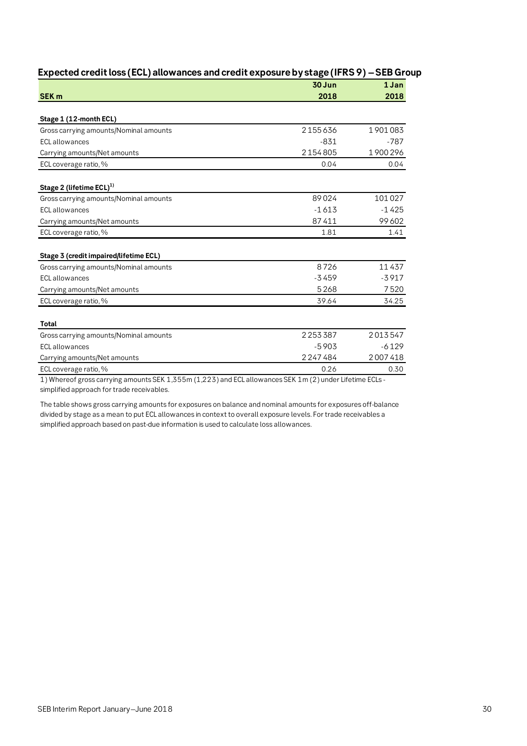## Expected credit loss (ECL) allowances and credit exposure by stage (IFRS 9) – SEB Group

| SEK m | 30 Jun 2018 | 1 Jan 2018 |
|---|---|---|
| **Stage 1 (12-month ECL)** | | |
| Gross carrying amounts/Nominal amounts | 2 155 636 | 1 901 083 |
| ECL allowances | -831 | -787 |
| Carrying amounts/Net amounts | 2 154 805 | 1 900 296 |
| ECL coverage ratio, % | 0.04 | 0.04 |
| **Stage 2 (lifetime ECL)[1)]** | | |
| Gross carrying amounts/Nominal amounts | 89 024 | 101 027 |
| ECL allowances | -1 613 | -1 425 |
| Carrying amounts/Net amounts | 87 411 | 99 602 |
| ECL coverage ratio, % | 1.81 | 1.41 |
| **Stage 3 (credit impaired/lifetime ECL)** | | |
| Gross carrying amounts/Nominal amounts | 8 726 | 11 437 |
| ECL allowances | -3 459 | -3 917 |
| Carrying amounts/Net amounts | 5 268 | 7 520 |
| ECL coverage ratio, % | 39.64 | 34.25 |
| **Total** | | |
| Gross carrying amounts/Nominal amounts | 2 253 387 | 2 013 547 |
| ECL allowances | -5 903 | -6 129 |
| Carrying amounts/Net amounts | 2 247 484 | 2 007 418 |
| ECL coverage ratio, % | 0.26 | 0.30 |

1) Whereof gross carrying amounts SEK 1,355m (1,223) and ECL allowances SEK 1m (2) under Lifetime ECLs - simplified approach for trade receivables.

The table shows gross carrying amounts for exposures on balance and nominal amounts for exposures off-balance divided by stage as a mean to put ECL allowances in context to overall exposure levels. For trade receivables a simplified approach based on past-due information is used to calculate loss allowances.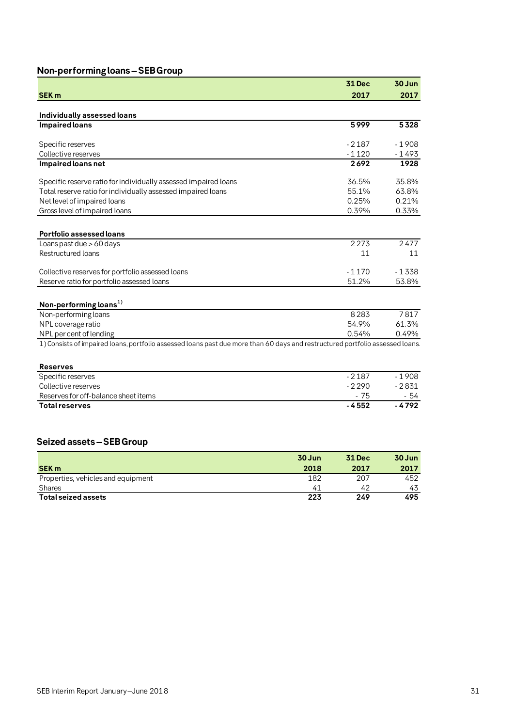## Non-performing loans – SEB Group

| SEK m | 31 Dec 2017 | 30 Jun 2017 |
|---|---|---|
| **Individually assessed loans** | | |
| **Impaired loans** | **5 999** | **5 328** |
| Specific reserves | - 2 187 | - 1 908 |
| Collective reserves | - 1 120 | - 1 493 |
| **Impaired loans net** | **2 692** | **1928** |
| Specific reserve ratio for individually assessed impaired loans | 36.5% | 35.8% |
| Total reserve ratio for individually assessed impaired loans | 55.1% | 63.8% |
| Net level of impaired loans | 0.25% | 0.21% |
| Gross level of impaired loans | 0.39% | 0.33% |
| **Portfolio assessed loans** | | |
| Loans past due > 60 days | 2 273 | 2 477 |
| Restructured loans | 11 | 11 |
| Collective reserves for portfolio assessed loans | - 1 170 | - 1 338 |
| Reserve ratio for portfolio assessed loans | 51.2% | 53.8% |
| **Non-performing loans[1)]** | | |
| Non-performing loans | 8 283 | 7 817 |
| NPL coverage ratio | 54.9% | 61.3% |
| NPL per cent of lending | 0.54% | 0.49% |

1) Consists of impaired loans, portfolio assessed loans past due more than 60 days and restructured portfolio assessed loans.

| **Reserves** | | |
|---|---|---|
| Specific reserves | - 2 187 | - 1 908 |
| Collective reserves | - 2 290 | - 2 831 |
| Reserves for off-balance sheet items | - 75 | - 54 |
| **Total reserves** | **- 4 552** | **- 4 792** |

## Seized assets – SEB Group

| SEK m | 30 Jun 2018 | 31 Dec 2017 | 30 Jun 2017 |
|---|---|---|---|
| Properties, vehicles and equipment | 182 | 207 | 452 |
| Shares | 41 | 42 | 43 |
| **Total seized assets** | **223** | **249** | **495** |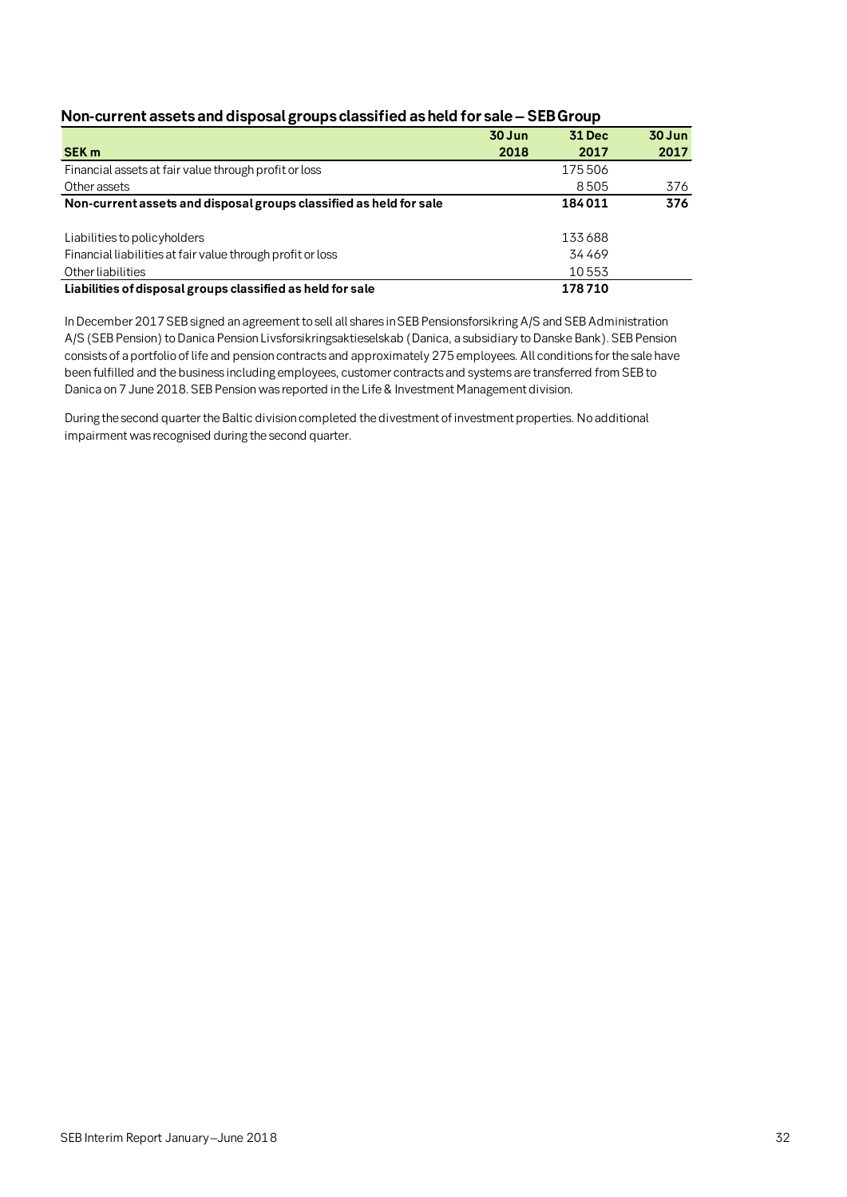## Non-current assets and disposal groups classified as held for sale – SEB Group

| SEK m | 30 Jun 2018 | 31 Dec 2017 | 30 Jun 2017 |
|---|---|---|---|
| Financial assets at fair value through profit or loss | | 175 506 | |
| Other assets | | 8 505 | 376 |
| **Non-current assets and disposal groups classified as held for sale** | | **184 011** | **376** |
| | | | |
| Liabilities to policyholders | | 133 688 | |
| Financial liabilities at fair value through profit or loss | | 34 469 | |
| Other liabilities | | 10 553 | |
| **Liabilities of disposal groups classified as held for sale** | | **178 710** | |

In December 2017 SEB signed an agreement to sell all shares in SEB Pensionsforsikring A/S and SEB Administration A/S (SEB Pension) to Danica Pension Livsforsikringsaktieselskab (Danica, a subsidiary to Danske Bank). SEB Pension consists of a portfolio of life and pension contracts and approximately 275 employees. All conditions for the sale have been fulfilled and the business including employees, customer contracts and systems are transferred from SEB to Danica on 7 June 2018. SEB Pension was reported in the Life & Investment Management division.

During the second quarter the Baltic division completed the divestment of investment properties. No additional impairment was recognised during the second quarter.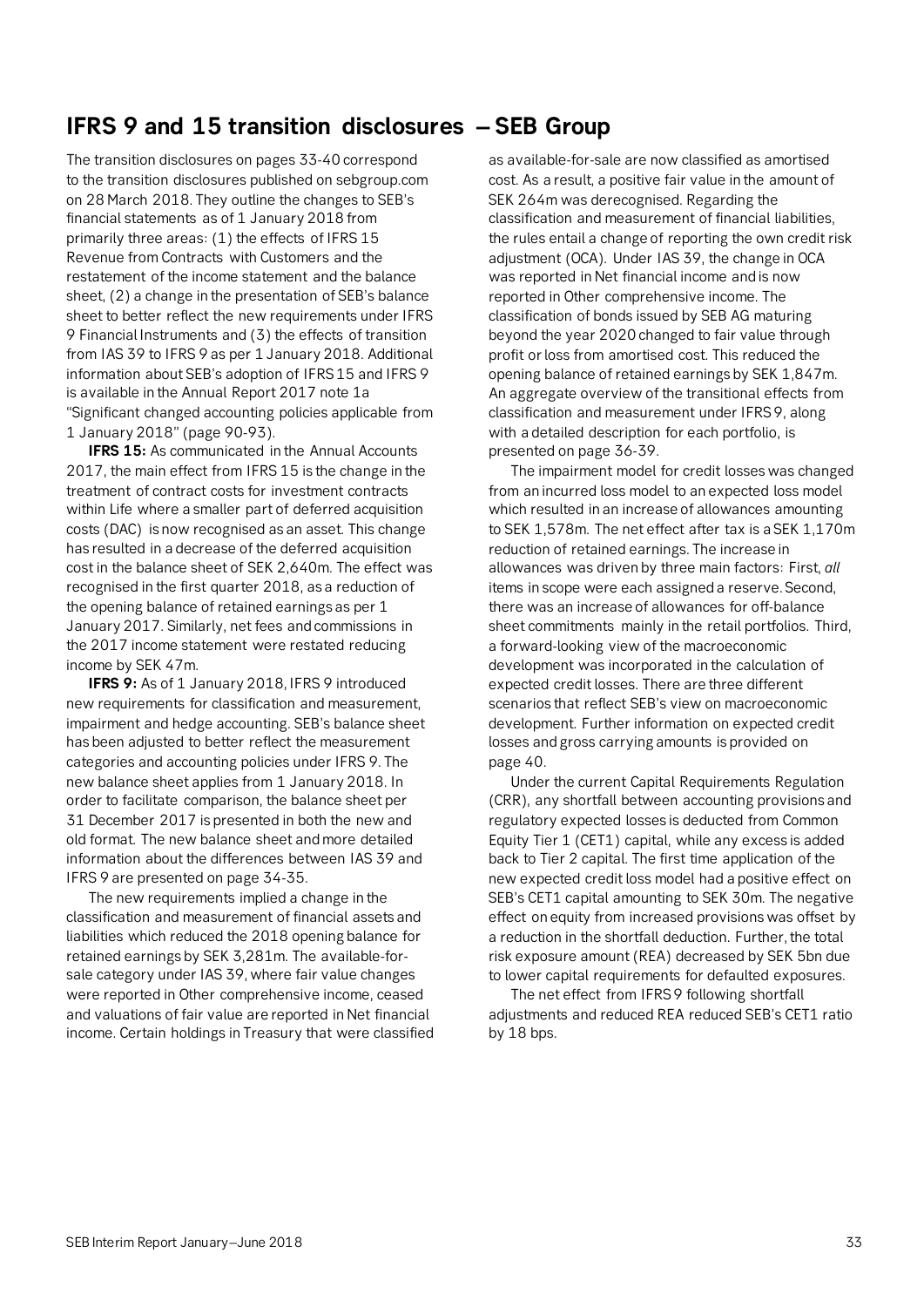# IFRS 9 and 15 transition disclosures – SEB Group

The transition disclosures on pages 33-40 correspond to the transition disclosures published on sebgroup.com on 28 March 2018. They outline the changes to SEB's financial statements as of 1 January 2018 from primarily three areas: (1) the effects of IFRS 15 Revenue from Contracts with Customers and the restatement of the income statement and the balance sheet, (2) a change in the presentation of SEB's balance sheet to better reflect the new requirements under IFRS 9 Financial Instruments and (3) the effects of transition from IAS 39 to IFRS 9 as per 1 January 2018. Additional information about SEB's adoption of IFRS 15 and IFRS 9 is available in the Annual Report 2017 note 1a "Significant changed accounting policies applicable from 1 January 2018" (page 90-93).

**IFRS 15:** As communicated in the Annual Accounts 2017, the main effect from IFRS 15 is the change in the treatment of contract costs for investment contracts within Life where a smaller part of deferred acquisition costs (DAC) is now recognised as an asset. This change has resulted in a decrease of the deferred acquisition cost in the balance sheet of SEK 2,640m. The effect was recognised in the first quarter 2018, as a reduction of the opening balance of retained earnings as per 1 January 2017. Similarly, net fees and commissions in the 2017 income statement were restated reducing income by SEK 47m.

**IFRS 9:** As of 1 January 2018, IFRS 9 introduced new requirements for classification and measurement, impairment and hedge accounting. SEB's balance sheet has been adjusted to better reflect the measurement categories and accounting policies under IFRS 9. The new balance sheet applies from 1 January 2018. In order to facilitate comparison, the balance sheet per 31 December 2017 is presented in both the new and old format. The new balance sheet and more detailed information about the differences between IAS 39 and IFRS 9 are presented on page 34-35.

The new requirements implied a change in the classification and measurement of financial assets and liabilities which reduced the 2018 opening balance for retained earnings by SEK 3,281m. The available-for-sale category under IAS 39, where fair value changes were reported in Other comprehensive income, ceased and valuations of fair value are reported in Net financial income. Certain holdings in Treasury that were classified as available-for-sale are now classified as amortised cost. As a result, a positive fair value in the amount of SEK 264m was derecognised. Regarding the classification and measurement of financial liabilities, the rules entail a change of reporting the own credit risk adjustment (OCA). Under IAS 39, the change in OCA was reported in Net financial income and is now reported in Other comprehensive income. The classification of bonds issued by SEB AG maturing beyond the year 2020 changed to fair value through profit or loss from amortised cost. This reduced the opening balance of retained earnings by SEK 1,847m. An aggregate overview of the transitional effects from classification and measurement under IFRS 9, along with a detailed description for each portfolio, is presented on page 36-39.

The impairment model for credit losses was changed from an incurred loss model to an expected loss model which resulted in an increase of allowances amounting to SEK 1,578m. The net effect after tax is a SEK 1,170m reduction of retained earnings. The increase in allowances was driven by three main factors: First, *all* items in scope were each assigned a reserve. Second, there was an increase of allowances for off-balance sheet commitments mainly in the retail portfolios. Third, a forward-looking view of the macroeconomic development was incorporated in the calculation of expected credit losses. There are three different scenarios that reflect SEB's view on macroeconomic development. Further information on expected credit losses and gross carrying amounts is provided on page 40.

Under the current Capital Requirements Regulation (CRR), any shortfall between accounting provisions and regulatory expected losses is deducted from Common Equity Tier 1 (CET1) capital, while any excess is added back to Tier 2 capital. The first time application of the new expected credit loss model had a positive effect on SEB's CET1 capital amounting to SEK 30m. The negative effect on equity from increased provisions was offset by a reduction in the shortfall deduction. Further, the total risk exposure amount (REA) decreased by SEK 5bn due to lower capital requirements for defaulted exposures.

The net effect from IFRS 9 following shortfall adjustments and reduced REA reduced SEB's CET1 ratio by 18 bps.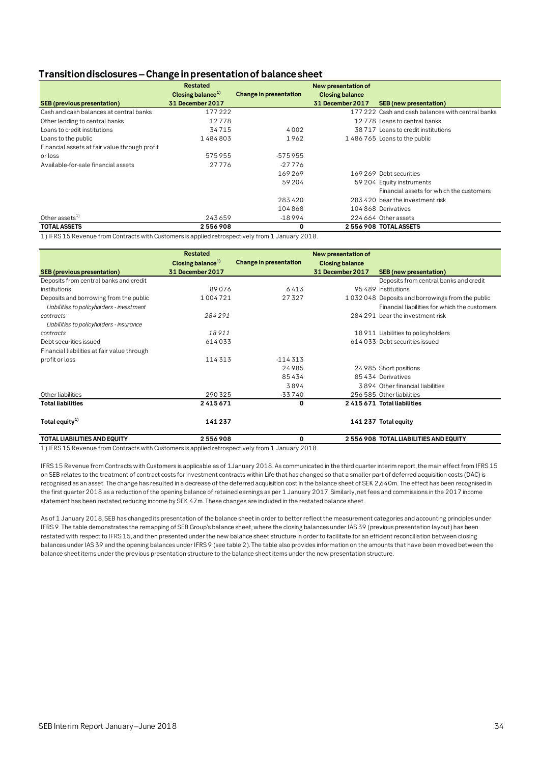## Transition disclosures – Change in presentation of balance sheet

| SEB (previous presentation) | Restated Closing balance[1) ] 31 December 2017 | Change in presentation | New presentation of Closing balance 31 December 2017 | SEB (new presentation) |
|---|---|---|---|---|
| Cash and cash balances at central banks | 177 222 | | 177 222 | Cash and cash balances with central banks |
| Other lending to central banks | 12 778 | | 12 778 | Loans to central banks |
| Loans to credit institutions | 34 715 | 4 002 | 38 717 | Loans to credit institutions |
| Loans to the public | 1 484 803 | 1 962 | 1 486 765 | Loans to the public |
| Financial assets at fair value through profit or loss | 575 955 | -575 955 | | |
| Available-for-sale financial assets | 27 776 | -27 776 | | |
| | | 169 269 | 169 269 | Debt securities |
| | | 59 204 | 59 204 | Equity instruments |
| | | 283 420 | 283 420 | Financial assets for which the customers bear the investment risk |
| | | 104 868 | 104 868 | Derivatives |
| Other assets[1)] | 243 659 | -18 994 | 224 664 | Other assets |
| **TOTAL ASSETS** | **2 556 908** | **0** | **2 556 908** | **TOTAL ASSETS** |

1) IFRS 15 Revenue from Contracts with Customers is applied retrospectively from 1 January 2018.

| SEB (previous presentation) | Restated Closing balance[1)] 31 December 2017 | Change in presentation | New presentation of Closing balance 31 December 2017 | SEB (new presentation) |
|---|---|---|---|---|
| Deposits from central banks and credit institutions | 89 076 | 6 413 | 95 489 | Deposits from central banks and credit institutions |
| Deposits and borrowing from the public | 1 004 721 | 27 327 | 1 032 048 | Deposits and borrowings from the public |
| *Liabilities to policyholders - investment contracts* | *284 291* | | 284 291 | Financial liabilities for which the customers bear the investment risk |
| *Liabilities to policyholders - insurance contracts* | *18 911* | | 18 911 | Liabilities to policyholders |
| Debt securities issued | 614 033 | | 614 033 | Debt securities issued |
| Financial liabilities at fair value through profit or loss | 114 313 | -114 313 | | |
| | | 24 985 | 24 985 | Short positions |
| | | 85 434 | 85 434 | Derivatives |
| | | 3 894 | 3 894 | Other financial liabilities |
| Other liabilities | 290 325 | -33 740 | 256 585 | Other liabilities |
| **Total liabilities** | **2 415 671** | **0** | **2 415 671** | **Total liabilities** |
| **Total equity[1)]** | **141 237** | | **141 237** | **Total equity** |
| **TOTAL LIABILITIES AND EQUITY** | **2 556 908** | **0** | **2 556 908** | **TOTAL LIABILITIES AND EQUITY** |

1) IFRS 15 Revenue from Contracts with Customers is applied retrospectively from 1 January 2018.

IFRS 15 Revenue from Contracts with Customers is applicable as of 1 January 2018. As communicated in the third quarter interim report, the main effect from IFRS 15 on SEB relates to the treatment of contract costs for investment contracts within Life that has changed so that a smaller part of deferred acquisition costs (DAC) is recognised as an asset. The change has resulted in a decrease of the deferred acquisition cost in the balance sheet of SEK 2,640m. The effect has been recognised in the first quarter 2018 as a reduction of the opening balance of retained earnings as per 1 January 2017. Similarly, net fees and commissions in the 2017 income statement has been restated reducing income by SEK 47m. These changes are included in the restated balance sheet.

As of 1 January 2018, SEB has changed its presentation of the balance sheet in order to better reflect the measurement categories and accounting principles under IFRS 9. The table demonstrates the remapping of SEB Group's balance sheet, where the closing balances under IAS 39 (previous presentation layout) has been restated with respect to IFRS 15, and then presented under the new balance sheet structure in order to facilitate for an efficient reconciliation between closing balances under IAS 39 and the opening balances under IFRS 9 (see table 2). The table also provides information on the amounts that have been moved between the balance sheet items under the previous presentation structure to the balance sheet items under the new presentation structure.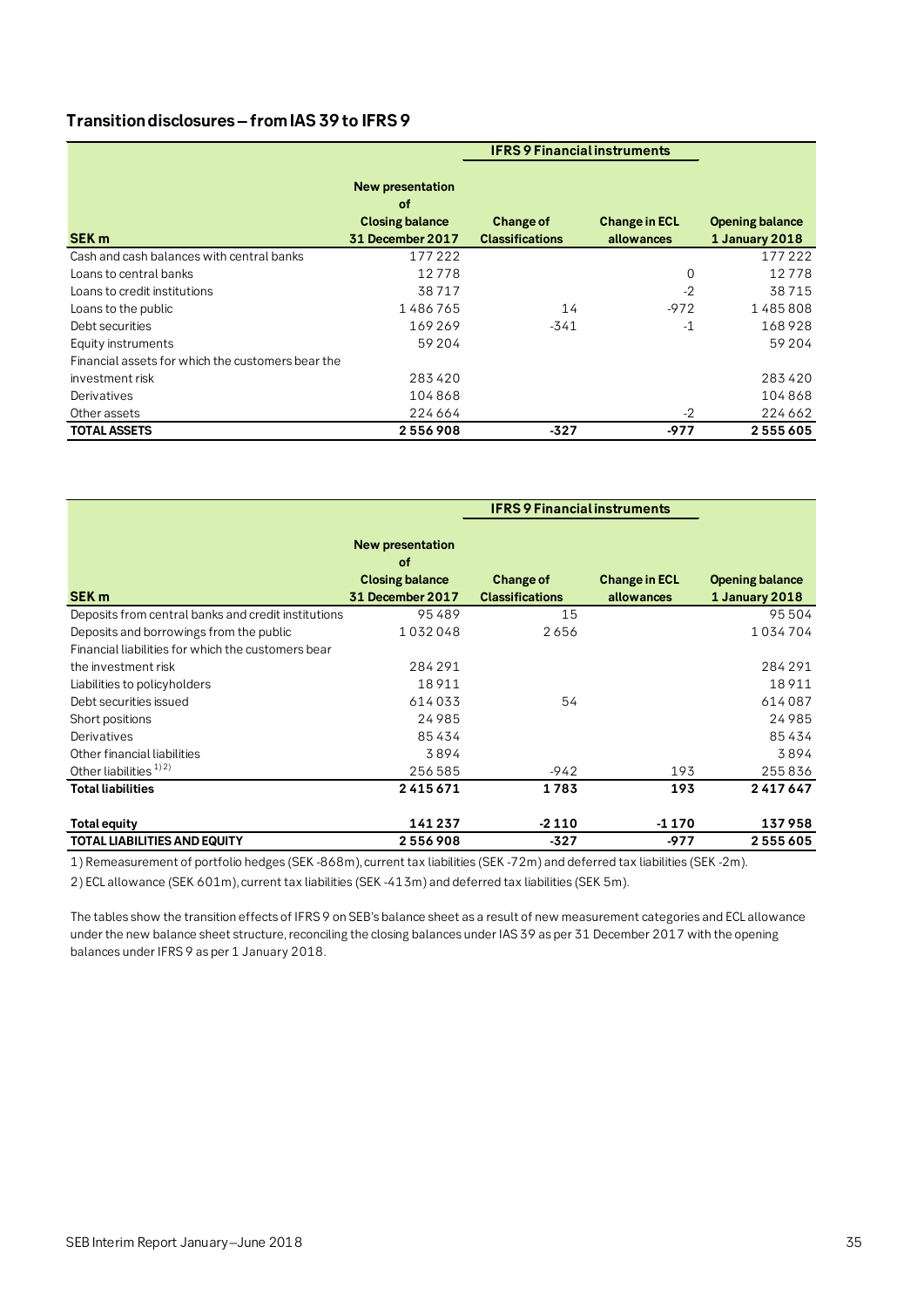## Transition disclosures – from IAS 39 to IFRS 9

| SEK m | New presentation of Closing balance 31 December 2017 | IFRS 9 Financial instruments | | Opening balance 1 January 2018 |
|---|---|---|---|---|
| | | Change of Classifications | Change in ECL allowances | |
| Cash and cash balances with central banks | 177 222 | | | 177 222 |
| Loans to central banks | 12 778 | | 0 | 12 778 |
| Loans to credit institutions | 38 717 | | -2 | 38 715 |
| Loans to the public | 1 486 765 | 14 | -972 | 1 485 808 |
| Debt securities | 169 269 | -341 | -1 | 168 928 |
| Equity instruments | 59 204 | | | 59 204 |
| Financial assets for which the customers bear the investment risk | 283 420 | | | 283 420 |
| Derivatives | 104 868 | | | 104 868 |
| Other assets | 224 664 | | -2 | 224 662 |
| **TOTAL ASSETS** | **2 556 908** | **-327** | **-977** | **2 555 605** |

| SEK m | New presentation of Closing balance 31 December 2017 | IFRS 9 Financial instruments | | Opening balance 1 January 2018 |
|---|---|---|---|---|
| | | Change of Classifications | Change in ECL allowances | |
| Deposits from central banks and credit institutions | 95 489 | 15 | | 95 504 |
| Deposits and borrowings from the public | 1 032 048 | 2 656 | | 1 034 704 |
| Financial liabilities for which the customers bear the investment risk | 284 291 | | | 284 291 |
| Liabilities to policyholders | 18 911 | | | 18 911 |
| Debt securities issued | 614 033 | 54 | | 614 087 |
| Short positions | 24 985 | | | 24 985 |
| Derivatives | 85 434 | | | 85 434 |
| Other financial liabilities | 3 894 | | | 3 894 |
| Other liabilities [1) 2)] | 256 585 | -942 | 193 | 255 836 |
| **Total liabilities** | **2 415 671** | **1 783** | **193** | **2 417 647** |
| | | | | |
| **Total equity** | **141 237** | **-2 110** | **-1 170** | **137 958** |
| **TOTAL LIABILITIES AND EQUITY** | **2 556 908** | **-327** | **-977** | **2 555 605** |

1) Remeasurement of portfolio hedges (SEK -868m), current tax liabilities (SEK -72m) and deferred tax liabilities (SEK -2m).

2) ECL allowance (SEK 601m), current tax liabilities (SEK -413m) and deferred tax liabilities (SEK 5m).

The tables show the transition effects of IFRS 9 on SEB's balance sheet as a result of new measurement categories and ECL allowance under the new balance sheet structure, reconciling the closing balances under IAS 39 as per 31 December 2017 with the opening balances under IFRS 9 as per 1 January 2018.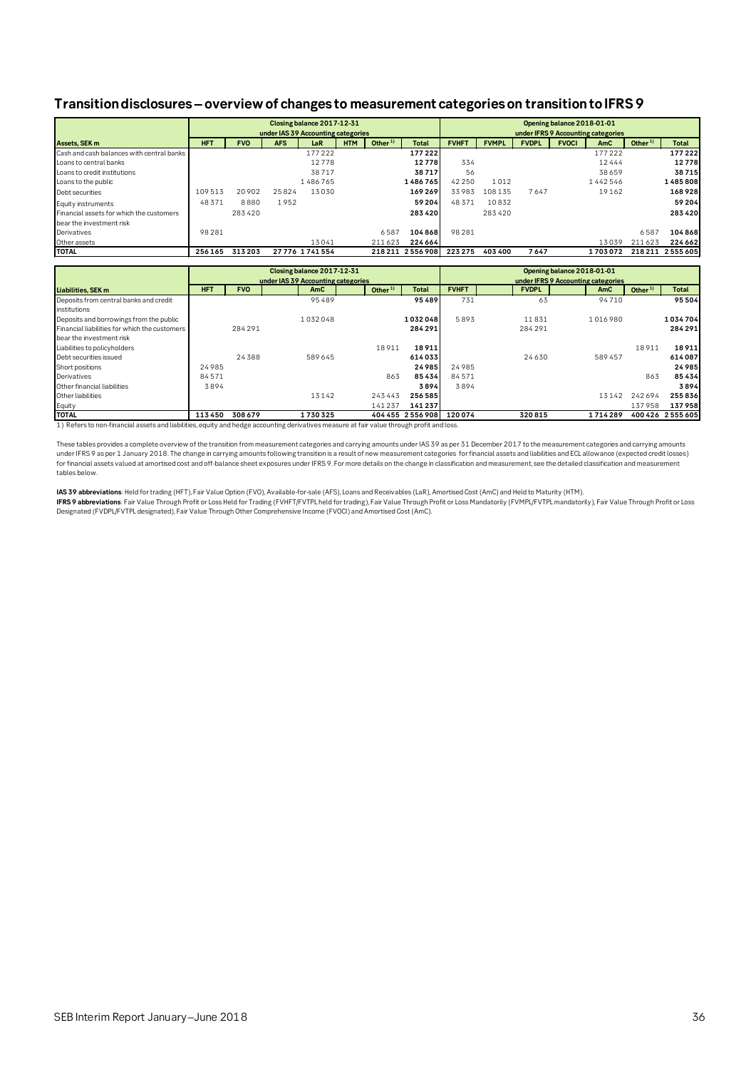## Transition disclosures – overview of changes to measurement categories on transition to IFRS 9

| | Closing balance 2017-12-31 under IAS 39 Accounting categories | | | | | | | Opening balance 2018-01-01 under IFRS 9 Accounting categories | | | | | | |
|---|---|---|---|---|---|---|---|---|---|---|---|---|---|---|
| **Assets, SEK m** | **HFT** | **FVO** | **AFS** | **LaR** | **HTM** | **Other [1]** | **Total** | **FVHFT** | **FVMPL** | **FVDPL** | **FVOCI** | **AmC** | **Other [1]** | **Total** |
| Cash and cash balances with central banks | | | | 177 222 | | | **177 222** | | | | | 177 222 | | **177 222** |
| Loans to central banks | | | | 12 778 | | | **12 778** | 334 | | | | 12 444 | | **12 778** |
| Loans to credit institutions | | | | 38 717 | | | **38 717** | 56 | | | | 38 659 | | **38 715** |
| Loans to the public | | | | 1 486 765 | | | **1 486 765** | 42 250 | 1 012 | | | 1 442 546 | | **1 485 808** |
| Debt securities | 109 513 | 20 902 | 25 824 | 13 030 | | | **169 269** | 33 983 | 108 135 | 7 647 | | 19 162 | | **168 928** |
| Equity instruments | 48 371 | 8 880 | 1 952 | | | | **59 204** | 48 371 | 10 832 | | | | | **59 204** |
| Financial assets for which the customers bear the investment risk | | 283 420 | | | | | **283 420** | | 283 420 | | | | | **283 420** |
| Derivatives | 98 281 | | | | | 6 587 | **104 868** | 98 281 | | | | | 6 587 | **104 868** |
| Other assets | | | | 13 041 | | 211 623 | **224 664** | | | | | 13 039 | 211 623 | **224 662** |
| **TOTAL** | **256 165** | **313 203** | **27 776** | **1 741 554** | | **218 211** | **2 556 908** | **223 275** | **403 400** | **7 647** | | **1 703 072** | **218 211** | **2 555 605** |

| | Closing balance 2017-12-31 under IAS 39 Accounting categories | | | | | Opening balance 2018-01-01 under IFRS 9 Accounting categories | | | | | |
|---|---|---|---|---|---|---|---|---|---|---|---|
| **Liabilities, SEK m** | **HFT** | **FVO** | **AmC** | **Other [1]** | **Total** | **FVHFT** | **FVDPL** | **AmC** | **Other [1]** | **Total** |
| Deposits from central banks and credit institutions | | | 95 489 | | **95 489** | 731 | 63 | 94 710 | | **95 504** |
| Deposits and borrowings from the public | | | 1 032 048 | | **1 032 048** | 5 893 | 11 831 | 1 016 980 | | **1 034 704** |
| Financial liabilities for which the customers bear the investment risk | | 284 291 | | | **284 291** | | 284 291 | | | **284 291** |
| Liabilities to policyholders | | | | 18 911 | **18 911** | | | | 18 911 | **18 911** |
| Debt securities issued | | 24 388 | 589 645 | | **614 033** | | 24 630 | 589 457 | | **614 087** |
| Short positions | 24 985 | | | | **24 985** | 24 985 | | | | **24 985** |
| Derivatives | 84 571 | | | 863 | **85 434** | 84 571 | | | 863 | **85 434** |
| Other financial liabilities | 3 894 | | | | **3 894** | 3 894 | | | | **3 894** |
| Other liabilities | | | 13 142 | 243 443 | **256 585** | | | 13 142 | 242 694 | **255 836** |
| Equity | | | | 141 237 | **141 237** | | | | 137 958 | **137 958** |
| **TOTAL** | **113 450** | **308 679** | **1 730 325** | **404 455** | **2 556 908** | **120 074** | **320 815** | **1 714 289** | **400 426** | **2 555 605** |

1) Refers to non-financial assets and liabilities, equity and hedge accounting derivatives measure at fair value through profit and loss.

These tables provides a complete overview of the transition from measurement categories and carrying amounts under IAS 39 as per 31 December 2017 to the measurement categories and carrying amounts under IFRS 9 as per 1 January 2018. The change in carrying amounts following transition is a result of new measurement categories for financial assets and liabilities and ECL allowance (expected credit losses) for financial assets valued at amortised cost and off-balance sheet exposures under IFRS 9. For more details on the change in classification and measurement, see the detailed classification and measurement tables below.

**IAS 39 abbreviations**: Held for trading (HFT), Fair Value Option (FVO), Available-for-sale (AFS), Loans and Receivables (LaR), Amortised Cost (AmC) and Held to Maturity (HTM).
**IFRS 9 abbreviations**: Fair Value Through Profit or Loss Held for Trading (FVHFT/FVTPL held for trading), Fair Value Through Profit or Loss Mandatorily (FVMPL/FVTPL mandatorily), Fair Value Through Profit or Loss Designated (FVDPL/FVTPL designated), Fair Value Through Other Comprehensive Income (FVOCI) and Amortised Cost (AmC).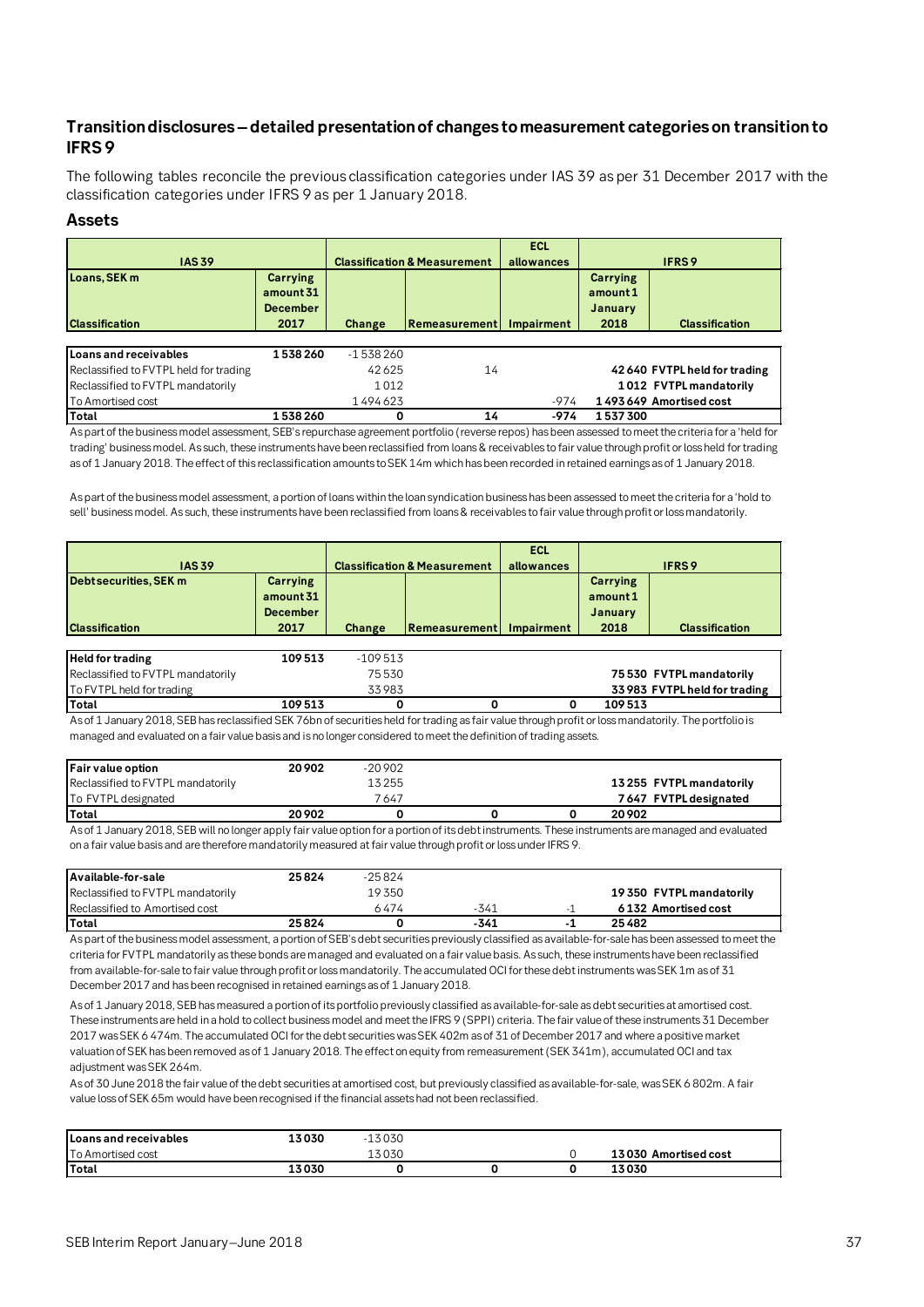## Transition disclosures – detailed presentation of changes to measurement categories on transition to IFRS 9

The following tables reconcile the previous classification categories under IAS 39 as per 31 December 2017 with the classification categories under IFRS 9 as per 1 January 2018.

### Assets

| IAS 39 | | Classification & Measurement | | ECL allowances | IFRS 9 | |
|---|---|---|---|---|---|---|
| **Loans, SEK m** | **Carrying amount 31 December 2017** | | | | **Carrying amount 1 January 2018** | |
| **Classification** | | **Change** | **Remeasurement** | **Impairment** | | **Classification** |
| **Loans and receivables** | **1 538 260** | -1 538 260 | | | | |
| Reclassified to FVTPL held for trading | | 42 625 | 14 | | **42 640** | **FVTPL held for trading** |
| Reclassified to FVTPL mandatorily | | 1 012 | | | **1 012** | **FVTPL mandatorily** |
| To Amortised cost | | 1 494 623 | | -974 | **1 493 649** | **Amortised cost** |
| **Total** | **1 538 260** | **0** | **14** | **-974** | **1 537 300** | |

As part of the business model assessment, SEB's repurchase agreement portfolio (reverse repos) has been assessed to meet the criteria for a 'held for trading' business model. As such, these instruments have been reclassified from loans & receivables to fair value through profit or loss held for trading as of 1 January 2018. The effect of this reclassification amounts to SEK 14m which has been recorded in retained earnings as of 1 January 2018.

As part of the business model assessment, a portion of loans within the loan syndication business has been assessed to meet the criteria for a 'hold to sell' business model. As such, these instruments have been reclassified from loans & receivables to fair value through profit or loss mandatorily.

| IAS 39 | | Classification & Measurement | | ECL allowances | IFRS 9 | |
|---|---|---|---|---|---|---|
| **Debt securities, SEK m** | **Carrying amount 31 December 2017** | | | | **Carrying amount 1 January 2018** | |
| **Classification** | | **Change** | **Remeasurement** | **Impairment** | | **Classification** |
| **Held for trading** | **109 513** | -109 513 | | | | |
| Reclassified to FVTPL mandatorily | | 75 530 | | | **75 530** | **FVTPL mandatorily** |
| To FVTPL held for trading | | 33 983 | | | **33 983** | **FVTPL held for trading** |
| **Total** | **109 513** | **0** | **0** | **0** | **109 513** | |

As of 1 January 2018, SEB has reclassified SEK 76bn of securities held for trading as fair value through profit or loss mandatorily. The portfolio is managed and evaluated on a fair value basis and is no longer considered to meet the definition of trading assets.

| | | | | | | |
|---|---|---|---|---|---|---|
| **Fair value option** | **20 902** | -20 902 | | | | |
| Reclassified to FVTPL mandatorily | | 13 255 | | | **13 255** | **FVTPL mandatorily** |
| To FVTPL designated | | 7 647 | | | **7 647** | **FVTPL designated** |
| **Total** | **20 902** | **0** | **0** | **0** | **20 902** | |

As of 1 January 2018, SEB will no longer apply fair value option for a portion of its debt instruments. These instruments are managed and evaluated on a fair value basis and are therefore mandatorily measured at fair value through profit or loss under IFRS 9.

| | | | | | | |
|---|---|---|---|---|---|---|
| **Available-for-sale** | **25 824** | -25 824 | | | | |
| Reclassified to FVTPL mandatorily | | 19 350 | | | **19 350** | **FVTPL mandatorily** |
| Reclassified to Amortised cost | | 6 474 | -341 | -1 | **6 132** | **Amortised cost** |
| **Total** | **25 824** | **0** | **-341** | **-1** | **25 482** | |

As part of the business model assessment, a portion of SEB's debt securities previously classified as available-for-sale has been assessed to meet the criteria for FVTPL mandatorily as these bonds are managed and evaluated on a fair value basis. As such, these instruments have been reclassified from available-for-sale to fair value through profit or loss mandatorily. The accumulated OCI for these debt instruments was SEK 1m as of 31 December 2017 and has been recognised in retained earnings as of 1 January 2018.

As of 1 January 2018, SEB has measured a portion of its portfolio previously classified as available-for-sale as debt securities at amortised cost. These instruments are held in a hold to collect business model and meet the IFRS 9 (SPPI) criteria. The fair value of these instruments 31 December 2017 was SEK 6 474m. The accumulated OCI for the debt securities was SEK 402m as of 31 of December 2017 and where a positive market valuation of SEK has been removed as of 1 January 2018. The effect on equity from remeasurement (SEK 341m), accumulated OCI and tax adjustment was SEK 264m.

As of 30 June 2018 the fair value of the debt securities at amortised cost, but previously classified as available-for-sale, was SEK 6 802m. A fair value loss of SEK 65m would have been recognised if the financial assets had not been reclassified.

| | | | | | | |
|---|---|---|---|---|---|---|
| **Loans and receivables** | **13 030** | -13 030 | | | | |
| To Amortised cost | | 13 030 | | 0 | **13 030** | **Amortised cost** |
| **Total** | **13 030** | **0** | **0** | **0** | **13 030** | |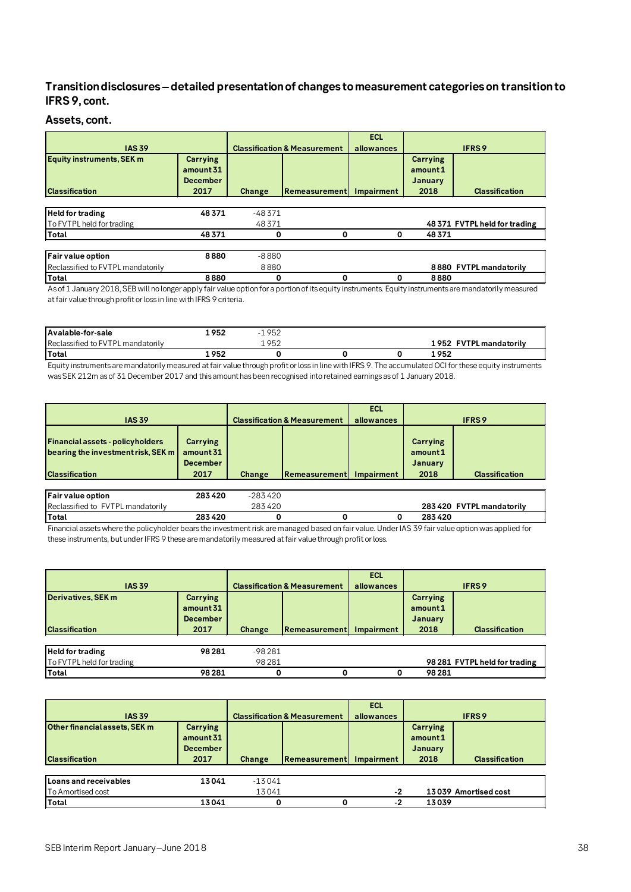## Transition disclosures – detailed presentation of changes to measurement categories on transition to IFRS 9, cont.

### Assets, cont.

| IAS 39 | | Classification & Measurement | | ECL allowances | IFRS 9 | |
|---|---|---|---|---|---|---|
| **Equity instruments, SEK m** | **Carrying amount 31 December 2017** | **Change** | **Remeasurement** | **Impairment** | **Carrying amount 1 January 2018** | **Classification** |
| **Classification** | | | | | | |
| **Held for trading** | **48 371** | -48 371 | | | | |
| To FVTPL held for trading | | 48 371 | | | **48 371** | **FVTPL held for trading** |
| **Total** | **48 371** | **0** | **0** | **0** | **48 371** | |
| **Fair value option** | **8 880** | -8 880 | | | | |
| Reclassified to FVTPL mandatorily | | 8 880 | | | **8 880** | **FVTPL mandatorily** |
| **Total** | **8 880** | **0** | **0** | **0** | **8 880** | |

As of 1 January 2018, SEB will no longer apply fair value option for a portion of its equity instruments. Equity instruments are mandatorily measured at fair value through profit or loss in line with IFRS 9 criteria.

| | | | | | | |
|---|---|---|---|---|---|---|
| **Avalable-for-sale** | **1 952** | -1 952 | | | | |
| Reclassified to FVTPL mandatorily | | 1 952 | | | **1 952** | **FVTPL mandatorily** |
| **Total** | **1 952** | **0** | **0** | **0** | **1 952** | |

Equity instruments are mandatorily measured at fair value through profit or loss in line with IFRS 9. The accumulated OCI for these equity instruments was SEK 212m as of 31 December 2017 and this amount has been recognised into retained earnings as of 1 January 2018.

| IAS 39 | | Classification & Measurement | | ECL allowances | IFRS 9 | |
|---|---|---|---|---|---|---|
| **Financial assets - policyholders bearing the investment risk, SEK m** | **Carrying amount 31 December 2017** | **Change** | **Remeasurement** | **Impairment** | **Carrying amount 1 January 2018** | **Classification** |
| **Classification** | | | | | | |
| **Fair value option** | **283 420** | -283 420 | | | | |
| Reclassified to FVTPL mandatorily | | 283 420 | | | **283 420** | **FVTPL mandatorily** |
| **Total** | **283 420** | **0** | **0** | **0** | **283 420** | |

Financial assets where the policyholder bears the investment risk are managed based on fair value. Under IAS 39 fair value option was applied for these instruments, but under IFRS 9 these are mandatorily measured at fair value through profit or loss.

| IAS 39 | | Classification & Measurement | | ECL allowances | IFRS 9 | |
|---|---|---|---|---|---|---|
| **Derivatives, SEK m** | **Carrying amount 31 December 2017** | **Change** | **Remeasurement** | **Impairment** | **Carrying amount 1 January 2018** | **Classification** |
| **Classification** | | | | | | |
| **Held for trading** | **98 281** | -98 281 | | | | |
| To FVTPL held for trading | | 98 281 | | | **98 281** | **FVTPL held for trading** |
| **Total** | **98 281** | **0** | **0** | **0** | **98 281** | |

| IAS 39 | | Classification & Measurement | | ECL allowances | IFRS 9 | |
|---|---|---|---|---|---|---|
| **Other financial assets, SEK m** | **Carrying amount 31 December 2017** | **Change** | **Remeasurement** | **Impairment** | **Carrying amount 1 January 2018** | **Classification** |
| **Classification** | | | | | | |
| **Loans and receivables** | **13 041** | -13 041 | | | | |
| To Amortised cost | | 13 041 | | **-2** | **13 039** | **Amortised cost** |
| **Total** | **13 041** | **0** | **0** | **-2** | **13 039** | |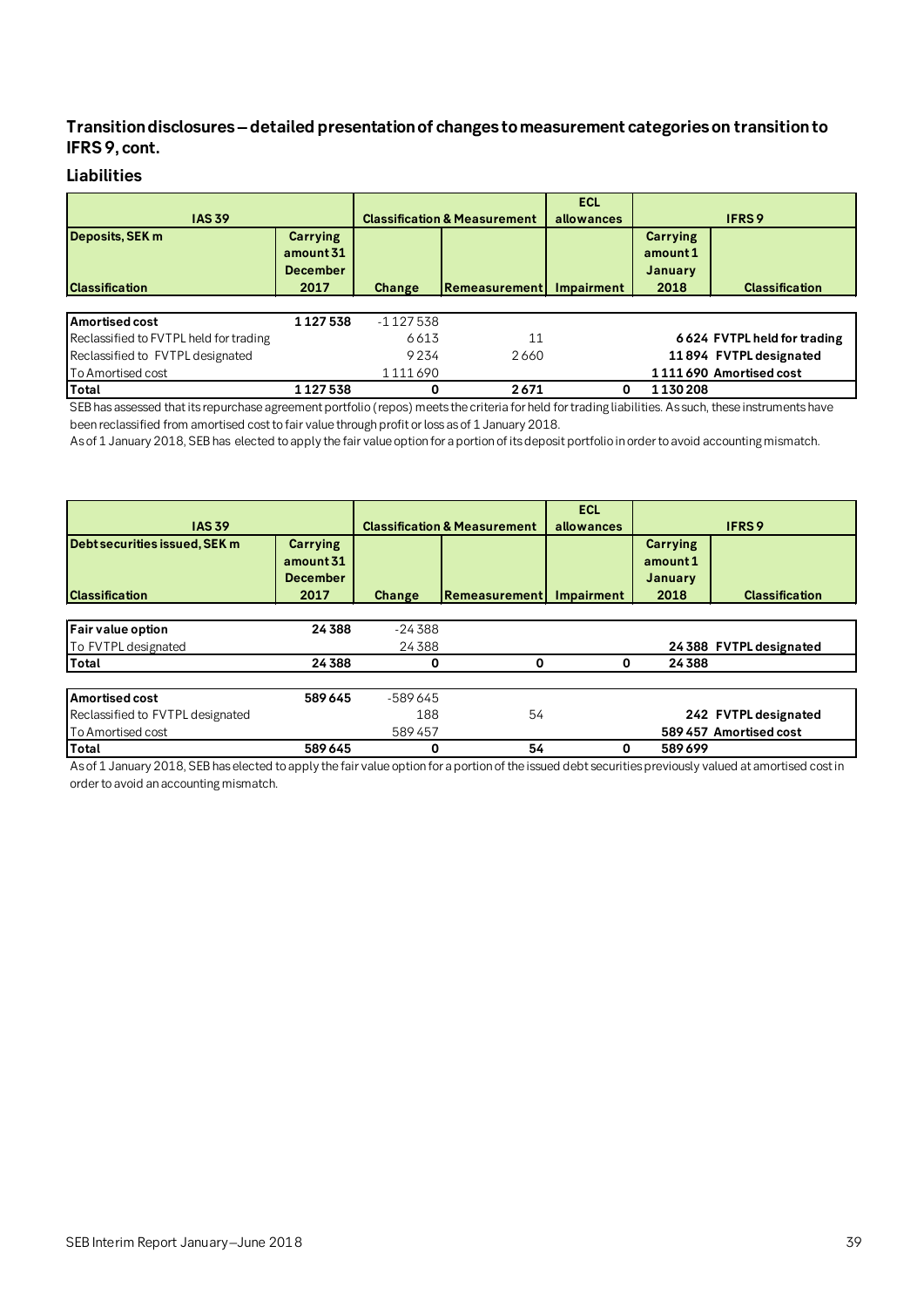## Transition disclosures – detailed presentation of changes to measurement categories on transition to IFRS 9, cont.

### Liabilities

| IAS 39 | | Classification & Measurement | | ECL allowances | IFRS 9 | |
|---|---|---|---|---|---|---|
| **Deposits, SEK m** | **Carrying amount 31 December** | | | | **Carrying amount 1 January** | |
| **Classification** | **2017** | **Change** | **Remeasurement** | **Impairment** | **2018** | **Classification** |
| **Amortised cost** | **1 127 538** | -1 127 538 | | | | |
| Reclassified to FVTPL held for trading | | 6 613 | 11 | | **6 624** | **FVTPL held for trading** |
| Reclassified to FVTPL designated | | 9 234 | 2 660 | | **11 894** | **FVTPL designated** |
| To Amortised cost | | 1 111 690 | | | **1 111 690** | **Amortised cost** |
| **Total** | **1 127 538** | **0** | **2 671** | **0** | **1 130 208** | |

SEB has assessed that its repurchase agreement portfolio (repos) meets the criteria for held for trading liabilities. As such, these instruments have been reclassified from amortised cost to fair value through profit or loss as of 1 January 2018.

As of 1 January 2018, SEB has elected to apply the fair value option for a portion of its deposit portfolio in order to avoid accounting mismatch.

| IAS 39 | | Classification & Measurement | | ECL allowances | IFRS 9 | |
|---|---|---|---|---|---|---|
| **Debt securities issued, SEK m** | **Carrying amount 31 December** | | | | **Carrying amount 1 January** | |
| **Classification** | **2017** | **Change** | **Remeasurement** | **Impairment** | **2018** | **Classification** |
| **Fair value option** | **24 388** | -24 388 | | | | |
| To FVTPL designated | | 24 388 | | | **24 388** | **FVTPL designated** |
| **Total** | **24 388** | **0** | **0** | **0** | **24 388** | |
| **Amortised cost** | **589 645** | -589 645 | | | | |
| Reclassified to FVTPL designated | | 188 | 54 | | **242** | **FVTPL designated** |
| To Amortised cost | | 589 457 | | | **589 457** | **Amortised cost** |
| **Total** | **589 645** | **0** | **54** | **0** | **589 699** | |

As of 1 January 2018, SEB has elected to apply the fair value option for a portion of the issued debt securities previously valued at amortised cost in order to avoid an accounting mismatch.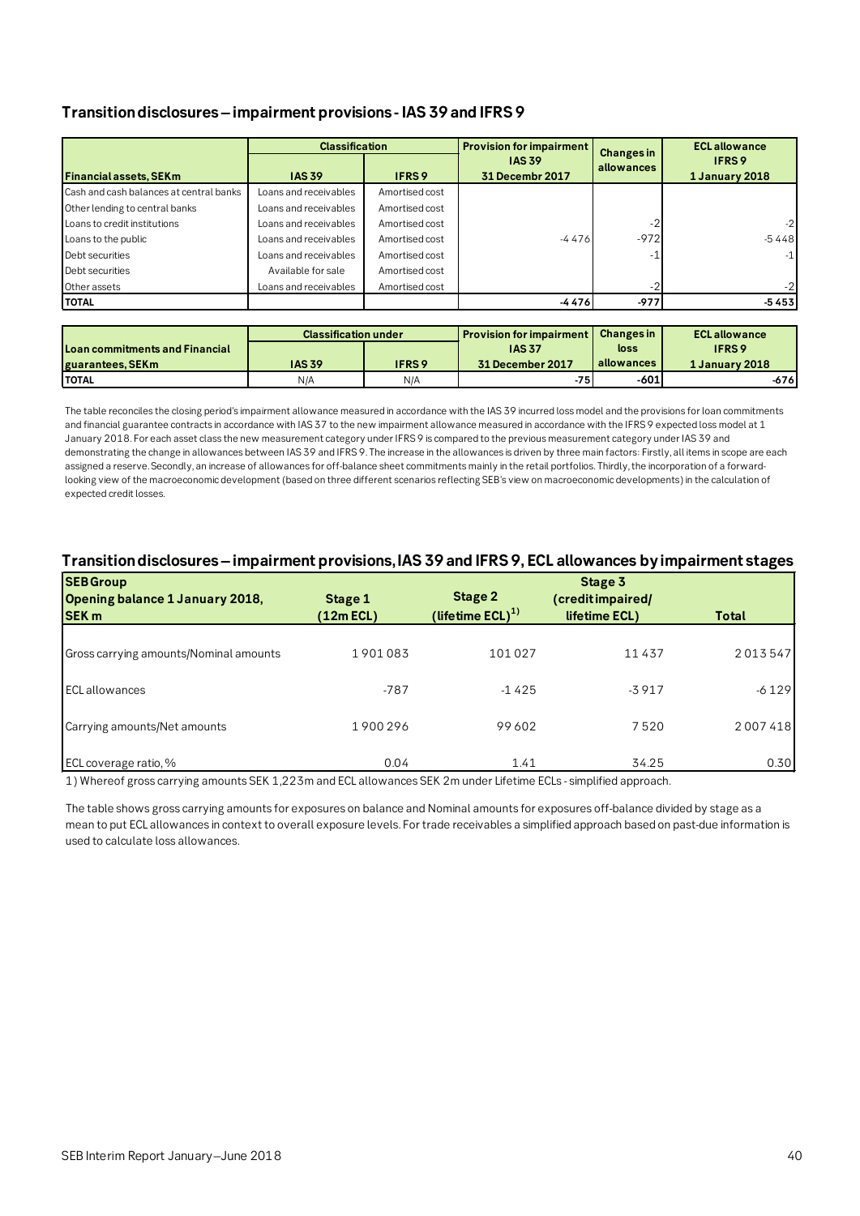## Transition disclosures – impairment provisions - IAS 39 and IFRS 9

| Financial assets, SEKm | Classification | | Provision for impairment IAS 39 31 Decembr 2017 | Changes in allowances | ECL allowance IFRS 9 1 January 2018 |
|---|---|---|---|---|---|
| | IAS 39 | IFRS 9 | | | |
| Cash and cash balances at central banks | Loans and receivables | Amortised cost | | | |
| Other lending to central banks | Loans and receivables | Amortised cost | | | |
| Loans to credit institutions | Loans and receivables | Amortised cost | | -2 | -2 |
| Loans to the public | Loans and receivables | Amortised cost | -4 476 | -972 | -5 448 |
| Debt securities | Loans and receivables | Amortised cost | | -1 | -1 |
| Debt securities | Available for sale | Amortised cost | | | |
| Other assets | Loans and receivables | Amortised cost | | -2 | -2 |
| **TOTAL** | | | **-4 476** | **-977** | **-5 453** |

| Loan commitments and Financial guarantees, SEKm | Classification under | | Provision for impairment IAS 37 31 December 2017 | Changes in loss allowances | ECL allowance IFRS 9 1 January 2018 |
|---|---|---|---|---|---|
| | IAS 39 | IFRS 9 | | | |
| **TOTAL** | N/A | N/A | **-75** | **-601** | **-676** |

The table reconciles the closing period's impairment allowance measured in accordance with the IAS 39 incurred loss model and the provisions for loan commitments and financial guarantee contracts in accordance with IAS 37 to the new impairment allowance measured in accordance with the IFRS 9 expected loss model at 1 January 2018. For each asset class the new measurement category under IFRS 9 is compared to the previous measurement category under IAS 39 and demonstrating the change in allowances between IAS 39 and IFRS 9. The increase in the allowances is driven by three main factors: Firstly, all items in scope are each assigned a reserve. Secondly, an increase of allowances for off-balance sheet commitments mainly in the retail portfolios. Thirdly, the incorporation of a forward-looking view of the macroeconomic development (based on three different scenarios reflecting SEB's view on macroeconomic developments) in the calculation of expected credit losses.

## Transition disclosures – impairment provisions, IAS 39 and IFRS 9, ECL allowances by impairment stages

| SEB Group Opening balance 1 January 2018, SEK m | Stage 1 (12m ECL) | Stage 2 (lifetime ECL)[1] | Stage 3 (credit impaired/ lifetime ECL) | Total |
|---|---|---|---|---|
| Gross carrying amounts/Nominal amounts | 1 901 083 | 101 027 | 11 437 | 2 013 547 |
| ECL allowances | -787 | -1 425 | -3 917 | -6 129 |
| Carrying amounts/Net amounts | 1 900 296 | 99 602 | 7 520 | 2 007 418 |
| ECL coverage ratio, % | 0.04 | 1.41 | 34.25 | 0.30 |

1) Whereof gross carrying amounts SEK 1,223m and ECL allowances SEK 2m under Lifetime ECLs - simplified approach.

The table shows gross carrying amounts for exposures on balance and Nominal amounts for exposures off-balance divided by stage as a mean to put ECL allowances in context to overall exposure levels. For trade receivables a simplified approach based on past-due information is used to calculate loss allowances.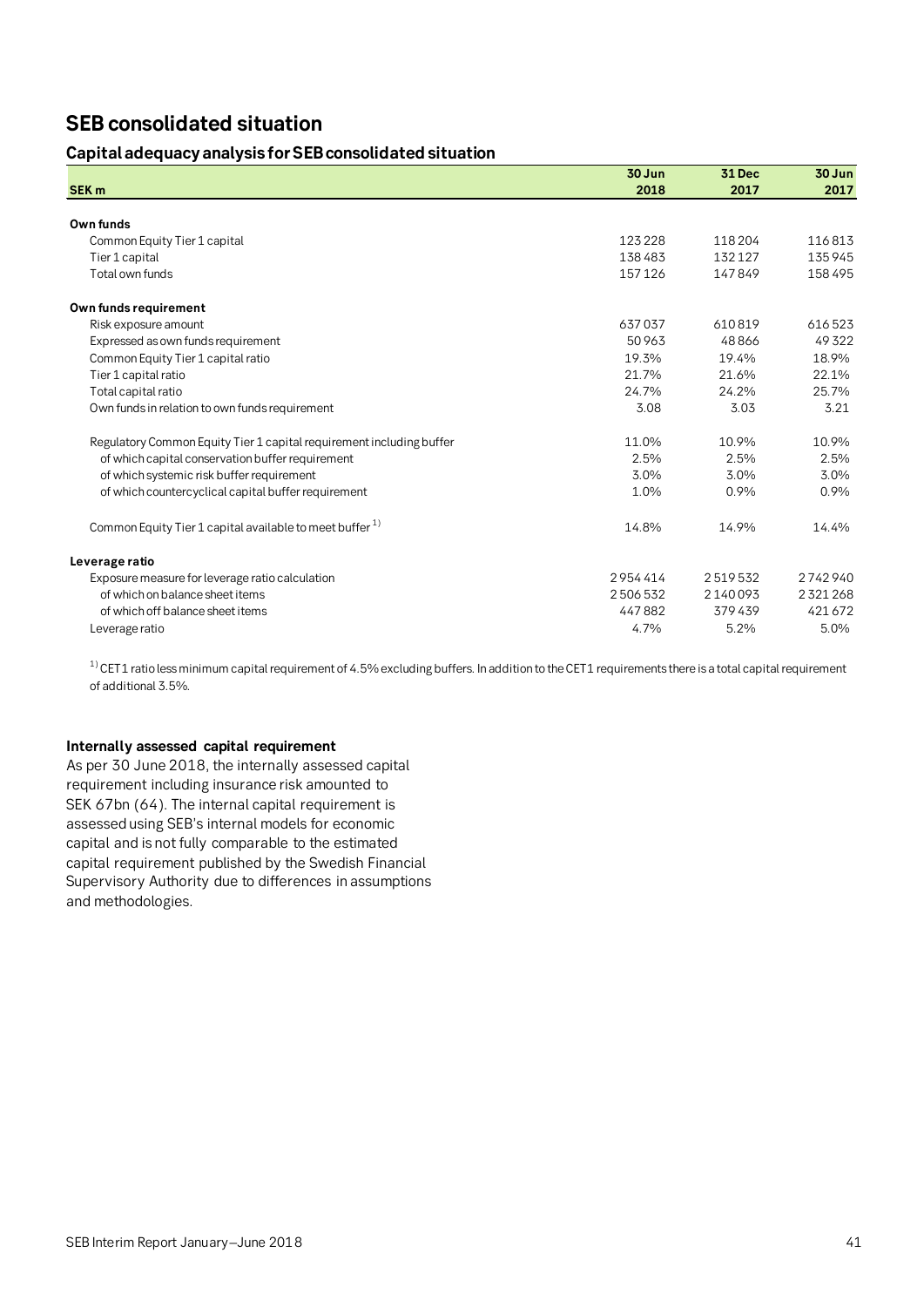# SEB consolidated situation

## Capital adequacy analysis for SEB consolidated situation

| SEK m | 30 Jun 2018 | 31 Dec 2017 | 30 Jun 2017 |
|---|---|---|---|
| **Own funds** | | | |
| Common Equity Tier 1 capital | 123 228 | 118 204 | 116 813 |
| Tier 1 capital | 138 483 | 132 127 | 135 945 |
| Total own funds | 157 126 | 147 849 | 158 495 |
| **Own funds requirement** | | | |
| Risk exposure amount | 637 037 | 610 819 | 616 523 |
| Expressed as own funds requirement | 50 963 | 48 866 | 49 322 |
| Common Equity Tier 1 capital ratio | 19.3% | 19.4% | 18.9% |
| Tier 1 capital ratio | 21.7% | 21.6% | 22.1% |
| Total capital ratio | 24.7% | 24.2% | 25.7% |
| Own funds in relation to own funds requirement | 3.08 | 3.03 | 3.21 |
| Regulatory Common Equity Tier 1 capital requirement including buffer | 11.0% | 10.9% | 10.9% |
| of which capital conservation buffer requirement | 2.5% | 2.5% | 2.5% |
| of which systemic risk buffer requirement | 3.0% | 3.0% | 3.0% |
| of which countercyclical capital buffer requirement | 1.0% | 0.9% | 0.9% |
| Common Equity Tier 1 capital available to meet buffer [1] | 14.8% | 14.9% | 14.4% |
| **Leverage ratio** | | | |
| Exposure measure for leverage ratio calculation | 2 954 414 | 2 519 532 | 2 742 940 |
| of which on balance sheet items | 2 506 532 | 2 140 093 | 2 321 268 |
| of which off balance sheet items | 447 882 | 379 439 | 421 672 |
| Leverage ratio | 4.7% | 5.2% | 5.0% |

[1] CET1 ratio less minimum capital requirement of 4.5% excluding buffers. In addition to the CET1 requirements there is a total capital requirement of additional 3.5%.

### Internally assessed capital requirement

As per 30 June 2018, the internally assessed capital requirement including insurance risk amounted to SEK 67bn (64). The internal capital requirement is assessed using SEB's internal models for economic capital and is not fully comparable to the estimated capital requirement published by the Swedish Financial Supervisory Authority due to differences in assumptions and methodologies.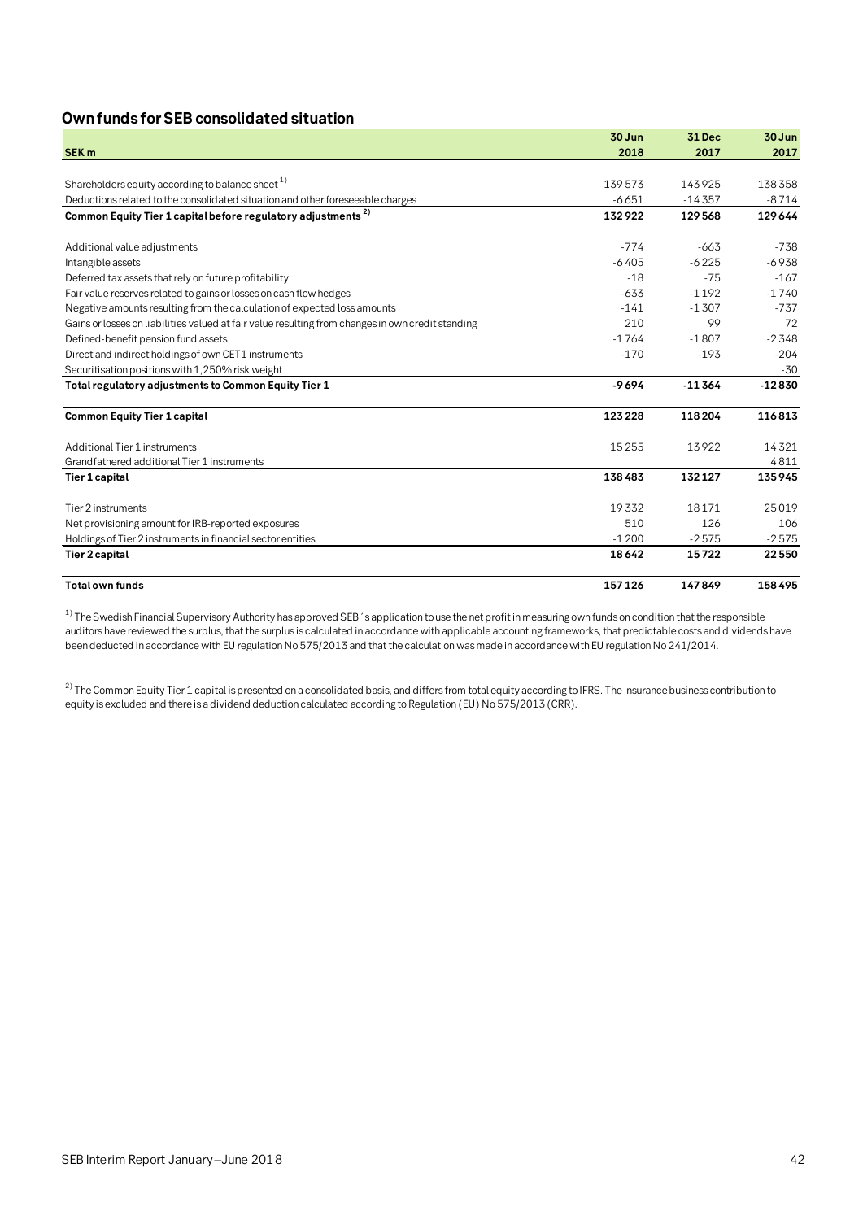## Own funds for SEB consolidated situation

| SEK m | 30 Jun 2018 | 31 Dec 2017 | 30 Jun 2017 |
|---|---|---|---|
| Shareholders equity according to balance sheet [1] | 139 573 | 143 925 | 138 358 |
| Deductions related to the consolidated situation and other foreseeable charges | -6 651 | -14 357 | -8 714 |
| **Common Equity Tier 1 capital before regulatory adjustments [2]** | **132 922** | **129 568** | **129 644** |
| Additional value adjustments | -774 | -663 | -738 |
| Intangible assets | -6 405 | -6 225 | -6 938 |
| Deferred tax assets that rely on future profitability | -18 | -75 | -167 |
| Fair value reserves related to gains or losses on cash flow hedges | -633 | -1 192 | -1 740 |
| Negative amounts resulting from the calculation of expected loss amounts | -141 | -1 307 | -737 |
| Gains or losses on liabilities valued at fair value resulting from changes in own credit standing | 210 | 99 | 72 |
| Defined-benefit pension fund assets | -1 764 | -1 807 | -2 348 |
| Direct and indirect holdings of own CET1 instruments | -170 | -193 | -204 |
| Securitisation positions with 1,250% risk weight | | | -30 |
| **Total regulatory adjustments to Common Equity Tier 1** | **-9 694** | **-11 364** | **-12 830** |
| **Common Equity Tier 1 capital** | **123 228** | **118 204** | **116 813** |
| Additional Tier 1 instruments | 15 255 | 13 922 | 14 321 |
| Grandfathered additional Tier 1 instruments | | | 4 811 |
| **Tier 1 capital** | **138 483** | **132 127** | **135 945** |
| Tier 2 instruments | 19 332 | 18 171 | 25 019 |
| Net provisioning amount for IRB-reported exposures | 510 | 126 | 106 |
| Holdings of Tier 2 instruments in financial sector entities | -1 200 | -2 575 | -2 575 |
| **Tier 2 capital** | **18 642** | **15 722** | **22 550** |
| **Total own funds** | **157 126** | **147 849** | **158 495** |

[1] The Swedish Financial Supervisory Authority has approved SEB´s application to use the net profit in measuring own funds on condition that the responsible auditors have reviewed the surplus, that the surplus is calculated in accordance with applicable accounting frameworks, that predictable costs and dividends have been deducted in accordance with EU regulation No 575/2013 and that the calculation was made in accordance with EU regulation No 241/2014.

[2] The Common Equity Tier 1 capital is presented on a consolidated basis, and differs from total equity according to IFRS. The insurance business contribution to equity is excluded and there is a dividend deduction calculated according to Regulation (EU) No 575/2013 (CRR).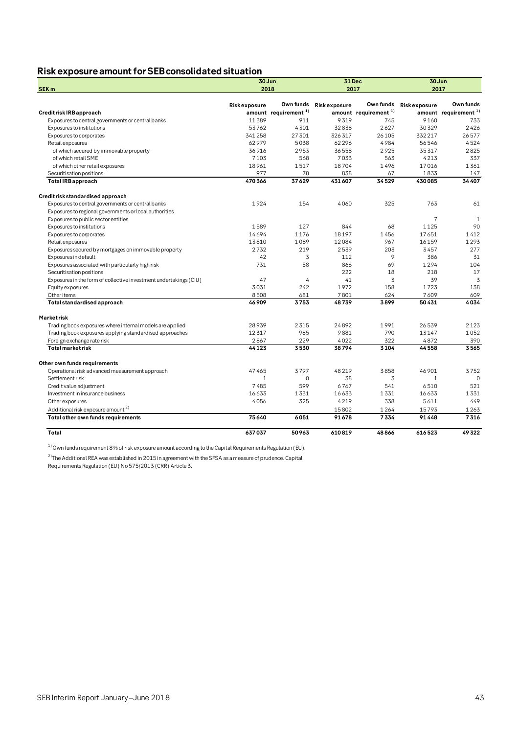## Risk exposure amount for SEB consolidated situation

| SEK m | 30 Jun 2018 | | 31 Dec 2017 | | 30 Jun 2017 | |
|---|---|---|---|---|---|---|
| | Risk exposure amount | Own funds requirement [1] | Risk exposure amount | Own funds requirement [1] | Risk exposure amount | Own funds requirement [1] |
| **Credit risk IRB approach** | | | | | | |
| Exposures to central governments or central banks | 11389 | 911 | 9319 | 745 | 9160 | 733 |
| Exposures to institutions | 53762 | 4301 | 32838 | 2627 | 30329 | 2426 |
| Exposures to corporates | 341258 | 27301 | 326317 | 26105 | 332217 | 26577 |
| Retail exposures | 62979 | 5038 | 62296 | 4984 | 56546 | 4524 |
| of which secured by immovable property | 36916 | 2953 | 36558 | 2925 | 35317 | 2825 |
| of which retail SME | 7103 | 568 | 7033 | 563 | 4213 | 337 |
| of which other retail exposures | 18961 | 1517 | 18704 | 1496 | 17016 | 1361 |
| Securitisation positions | 977 | 78 | 838 | 67 | 1833 | 147 |
| **Total IRB approach** | **470366** | **37629** | **431607** | **34529** | **430085** | **34407** |
| | | | | | | |
| **Credit risk standardised approach** | | | | | | |
| Exposures to central governments or central banks | 1924 | 154 | 4060 | 325 | 763 | 61 |
| Exposures to regional governments or local authorities | | | | | | |
| Exposures to public sector entities | | | | | 7 | 1 |
| Exposures to institutions | 1589 | 127 | 844 | 68 | 1125 | 90 |
| Exposures to corporates | 14694 | 1176 | 18197 | 1456 | 17651 | 1412 |
| Retail exposures | 13610 | 1089 | 12084 | 967 | 16159 | 1293 |
| Exposures secured by mortgages on immovable property | 2732 | 219 | 2539 | 203 | 3457 | 277 |
| Exposures in default | 42 | 3 | 112 | 9 | 386 | 31 |
| Exposures associated with particularly high risk | 731 | 58 | 866 | 69 | 1294 | 104 |
| Securitisation positions | | | 222 | 18 | 218 | 17 |
| Exposures in the form of collective investment undertakings (CIU) | 47 | 4 | 41 | 3 | 39 | 3 |
| Equity exposures | 3031 | 242 | 1972 | 158 | 1723 | 138 |
| Other items | 8508 | 681 | 7801 | 624 | 7609 | 609 |
| **Total standardised approach** | **46909** | **3753** | **48739** | **3899** | **50431** | **4034** |
| | | | | | | |
| **Market risk** | | | | | | |
| Trading book exposures where internal models are applied | 28939 | 2315 | 24892 | 1991 | 26539 | 2123 |
| Trading book exposures applying standardised approaches | 12317 | 985 | 9881 | 790 | 13147 | 1052 |
| Foreign exchange rate risk | 2867 | 229 | 4022 | 322 | 4872 | 390 |
| **Total market risk** | **44123** | **3530** | **38794** | **3104** | **44558** | **3565** |
| | | | | | | |
| **Other own funds requirements** | | | | | | |
| Operational risk advanced measurement approach | 47465 | 3797 | 48219 | 3858 | 46901 | 3752 |
| Settlement risk | 1 | 0 | 38 | 3 | 1 | 0 |
| Credit value adjustment | 7485 | 599 | 6767 | 541 | 6510 | 521 |
| Investment in insurance business | 16633 | 1331 | 16633 | 1331 | 16633 | 1331 |
| Other exposures | 4056 | 325 | 4219 | 338 | 5611 | 449 |
| Additional risk exposure amount [2] | | | 15802 | 1264 | 15793 | 1263 |
| **Total other own funds requirements** | **75640** | **6051** | **91678** | **7334** | **91448** | **7316** |
| | | | | | | |
| **Total** | **637037** | **50963** | **610819** | **48866** | **616523** | **49322** |

[1] Own funds requirement 8% of risk exposure amount according to the Capital Requirements Regulation (EU).

[2] The Additional REA was established in 2015 in agreement with the SFSA as a measure of prudence. Capital Requirements Regulation (EU) No 575/2013 (CRR) Article 3.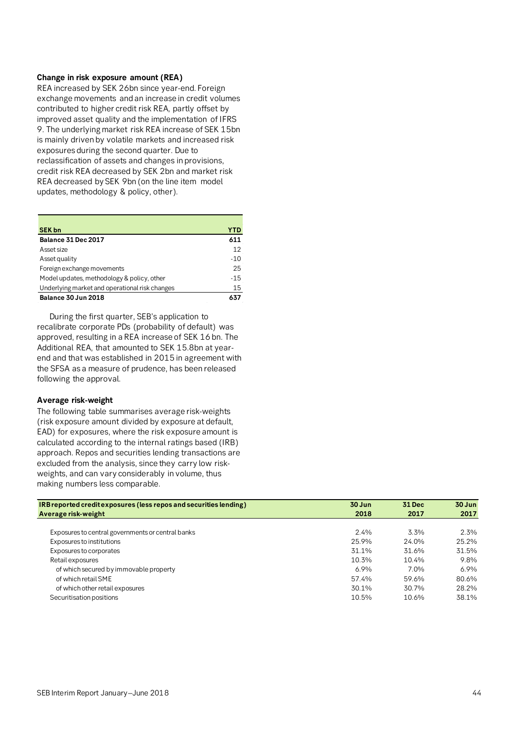### Change in risk exposure amount (REA)

REA increased by SEK 26bn since year-end. Foreign exchange movements and an increase in credit volumes contributed to higher credit risk REA, partly offset by improved asset quality and the implementation of IFRS 9. The underlying market risk REA increase of SEK 15bn is mainly driven by volatile markets and increased risk exposures during the second quarter. Due to reclassification of assets and changes in provisions, credit risk REA decreased by SEK 2bn and market risk REA decreased by SEK 9bn (on the line item model updates, methodology & policy, other).

| SEK bn | YTD |
|---|---|
| **Balance 31 Dec 2017** | **611** |
| Asset size | 12 |
| Asset quality | -10 |
| Foreign exchange movements | 25 |
| Model updates, methodology & policy, other | -15 |
| Underlying market and operational risk changes | 15 |
| **Balance 30 Jun 2018** | **637** |

During the first quarter, SEB's application to recalibrate corporate PDs (probability of default) was approved, resulting in a REA increase of SEK 16 bn. The Additional REA, that amounted to SEK 15.8bn at year-end and that was established in 2015 in agreement with the SFSA as a measure of prudence, has been released following the approval.

### Average risk-weight

The following table summarises average risk-weights (risk exposure amount divided by exposure at default, EAD) for exposures, where the risk exposure amount is calculated according to the internal ratings based (IRB) approach. Repos and securities lending transactions are excluded from the analysis, since they carry low risk-weights, and can vary considerably in volume, thus making numbers less comparable.

| **IRB reported credit exposures (less repos and securities lending)**<br>**Average risk-weight** | **30 Jun 2018** | **31 Dec 2017** | **30 Jun 2017** |
|---|---|---|---|
| Exposures to central governments or central banks | 2.4% | 3.3% | 2.3% |
| Exposures to institutions | 25.9% | 24.0% | 25.2% |
| Exposures to corporates | 31.1% | 31.6% | 31.5% |
| Retail exposures | 10.3% | 10.4% | 9.8% |
| of which secured by immovable property | 6.9% | 7.0% | 6.9% |
| of which retail SME | 57.4% | 59.6% | 80.6% |
| of which other retail exposures | 30.1% | 30.7% | 28.2% |
| Securitisation positions | 10.5% | 10.6% | 38.1% |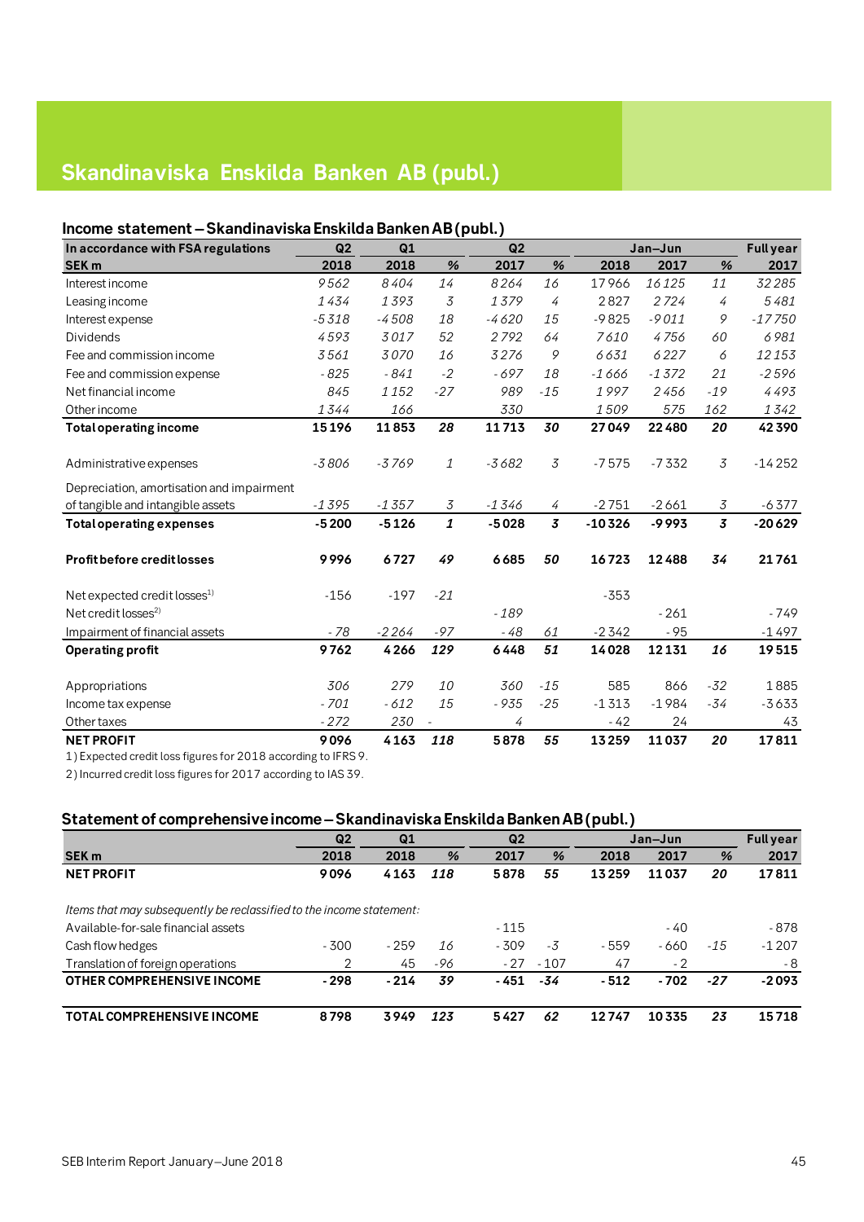# Skandinaviska Enskilda Banken AB (publ.)

## Income statement – Skandinaviska Enskilda Banken AB (publ.)

| In accordance with FSA regulations | Q2 | Q1 | | Q2 | | Jan–Jun | | | Full year |
|---|---|---|---|---|---|---|---|---|---|
| SEK m | 2018 | 2018 | % | 2017 | % | 2018 | 2017 | % | 2017 |
| Interest income | 9 562 | 8 404 | 14 | 8 264 | 16 | 17 966 | 16 125 | 11 | 32 285 |
| Leasing income | 1 434 | 1 393 | 3 | 1 379 | 4 | 2 827 | 2 724 | 4 | 5 481 |
| Interest expense | -5 318 | -4 508 | 18 | -4 620 | 15 | -9 825 | -9 011 | 9 | -17 750 |
| Dividends | 4 593 | 3 017 | 52 | 2 792 | 64 | 7 610 | 4 756 | 60 | 6 981 |
| Fee and commission income | 3 561 | 3 070 | 16 | 3 276 | 9 | 6 631 | 6 227 | 6 | 12 153 |
| Fee and commission expense | - 825 | - 841 | -2 | - 697 | 18 | -1 666 | -1 372 | 21 | -2 596 |
| Net financial income | 845 | 1 152 | -27 | 989 | -15 | 1 997 | 2 456 | -19 | 4 493 |
| Other income | 1 344 | 166 | | 330 | | 1 509 | 575 | 162 | 1 342 |
| **Total operating income** | **15 196** | **11 853** | **28** | **11 713** | **30** | **27 049** | **22 480** | **20** | **42 390** |
| Administrative expenses | -3 806 | -3 769 | 1 | -3 682 | 3 | -7 575 | -7 332 | 3 | -14 252 |
| Depreciation, amortisation and impairment of tangible and intangible assets | -1 395 | -1 357 | 3 | -1 346 | 4 | -2 751 | -2 661 | 3 | -6 377 |
| **Total operating expenses** | **-5 200** | **-5 126** | **1** | **-5 028** | **3** | **-10 326** | **-9 993** | **3** | **-20 629** |
| **Profit before credit losses** | **9 996** | **6 727** | **49** | **6 685** | **50** | **16 723** | **12 488** | **34** | **21 761** |
| Net expected credit losses[1] | -156 | -197 | -21 | | | -353 | | | |
| Net credit losses[2] | | | | - 189 | | | - 261 | | - 749 |
| Impairment of financial assets | - 78 | -2 264 | -97 | - 48 | 61 | -2 342 | - 95 | | -1 497 |
| **Operating profit** | **9 762** | **4 266** | **129** | **6 448** | **51** | **14 028** | **12 131** | **16** | **19 515** |
| Appropriations | 306 | 279 | 10 | 360 | -15 | 585 | 866 | -32 | 1 885 |
| Income tax expense | - 701 | - 612 | 15 | - 935 | -25 | -1 313 | -1 984 | -34 | -3 633 |
| Other taxes | - 272 | 230 | - | 4 | | - 42 | 24 | | 43 |
| **NET PROFIT** | **9 096** | **4 163** | **118** | **5 878** | **55** | **13 259** | **11 037** | **20** | **17 811** |

1) Expected credit loss figures for 2018 according to IFRS 9.

2) Incurred credit loss figures for 2017 according to IAS 39.

## Statement of comprehensive income – Skandinaviska Enskilda Banken AB (publ.)

| | Q2 | Q1 | | Q2 | | Jan–Jun | | | Full year |
|---|---|---|---|---|---|---|---|---|---|
| SEK m | 2018 | 2018 | % | 2017 | % | 2018 | 2017 | % | 2017 |
| **NET PROFIT** | **9 096** | **4 163** | **118** | **5 878** | **55** | **13 259** | **11 037** | **20** | **17 811** |
| *Items that may subsequently be reclassified to the income statement:* | | | | | | | | | |
| Available-for-sale financial assets | | | | - 115 | | | - 40 | | - 878 |
| Cash flow hedges | - 300 | - 259 | 16 | - 309 | -3 | - 559 | - 660 | -15 | -1 207 |
| Translation of foreign operations | 2 | 45 | -96 | - 27 | - 107 | 47 | - 2 | | - 8 |
| **OTHER COMPREHENSIVE INCOME** | **- 298** | **- 214** | **39** | **- 451** | **-34** | **- 512** | **- 702** | **-27** | **-2 093** |
| **TOTAL COMPREHENSIVE INCOME** | **8 798** | **3 949** | **123** | **5 427** | **62** | **12 747** | **10 335** | **23** | **15 718** |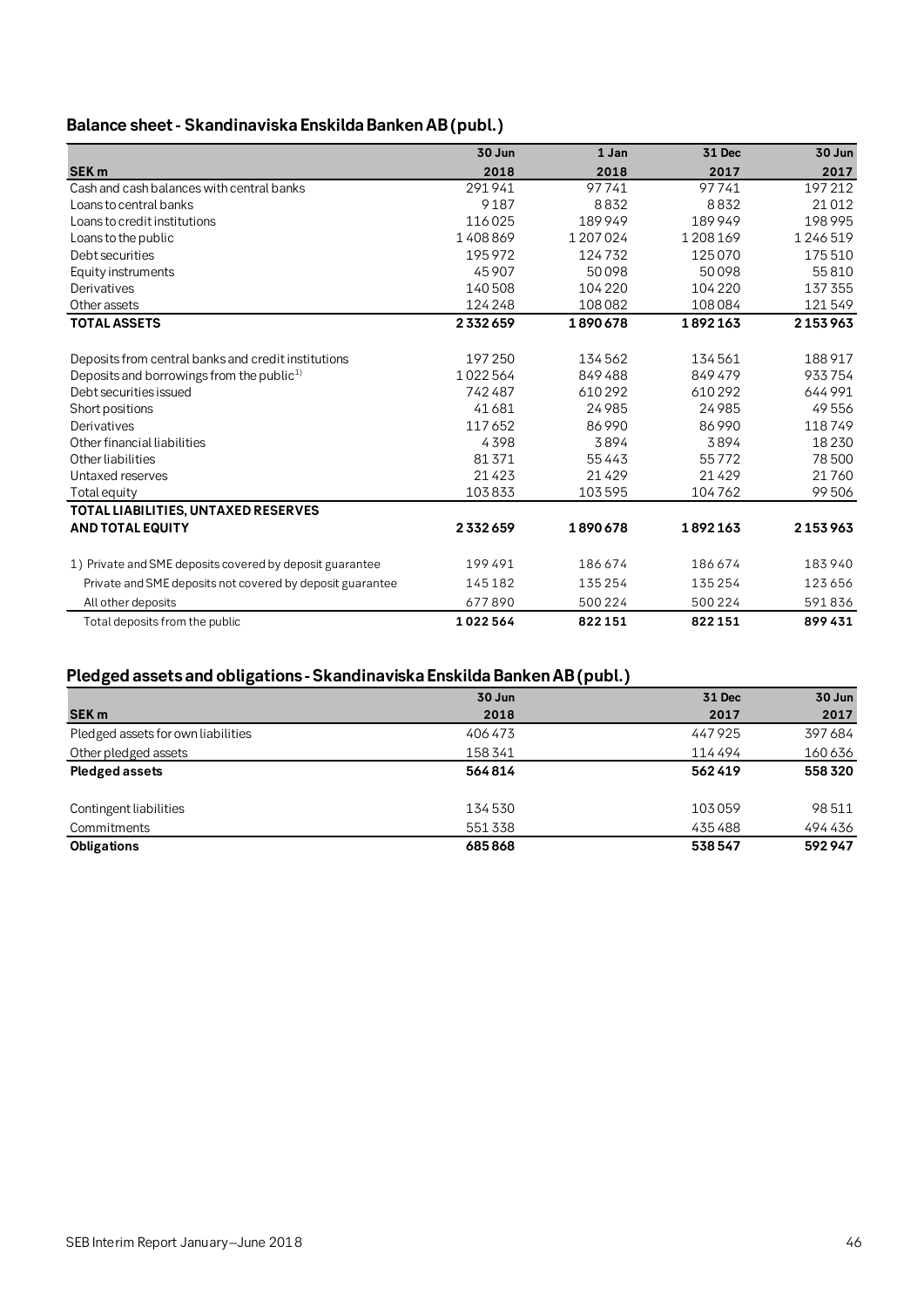## Balance sheet - Skandinaviska Enskilda Banken AB (publ.)

| SEK m | 30 Jun 2018 | 1 Jan 2018 | 31 Dec 2017 | 30 Jun 2017 |
|---|---|---|---|---|
| Cash and cash balances with central banks | 291 941 | 97 741 | 97 741 | 197 212 |
| Loans to central banks | 9 187 | 8 832 | 8 832 | 21 012 |
| Loans to credit institutions | 116 025 | 189 949 | 189 949 | 198 995 |
| Loans to the public | 1 408 869 | 1 207 024 | 1 208 169 | 1 246 519 |
| Debt securities | 195 972 | 124 732 | 125 070 | 175 510 |
| Equity instruments | 45 907 | 50 098 | 50 098 | 55 810 |
| Derivatives | 140 508 | 104 220 | 104 220 | 137 355 |
| Other assets | 124 248 | 108 082 | 108 084 | 121 549 |
| **TOTAL ASSETS** | **2 332 659** | **1 890 678** | **1 892 163** | **2 153 963** |
| | | | | |
| Deposits from central banks and credit institutions | 197 250 | 134 562 | 134 561 | 188 917 |
| Deposits and borrowings from the public[1)] | 1 022 564 | 849 488 | 849 479 | 933 754 |
| Debt securities issued | 742 487 | 610 292 | 610 292 | 644 991 |
| Short positions | 41 681 | 24 985 | 24 985 | 49 556 |
| Derivatives | 117 652 | 86 990 | 86 990 | 118 749 |
| Other financial liabilities | 4 398 | 3 894 | 3 894 | 18 230 |
| Other liabilities | 81 371 | 55 443 | 55 772 | 78 500 |
| Untaxed reserves | 21 423 | 21 429 | 21 429 | 21 760 |
| Total equity | 103 833 | 103 595 | 104 762 | 99 506 |
| **TOTAL LIABILITIES, UNTAXED RESERVES AND TOTAL EQUITY** | **2 332 659** | **1 890 678** | **1 892 163** | **2 153 963** |
| | | | | |
| 1) Private and SME deposits covered by deposit guarantee | 199 491 | 186 674 | 186 674 | 183 940 |
| Private and SME deposits not covered by deposit guarantee | 145 182 | 135 254 | 135 254 | 123 656 |
| All other deposits | 677 890 | 500 224 | 500 224 | 591 836 |
| Total deposits from the public | **1 022 564** | **822 151** | **822 151** | **899 431** |

## Pledged assets and obligations - Skandinaviska Enskilda Banken AB (publ.)

| SEK m | 30 Jun 2018 | 31 Dec 2017 | 30 Jun 2017 |
|---|---|---|---|
| Pledged assets for own liabilities | 406 473 | 447 925 | 397 684 |
| Other pledged assets | 158 341 | 114 494 | 160 636 |
| **Pledged assets** | **564 814** | **562 419** | **558 320** |
| | | | |
| Contingent liabilities | 134 530 | 103 059 | 98 511 |
| Commitments | 551 338 | 435 488 | 494 436 |
| **Obligations** | **685 868** | **538 547** | **592 947** |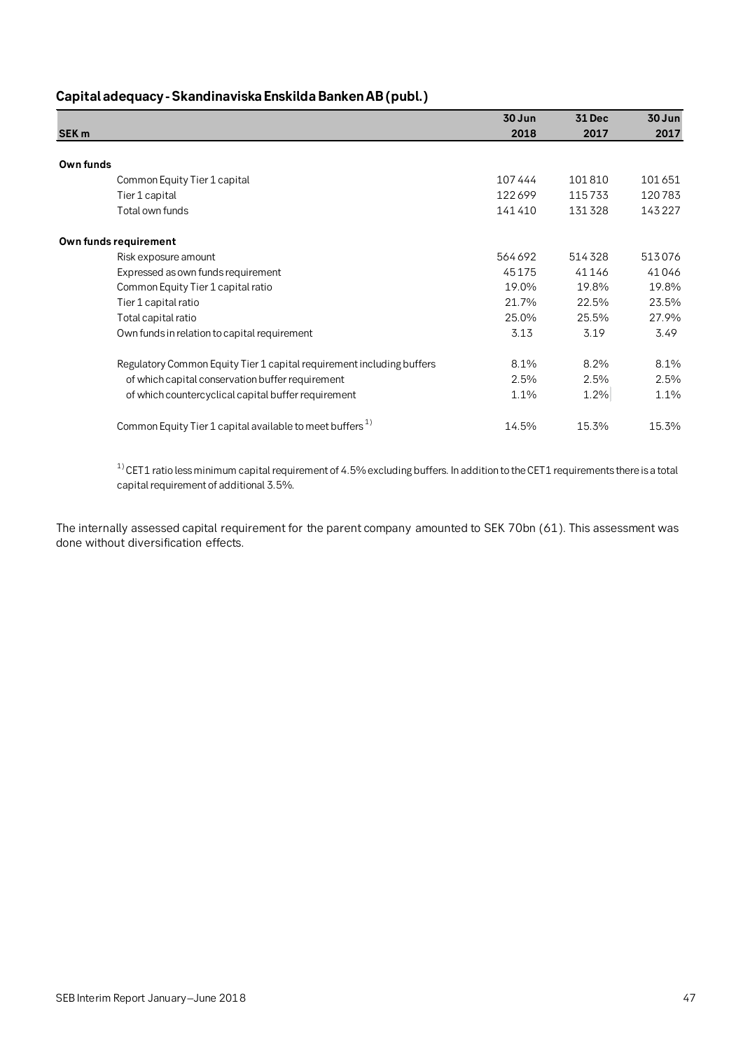## Capital adequacy - Skandinaviska Enskilda Banken AB (publ.)

| SEK m | 30 Jun 2018 | 31 Dec 2017 | 30 Jun 2017 |
|---|---|---|---|
| **Own funds** | | | |
| Common Equity Tier 1 capital | 107 444 | 101 810 | 101 651 |
| Tier 1 capital | 122 699 | 115 733 | 120 783 |
| Total own funds | 141 410 | 131 328 | 143 227 |
| **Own funds requirement** | | | |
| Risk exposure amount | 564 692 | 514 328 | 513 076 |
| Expressed as own funds requirement | 45 175 | 41 146 | 41 046 |
| Common Equity Tier 1 capital ratio | 19.0% | 19.8% | 19.8% |
| Tier 1 capital ratio | 21.7% | 22.5% | 23.5% |
| Total capital ratio | 25.0% | 25.5% | 27.9% |
| Own funds in relation to capital requirement | 3.13 | 3.19 | 3.49 |
| Regulatory Common Equity Tier 1 capital requirement including buffers | 8.1% | 8.2% | 8.1% |
| of which capital conservation buffer requirement | 2.5% | 2.5% | 2.5% |
| of which countercyclical capital buffer requirement | 1.1% | 1.2% | 1.1% |
| Common Equity Tier 1 capital available to meet buffers [1] | 14.5% | 15.3% | 15.3% |

[1] CET1 ratio less minimum capital requirement of 4.5% excluding buffers. In addition to the CET1 requirements there is a total capital requirement of additional 3.5%.

The internally assessed capital requirement for the parent company amounted to SEK 70bn (61). This assessment was done without diversification effects.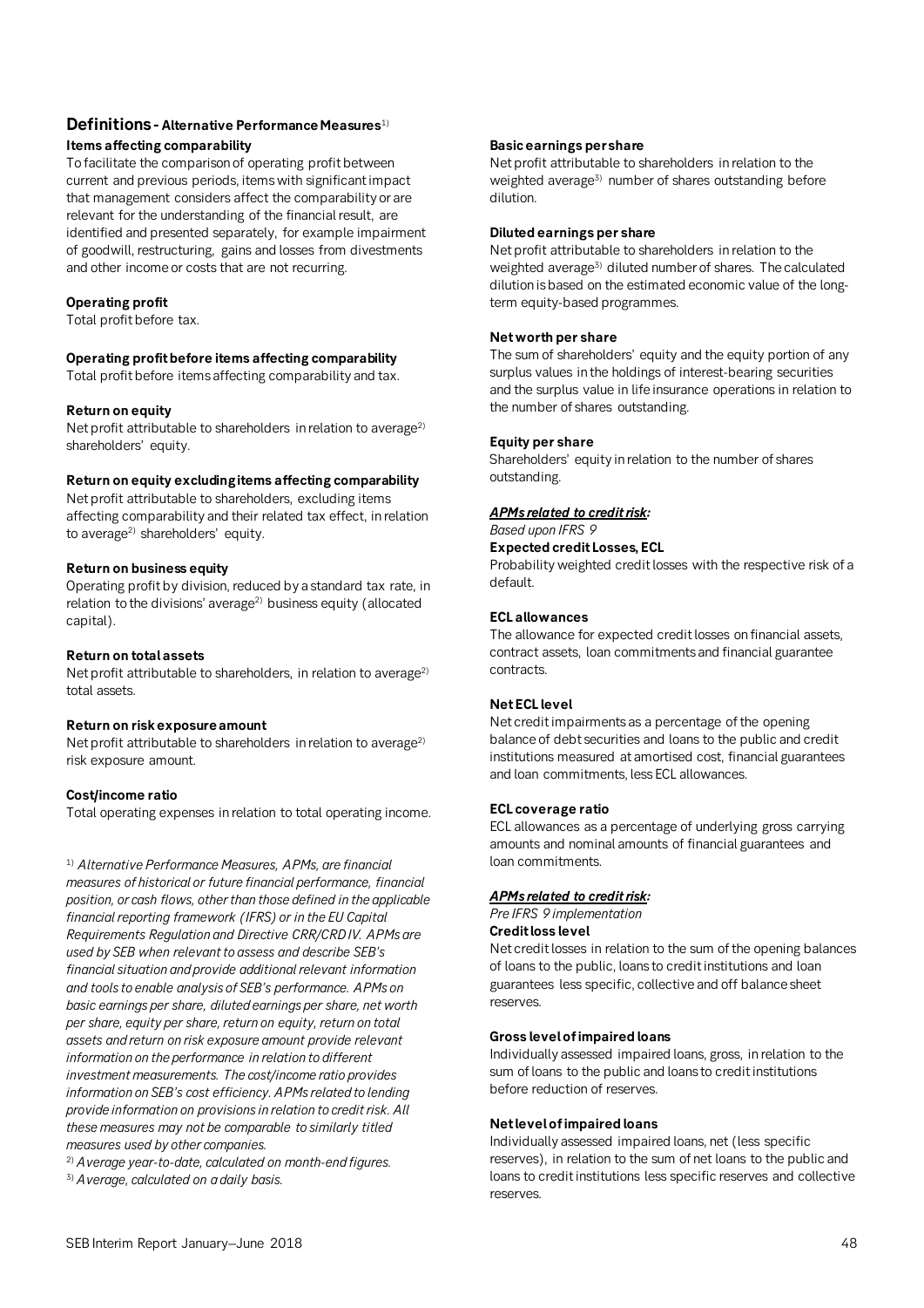## Definitions - Alternative Performance Measures[1]

### Items affecting comparability

To facilitate the comparison of operating profit between current and previous periods, items with significant impact that management considers affect the comparability or are relevant for the understanding of the financial result, are identified and presented separately, for example impairment of goodwill, restructuring, gains and losses from divestments and other income or costs that are not recurring.

### Operating profit

Total profit before tax.

### Operating profit before items affecting comparability

Total profit before items affecting comparability and tax.

### Return on equity

Net profit attributable to shareholders in relation to average[2] shareholders' equity.

### Return on equity excluding items affecting comparability

Net profit attributable to shareholders, excluding items affecting comparability and their related tax effect, in relation to average[2] shareholders' equity.

### Return on business equity

Operating profit by division, reduced by a standard tax rate, in relation to the divisions' average[2] business equity (allocated capital).

### Return on total assets

Net profit attributable to shareholders, in relation to average[2] total assets.

### Return on risk exposure amount

Net profit attributable to shareholders in relation to average[2] risk exposure amount.

### Cost/income ratio

Total operating expenses in relation to total operating income.

[1] *Alternative Performance Measures, APMs, are financial measures of historical or future financial performance, financial position, or cash flows, other than those defined in the applicable financial reporting framework (IFRS) or in the EU Capital Requirements Regulation and Directive CRR/CRD IV. APMs are used by SEB when relevant to assess and describe SEB's financial situation and provide additional relevant information and tools to enable analysis of SEB's performance. APMs on basic earnings per share, diluted earnings per share, net worth per share, equity per share, return on equity, return on total assets and return on risk exposure amount provide relevant information on the performance in relation to different investment measurements. The cost/income ratio provides information on SEB's cost efficiency. APMs related to lending provide information on provisions in relation to credit risk. All these measures may not be comparable to similarly titled measures used by other companies.*

[2] *Average year-to-date, calculated on month-end figures.*

[3] *Average, calculated on a daily basis.*

### Basic earnings per share

Net profit attributable to shareholders in relation to the weighted average[3] number of shares outstanding before dilution.

### Diluted earnings per share

Net profit attributable to shareholders in relation to the weighted average[3] diluted number of shares. The calculated dilution is based on the estimated economic value of the long-term equity-based programmes.

### Net worth per share

The sum of shareholders' equity and the equity portion of any surplus values in the holdings of interest-bearing securities and the surplus value in life insurance operations in relation to the number of shares outstanding.

### Equity per share

Shareholders' equity in relation to the number of shares outstanding.

***APMs related to credit risk:***

*Based upon IFRS 9*

### Expected credit Losses, ECL

Probability weighted credit losses with the respective risk of a default.

### ECL allowances

The allowance for expected credit losses on financial assets, contract assets, loan commitments and financial guarantee contracts.

### Net ECL level

Net credit impairments as a percentage of the opening balance of debt securities and loans to the public and credit institutions measured at amortised cost, financial guarantees and loan commitments, less ECL allowances.

### ECL coverage ratio

ECL allowances as a percentage of underlying gross carrying amounts and nominal amounts of financial guarantees and loan commitments.

***APMs related to credit risk:***

*Pre IFRS 9 implementation*

### Credit loss level

Net credit losses in relation to the sum of the opening balances of loans to the public, loans to credit institutions and loan guarantees less specific, collective and off balance sheet reserves.

### Gross level of impaired loans

Individually assessed impaired loans, gross, in relation to the sum of loans to the public and loans to credit institutions before reduction of reserves.

### Net level of impaired loans

Individually assessed impaired loans, net (less specific reserves), in relation to the sum of net loans to the public and loans to credit institutions less specific reserves and collective reserves.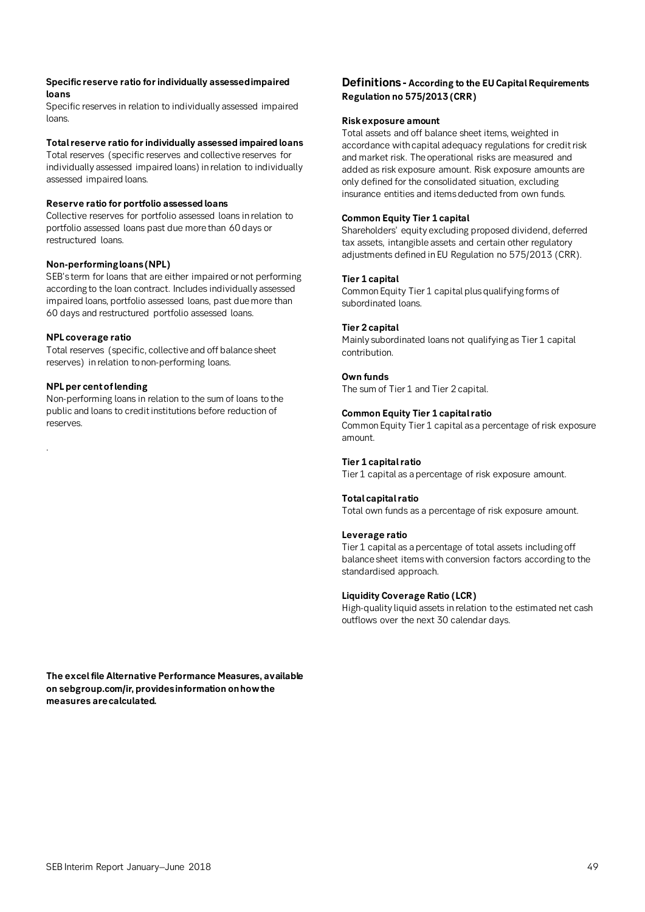**Specific reserve ratio for individually assessed impaired loans**

Specific reserves in relation to individually assessed impaired loans.

**Total reserve ratio for individually assessed impaired loans**

Total reserves (specific reserves and collective reserves for individually assessed impaired loans) in relation to individually assessed impaired loans.

**Reserve ratio for portfolio assessed loans**

Collective reserves for portfolio assessed loans in relation to portfolio assessed loans past due more than 60 days or restructured loans.

**Non-performing loans (NPL)**

SEB's term for loans that are either impaired or not performing according to the loan contract. Includes individually assessed impaired loans, portfolio assessed loans, past due more than 60 days and restructured portfolio assessed loans.

**NPL coverage ratio**

Total reserves (specific, collective and off balance sheet reserves) in relation to non-performing loans.

**NPL per cent of lending**

Non-performing loans in relation to the sum of loans to the public and loans to credit institutions before reduction of reserves.

.

**The excel file Alternative Performance Measures, available on sebgroup.com/ir, provides information on how the measures are calculated.**

## Definitions - According to the EU Capital Requirements Regulation no 575/2013 (CRR)

**Risk exposure amount**

Total assets and off balance sheet items, weighted in accordance with capital adequacy regulations for credit risk and market risk. The operational risks are measured and added as risk exposure amount. Risk exposure amounts are only defined for the consolidated situation, excluding insurance entities and items deducted from own funds.

**Common Equity Tier 1 capital**

Shareholders' equity excluding proposed dividend, deferred tax assets, intangible assets and certain other regulatory adjustments defined in EU Regulation no 575/2013 (CRR).

**Tier 1 capital**

Common Equity Tier 1 capital plus qualifying forms of subordinated loans.

**Tier 2 capital**

Mainly subordinated loans not qualifying as Tier 1 capital contribution.

**Own funds**

The sum of Tier 1 and Tier 2 capital.

**Common Equity Tier 1 capital ratio**

Common Equity Tier 1 capital as a percentage of risk exposure amount.

**Tier 1 capital ratio**

Tier 1 capital as a percentage of risk exposure amount.

**Total capital ratio**

Total own funds as a percentage of risk exposure amount.

**Leverage ratio**

Tier 1 capital as a percentage of total assets including off balance sheet items with conversion factors according to the standardised approach.

**Liquidity Coverage Ratio (LCR)**

High-quality liquid assets in relation to the estimated net cash outflows over the next 30 calendar days.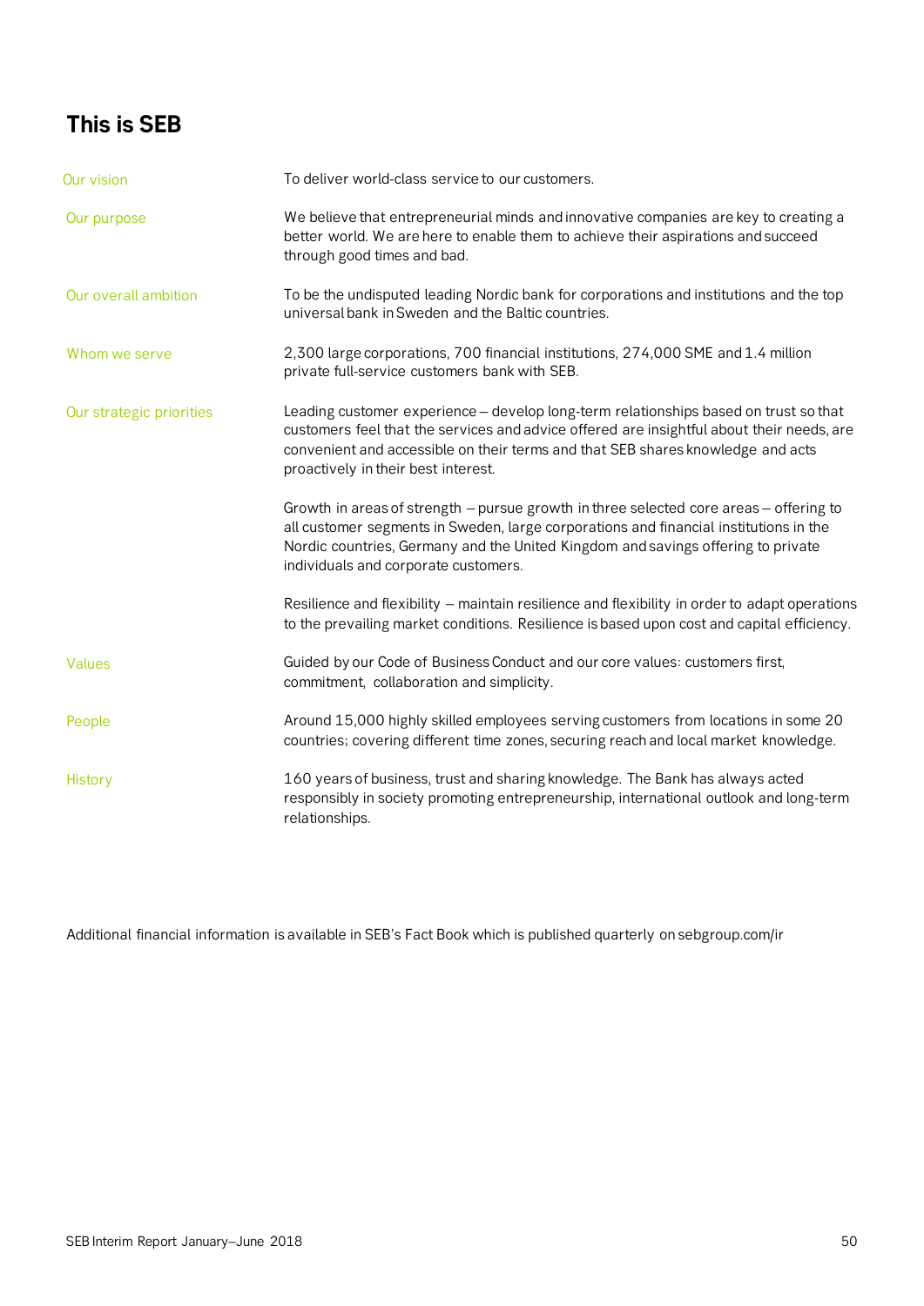# This is SEB

| | |
|---|---|
| Our vision | To deliver world-class service to our customers. |
| Our purpose | We believe that entrepreneurial minds and innovative companies are key to creating a better world. We are here to enable them to achieve their aspirations and succeed through good times and bad. |
| Our overall ambition | To be the undisputed leading Nordic bank for corporations and institutions and the top universal bank in Sweden and the Baltic countries. |
| Whom we serve | 2,300 large corporations, 700 financial institutions, 274,000 SME and 1.4 million private full-service customers bank with SEB. |
| Our strategic priorities | Leading customer experience – develop long-term relationships based on trust so that customers feel that the services and advice offered are insightful about their needs, are convenient and accessible on their terms and that SEB shares knowledge and acts proactively in their best interest. |
| | Growth in areas of strength – pursue growth in three selected core areas – offering to all customer segments in Sweden, large corporations and financial institutions in the Nordic countries, Germany and the United Kingdom and savings offering to private individuals and corporate customers. |
| | Resilience and flexibility – maintain resilience and flexibility in order to adapt operations to the prevailing market conditions. Resilience is based upon cost and capital efficiency. |
| Values | Guided by our Code of Business Conduct and our core values: customers first, commitment, collaboration and simplicity. |
| People | Around 15,000 highly skilled employees serving customers from locations in some 20 countries; covering different time zones, securing reach and local market knowledge. |
| History | 160 years of business, trust and sharing knowledge. The Bank has always acted responsibly in society promoting entrepreneurship, international outlook and long-term relationships. |

Additional financial information is available in SEB's Fact Book which is published quarterly on sebgroup.com/ir